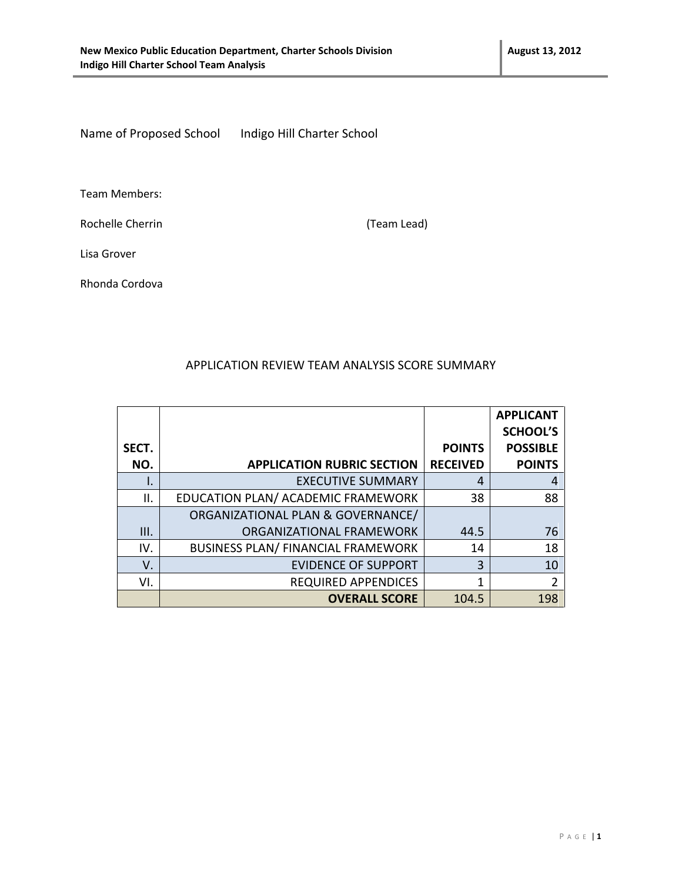Name of Proposed School Indigo Hill Charter School

Team Members:

Rochelle Cherrin (Team Lead)

Lisa Grover

Rhonda Cordova

## APPLICATION REVIEW TEAM ANALYSIS SCORE SUMMARY

| SECT. NO. | APPLICATION RUBRIC SECTION | POINTS RECEIVED | APPLICANT SCHOOL'S POSSIBLE POINTS |
|---|---|---|---|
| I. | EXECUTIVE SUMMARY | 4 | 4 |
| II. | EDUCATION PLAN/ ACADEMIC FRAMEWORK | 38 | 88 |
| III. | ORGANIZATIONAL PLAN & GOVERNANCE/ ORGANIZATIONAL FRAMEWORK | 44.5 | 76 |
| IV. | BUSINESS PLAN/ FINANCIAL FRAMEWORK | 14 | 18 |
| V. | EVIDENCE OF SUPPORT | 3 | 10 |
| VI. | REQUIRED APPENDICES | 1 | 2 |
| | **OVERALL SCORE** | 104.5 | 198 |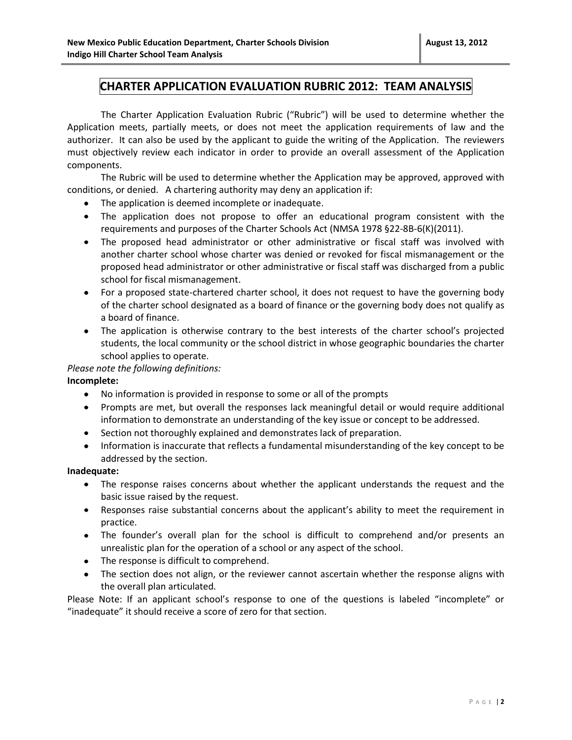# CHARTER APPLICATION EVALUATION RUBRIC 2012: TEAM ANALYSIS

The Charter Application Evaluation Rubric ("Rubric") will be used to determine whether the Application meets, partially meets, or does not meet the application requirements of law and the authorizer. It can also be used by the applicant to guide the writing of the Application. The reviewers must objectively review each indicator in order to provide an overall assessment of the Application components.

The Rubric will be used to determine whether the Application may be approved, approved with conditions, or denied. A chartering authority may deny an application if:

- The application is deemed incomplete or inadequate.
- The application does not propose to offer an educational program consistent with the requirements and purposes of the Charter Schools Act (NMSA 1978 §22-8B-6(K)(2011).
- The proposed head administrator or other administrative or fiscal staff was involved with another charter school whose charter was denied or revoked for fiscal mismanagement or the proposed head administrator or other administrative or fiscal staff was discharged from a public school for fiscal mismanagement.
- For a proposed state-chartered charter school, it does not request to have the governing body of the charter school designated as a board of finance or the governing body does not qualify as a board of finance.
- The application is otherwise contrary to the best interests of the charter school's projected students, the local community or the school district in whose geographic boundaries the charter school applies to operate.

*Please note the following definitions:*

**Incomplete:**

- No information is provided in response to some or all of the prompts
- Prompts are met, but overall the responses lack meaningful detail or would require additional information to demonstrate an understanding of the key issue or concept to be addressed.
- Section not thoroughly explained and demonstrates lack of preparation.
- Information is inaccurate that reflects a fundamental misunderstanding of the key concept to be addressed by the section.

**Inadequate:**

- The response raises concerns about whether the applicant understands the request and the basic issue raised by the request.
- Responses raise substantial concerns about the applicant's ability to meet the requirement in practice.
- The founder's overall plan for the school is difficult to comprehend and/or presents an unrealistic plan for the operation of a school or any aspect of the school.
- The response is difficult to comprehend.
- The section does not align, or the reviewer cannot ascertain whether the response aligns with the overall plan articulated.

Please Note: If an applicant school's response to one of the questions is labeled "incomplete" or "inadequate" it should receive a score of zero for that section.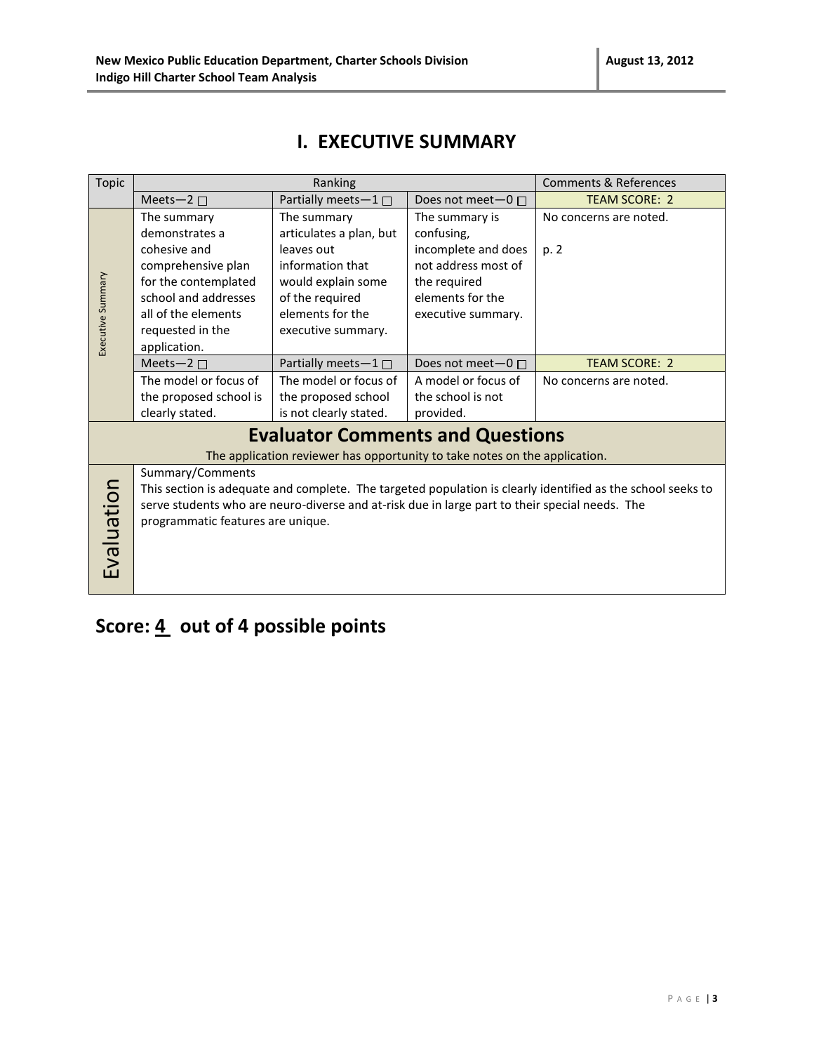# I. EXECUTIVE SUMMARY

| Topic | Ranking | | | Comments & References |
|---|---|---|---|---|
| | Meets—2 ☐ | Partially meets—1 ☐ | Does not meet—0 ☐ | TEAM SCORE: 2 |
| Executive Summary | The summary demonstrates a cohesive and comprehensive plan for the contemplated school and addresses all of the elements requested in the application. | The summary articulates a plan, but leaves out information that would explain some of the required elements for the executive summary. | The summary is confusing, incomplete and does not address most of the required elements for the executive summary. | No concerns are noted.<br><br>p. 2 |
| | Meets—2 ☐ | Partially meets—1 ☐ | Does not meet—0 ☐ | TEAM SCORE: 2 |
| | The model or focus of the proposed school is clearly stated. | The model or focus of the proposed school is not clearly stated. | A model or focus of the school is not provided. | No concerns are noted. |

## Evaluator Comments and Questions

The application reviewer has opportunity to take notes on the application.

| Evaluation | Summary/Comments<br>This section is adequate and complete. The targeted population is clearly identified as the school seeks to serve students who are neuro-diverse and at-risk due in large part to their special needs. The programmatic features are unique. |
|---|---|

## Score: 4 out of 4 possible points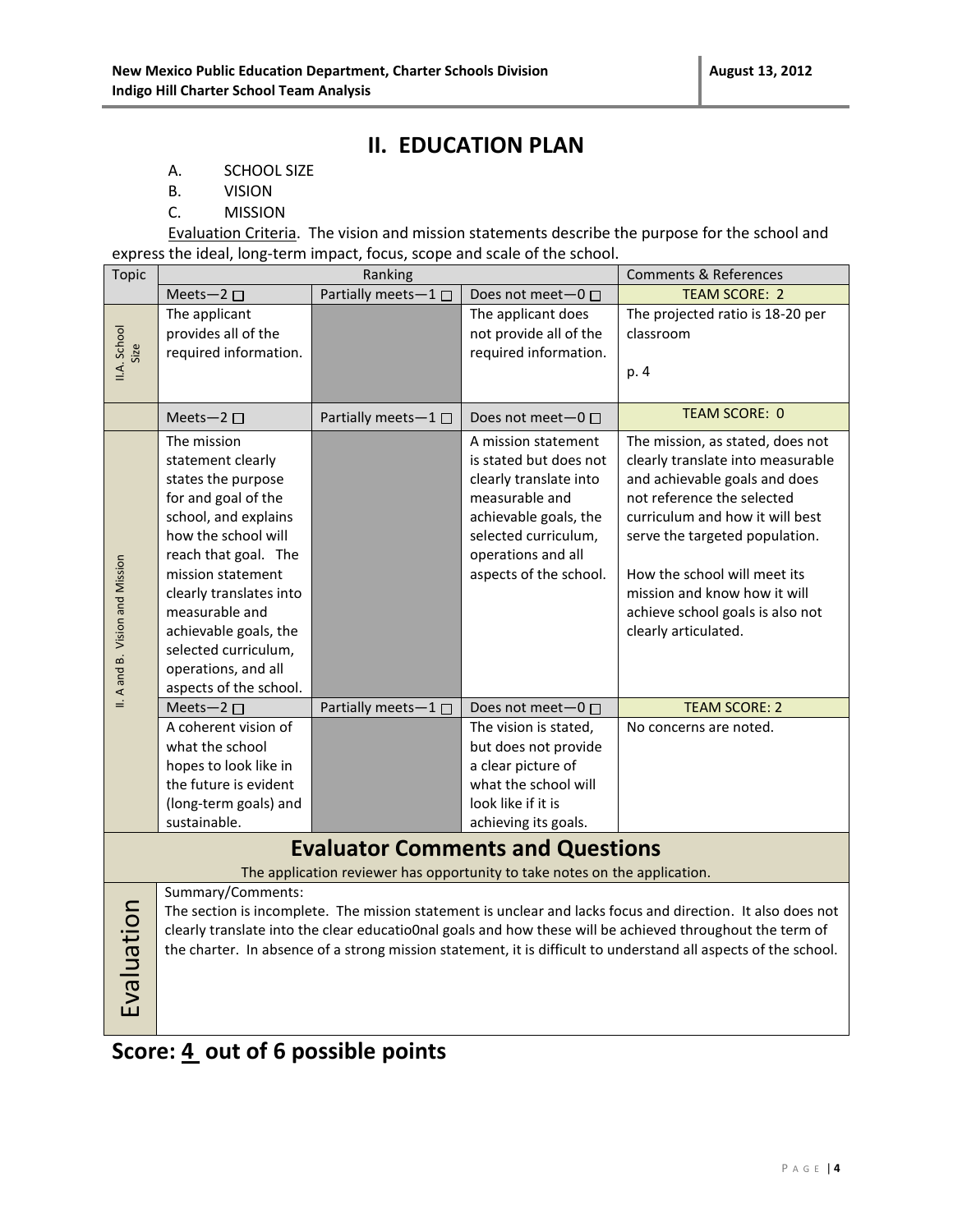## II. EDUCATION PLAN

A. SCHOOL SIZE
B. VISION
C. MISSION

Evaluation Criteria. The vision and mission statements describe the purpose for the school and express the ideal, long-term impact, focus, scope and scale of the school.

| Topic | Ranking | | | Comments & References |
|---|---|---|---|---|
| | Meets—2 ☐ | Partially meets—1 ☐ | Does not meet—0 ☐ | TEAM SCORE: 2 |
| II.A. School Size | The applicant provides all of the required information. | | The applicant does not provide all of the required information. | The projected ratio is 18-20 per classroom<br><br>p. 4 |
| | Meets—2 ☐ | Partially meets—1 ☐ | Does not meet—0 ☐ | TEAM SCORE: 0 |
| II. A and B. Vision and Mission | The mission statement clearly states the purpose for and goal of the school, and explains how the school will reach that goal. The mission statement clearly translates into measurable and achievable goals, the selected curriculum, operations, and all aspects of the school. | | A mission statement is stated but does not clearly translate into measurable and achievable goals, the selected curriculum, operations and all aspects of the school. | The mission, as stated, does not clearly translate into measurable and achievable goals and does not reference the selected curriculum and how it will best serve the targeted population.<br><br>How the school will meet its mission and know how it will achieve school goals is also not clearly articulated. |
| | Meets—2 ☐ | Partially meets—1 ☐ | Does not meet—0 ☐ | TEAM SCORE: 2 |
| | A coherent vision of what the school hopes to look like in the future is evident (long-term goals) and sustainable. | | The vision is stated, but does not provide a clear picture of what the school will look like if it is achieving its goals. | No concerns are noted. |

### Evaluator Comments and Questions

The application reviewer has opportunity to take notes on the application.

**Evaluation**

Summary/Comments:
The section is incomplete. The mission statement is unclear and lacks focus and direction. It also does not clearly translate into the clear educatio0nal goals and how these will be achieved throughout the term of the charter. In absence of a strong mission statement, it is difficult to understand all aspects of the school.

## Score: 4 out of 6 possible points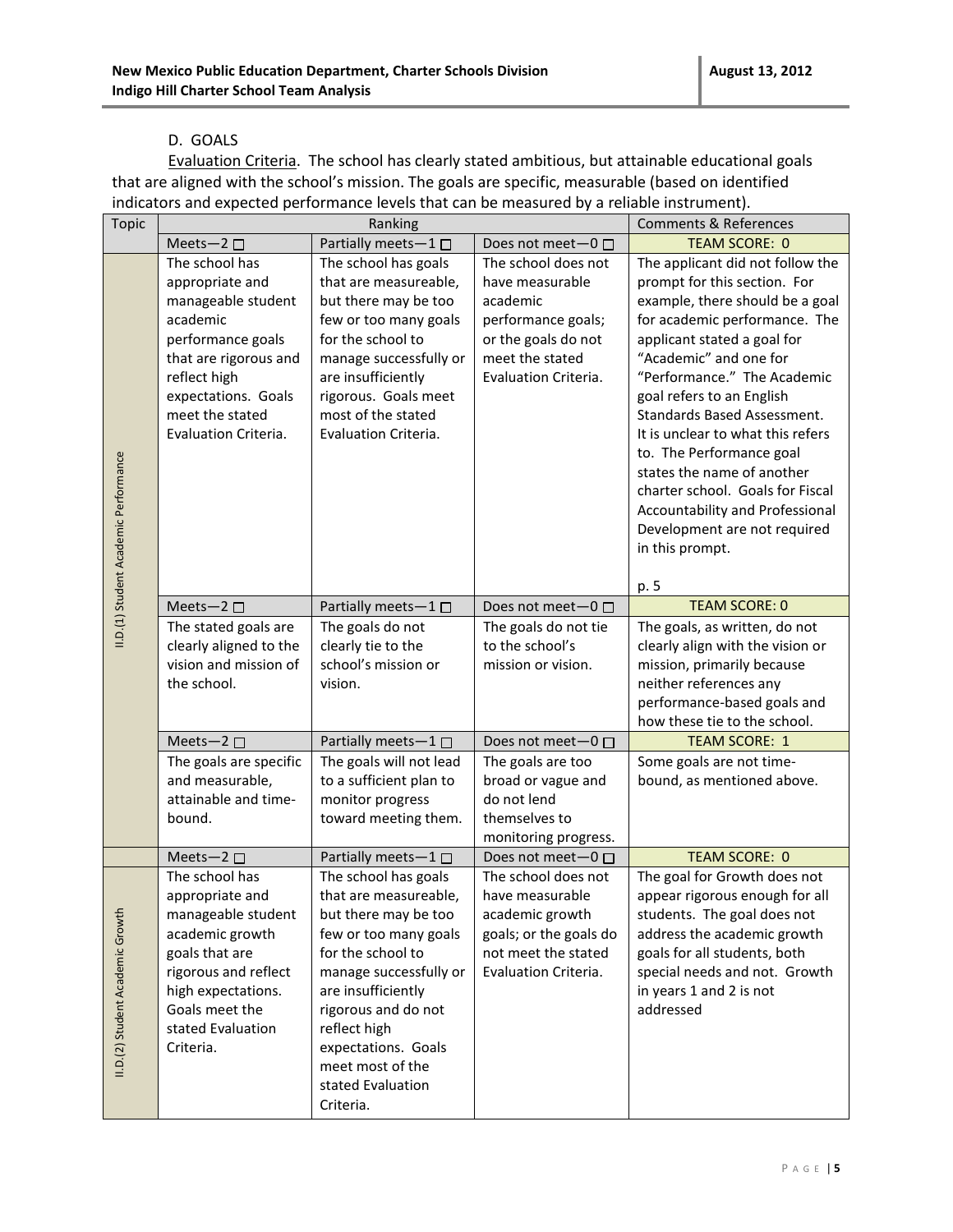### D. GOALS

Evaluation Criteria. The school has clearly stated ambitious, but attainable educational goals that are aligned with the school's mission. The goals are specific, measurable (based on identified indicators and expected performance levels that can be measured by a reliable instrument).

| Topic | Ranking | | | Comments & References |
|---|---|---|---|---|
| | Meets—2 ☐ | Partially meets—1 ☐ | Does not meet—0 ☐ | TEAM SCORE: 0 |
| II.D.(1) Student Academic Performance | The school has appropriate and manageable student academic performance goals that are rigorous and reflect high expectations. Goals meet the stated Evaluation Criteria. | The school has goals that are measureable, but there may be too few or too many goals for the school to manage successfully or are insufficiently rigorous. Goals meet most of the stated Evaluation Criteria. | The school does not have measurable academic performance goals; or the goals do not meet the stated Evaluation Criteria. | The applicant did not follow the prompt for this section. For example, there should be a goal for academic performance. The applicant stated a goal for "Academic" and one for "Performance." The Academic goal refers to an English Standards Based Assessment. It is unclear to what this refers to. The Performance goal states the name of another charter school. Goals for Fiscal Accountability and Professional Development are not required in this prompt.<br><br>p. 5 |
| | Meets—2 ☐ | Partially meets—1 ☐ | Does not meet—0 ☐ | TEAM SCORE: 0 |
| | The stated goals are clearly aligned to the vision and mission of the school. | The goals do not clearly tie to the school's mission or vision. | The goals do not tie to the school's mission or vision. | The goals, as written, do not clearly align with the vision or mission, primarily because neither references any performance-based goals and how these tie to the school. |
| | Meets—2 ☐ | Partially meets—1 ☐ | Does not meet—0 ☐ | TEAM SCORE: 1 |
| | The goals are specific and measurable, attainable and time-bound. | The goals will not lead to a sufficient plan to monitor progress toward meeting them. | The goals are too broad or vague and do not lend themselves to monitoring progress. | Some goals are not time-bound, as mentioned above. |
| | Meets—2 ☐ | Partially meets—1 ☐ | Does not meet—0 ☐ | TEAM SCORE: 0 |
| II.D.(2) Student Academic Growth | The school has appropriate and manageable student academic growth goals that are rigorous and reflect high expectations. Goals meet the stated Evaluation Criteria. | The school has goals that are measureable, but there may be too few or too many goals for the school to manage successfully or are insufficiently rigorous and do not reflect high expectations. Goals meet most of the stated Evaluation Criteria. | The school does not have measurable academic growth goals; or the goals do not meet the stated Evaluation Criteria. | The goal for Growth does not appear rigorous enough for all students. The goal does not address the academic growth goals for all students, both special needs and not. Growth in years 1 and 2 is not addressed |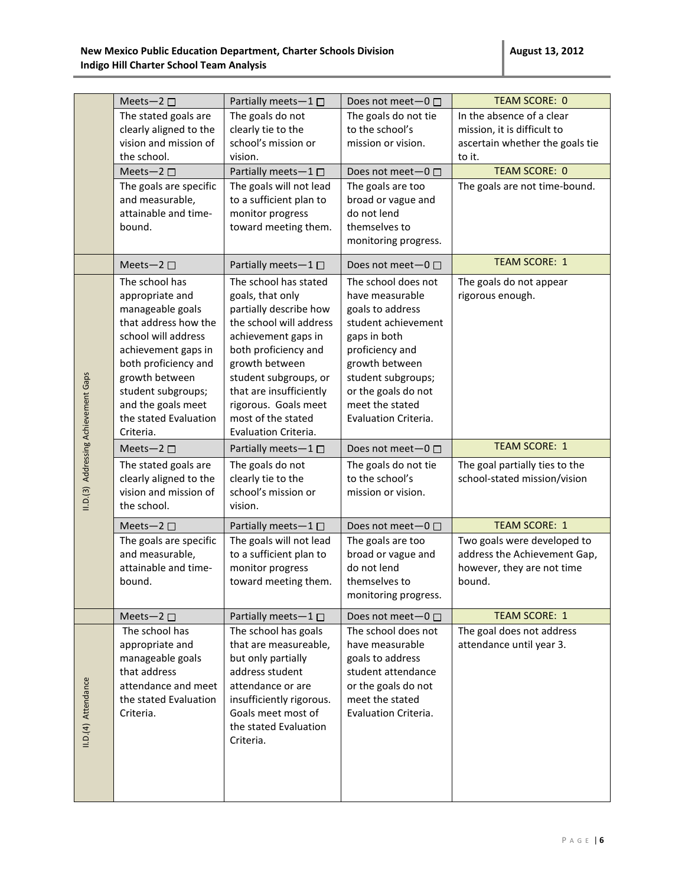| | Meets—2 ☐ | Partially meets—1 ☐ | Does not meet—0 ☐ | TEAM SCORE: 0 |
|---|---|---|---|---|
| | The stated goals are clearly aligned to the vision and mission of the school. | The goals do not clearly tie to the school's mission or vision. | The goals do not tie to the school's mission or vision. | In the absence of a clear mission, it is difficult to ascertain whether the goals tie to it. |
| | Meets—2 ☐ | Partially meets—1 ☐ | Does not meet—0 ☐ | TEAM SCORE: 0 |
| | The goals are specific and measurable, attainable and time-bound. | The goals will not lead to a sufficient plan to monitor progress toward meeting them. | The goals are too broad or vague and do not lend themselves to monitoring progress. | The goals are not time-bound. |
| | Meets—2 ☐ | Partially meets—1 ☐ | Does not meet—0 ☐ | TEAM SCORE: 1 |
| II.D.(3) Addressing Achievement Gaps | The school has appropriate and manageable goals that address how the school will address achievement gaps in both proficiency and growth between student subgroups; and the goals meet the stated Evaluation Criteria. | The school has stated goals, that only partially describe how the school will address achievement gaps in both proficiency and growth between student subgroups, or that are insufficiently rigorous. Goals meet most of the stated Evaluation Criteria. | The school does not have measurable goals to address student achievement gaps in both proficiency and growth between student subgroups; or the goals do not meet the stated Evaluation Criteria. | The goals do not appear rigorous enough. |
| | Meets—2 ☐ | Partially meets—1 ☐ | Does not meet—0 ☐ | TEAM SCORE: 1 |
| | The stated goals are clearly aligned to the vision and mission of the school. | The goals do not clearly tie to the school's mission or vision. | The goals do not tie to the school's mission or vision. | The goal partially ties to the school-stated mission/vision |
| | Meets—2 ☐ | Partially meets—1 ☐ | Does not meet—0 ☐ | TEAM SCORE: 1 |
| | The goals are specific and measurable, attainable and time-bound. | The goals will not lead to a sufficient plan to monitor progress toward meeting them. | The goals are too broad or vague and do not lend themselves to monitoring progress. | Two goals were developed to address the Achievement Gap, however, they are not time bound. |
| | Meets—2 ☐ | Partially meets—1 ☐ | Does not meet—0 ☐ | TEAM SCORE: 1 |
| II.D.(4) Attendance | The school has appropriate and manageable goals that address attendance and meet the stated Evaluation Criteria. | The school has goals that are measureable, but only partially address student attendance or are insufficiently rigorous. Goals meet most of the stated Evaluation Criteria. | The school does not have measurable goals to address student attendance or the goals do not meet the stated Evaluation Criteria. | The goal does not address attendance until year 3. |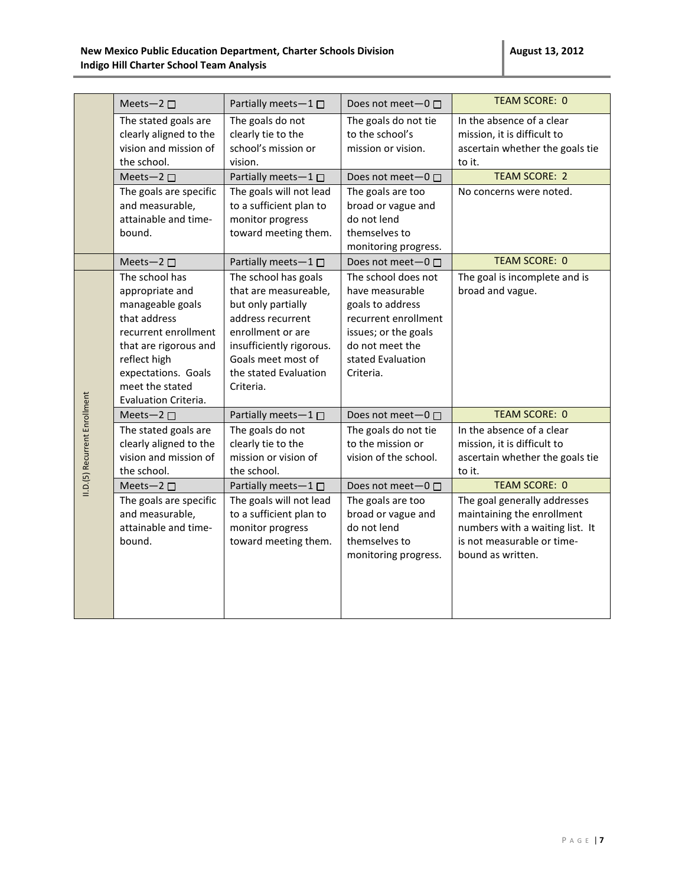| | Meets—2 ☐ | Partially meets—1 ☐ | Does not meet—0 ☐ | TEAM SCORE: 0 |
|---|---|---|---|---|
| | The stated goals are clearly aligned to the vision and mission of the school. | The goals do not clearly tie to the school's mission or vision. | The goals do not tie to the school's mission or vision. | In the absence of a clear mission, it is difficult to ascertain whether the goals tie to it. |
| | Meets—2 ☐ | Partially meets—1 ☐ | Does not meet—0 ☐ | TEAM SCORE: 2 |
| | The goals are specific and measurable, attainable and time-bound. | The goals will not lead to a sufficient plan to monitor progress toward meeting them. | The goals are too broad or vague and do not lend themselves to monitoring progress. | No concerns were noted. |
| | Meets—2 ☐ | Partially meets—1 ☐ | Does not meet—0 ☐ | TEAM SCORE: 0 |
| II.D.(5) Recurrent Enrollment | The school has appropriate and manageable goals that address recurrent enrollment that are rigorous and reflect high expectations. Goals meet the stated Evaluation Criteria. | The school has goals that are measureable, but only partially address recurrent enrollment or are insufficiently rigorous. Goals meet most of the stated Evaluation Criteria. | The school does not have measurable goals to address recurrent enrollment issues; or the goals do not meet the stated Evaluation Criteria. | The goal is incomplete and is broad and vague. |
| | Meets—2 ☐ | Partially meets—1 ☐ | Does not meet—0 ☐ | TEAM SCORE: 0 |
| | The stated goals are clearly aligned to the vision and mission of the school. | The goals do not clearly tie to the mission or vision of the school. | The goals do not tie to the mission or vision of the school. | In the absence of a clear mission, it is difficult to ascertain whether the goals tie to it. |
| | Meets—2 ☐ | Partially meets—1 ☐ | Does not meet—0 ☐ | TEAM SCORE: 0 |
| | The goals are specific and measurable, attainable and time-bound. | The goals will not lead to a sufficient plan to monitor progress toward meeting them. | The goals are too broad or vague and do not lend themselves to monitoring progress. | The goal generally addresses maintaining the enrollment numbers with a waiting list. It is not measurable or time-bound as written. |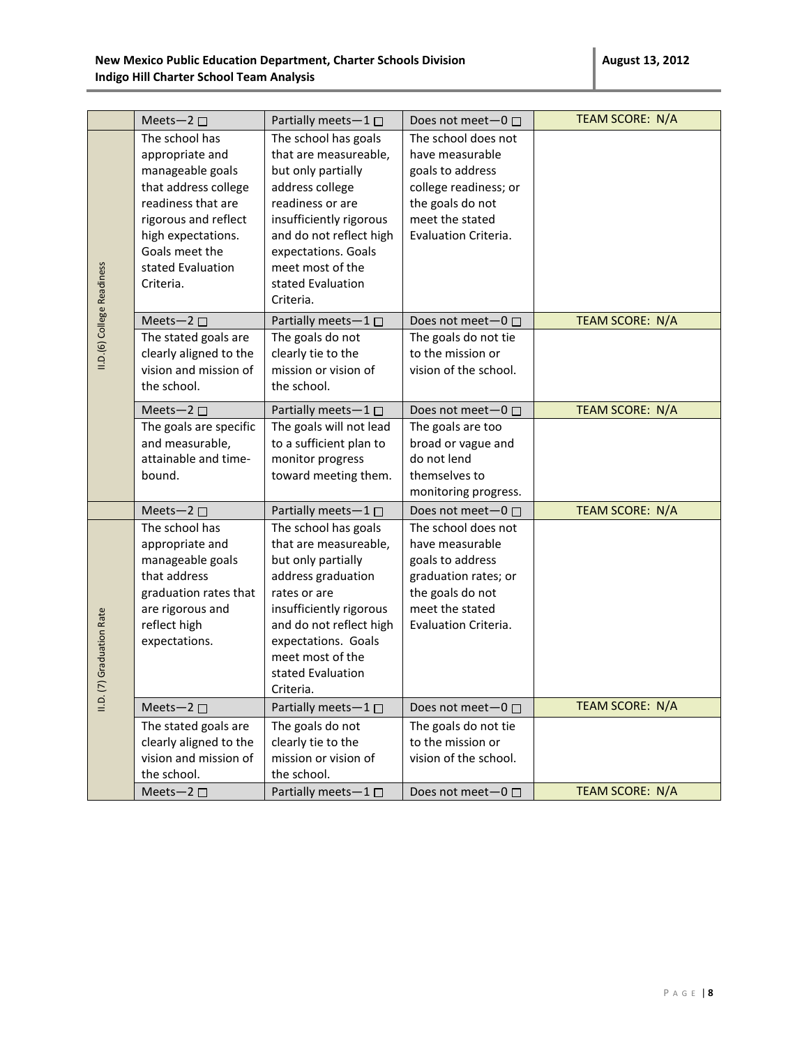| | Meets—2 ☐ | Partially meets—1 ☐ | Does not meet—0 ☐ | TEAM SCORE: N/A |
|---|---|---|---|---|
| II.D.(6) College Readiness | The school has appropriate and manageable goals that address college readiness that are rigorous and reflect high expectations. Goals meet the stated Evaluation Criteria. | The school has goals that are measureable, but only partially address college readiness or are insufficiently rigorous and do not reflect high expectations. Goals meet most of the stated Evaluation Criteria. | The school does not have measurable goals to address college readiness; or the goals do not meet the stated Evaluation Criteria. | |
| | Meets—2 ☐ | Partially meets—1 ☐ | Does not meet—0 ☐ | TEAM SCORE: N/A |
| | The stated goals are clearly aligned to the vision and mission of the school. | The goals do not clearly tie to the mission or vision of the school. | The goals do not tie to the mission or vision of the school. | |
| | Meets—2 ☐ | Partially meets—1 ☐ | Does not meet—0 ☐ | TEAM SCORE: N/A |
| | The goals are specific and measurable, attainable and time-bound. | The goals will not lead to a sufficient plan to monitor progress toward meeting them. | The goals are too broad or vague and do not lend themselves to monitoring progress. | |
| | Meets—2 ☐ | Partially meets—1 ☐ | Does not meet—0 ☐ | TEAM SCORE: N/A |
| II.D. (7) Graduation Rate | The school has appropriate and manageable goals that address graduation rates that are rigorous and reflect high expectations. | The school has goals that are measureable, but only partially address graduation rates or are insufficiently rigorous and do not reflect high expectations. Goals meet most of the stated Evaluation Criteria. | The school does not have measurable goals to address graduation rates; or the goals do not meet the stated Evaluation Criteria. | |
| | Meets—2 ☐ | Partially meets—1 ☐ | Does not meet—0 ☐ | TEAM SCORE: N/A |
| | The stated goals are clearly aligned to the vision and mission of the school. | The goals do not clearly tie to the mission or vision of the school. | The goals do not tie to the mission or vision of the school. | |
| | Meets—2 ☐ | Partially meets—1 ☐ | Does not meet—0 ☐ | TEAM SCORE: N/A |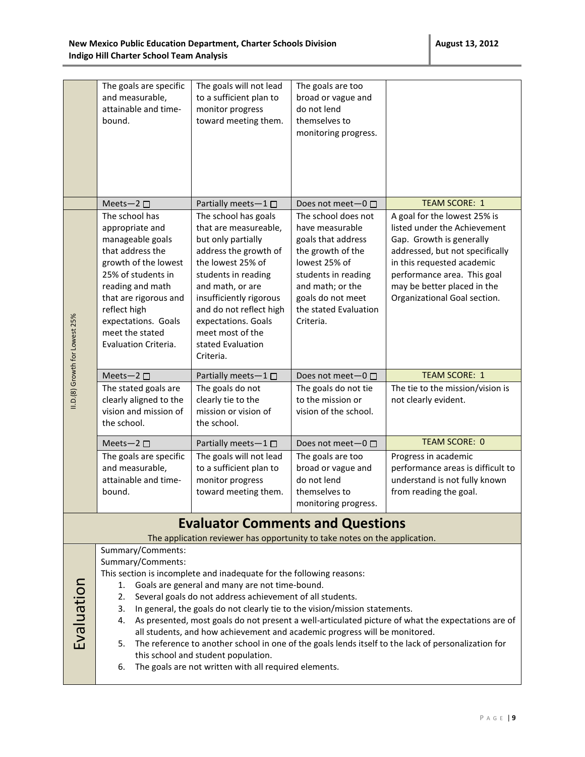| | | | | |
|---|---|---|---|---|
| | The goals are specific and measurable, attainable and time-bound. | The goals will not lead to a sufficient plan to monitor progress toward meeting them. | The goals are too broad or vague and do not lend themselves to monitoring progress. | |
| | Meets—2 ☐ | Partially meets—1 ☐ | Does not meet—0 ☐ | TEAM SCORE: 1 |
| II.D.(8) Growth for Lowest 25% | The school has appropriate and manageable goals that address the growth of the lowest 25% of students in reading and math that are rigorous and reflect high expectations. Goals meet the stated Evaluation Criteria. | The school has goals that are measureable, but only partially address the growth of the lowest 25% of students in reading and math, or are insufficiently rigorous and do not reflect high expectations. Goals meet most of the stated Evaluation Criteria. | The school does not have measurable goals that address the growth of the lowest 25% of students in reading and math; or the goals do not meet the stated Evaluation Criteria. | A goal for the lowest 25% is listed under the Achievement Gap. Growth is generally addressed, but not specifically in this requested academic performance area. This goal may be better placed in the Organizational Goal section. |
| | Meets—2 ☐ | Partially meets—1 ☐ | Does not meet—0 ☐ | TEAM SCORE: 1 |
| | The stated goals are clearly aligned to the vision and mission of the school. | The goals do not clearly tie to the mission or vision of the school. | The goals do not tie to the mission or vision of the school. | The tie to the mission/vision is not clearly evident. |
| | Meets—2 ☐ | Partially meets—1 ☐ | Does not meet—0 ☐ | TEAM SCORE: 0 |
| | The goals are specific and measurable, attainable and time-bound. | The goals will not lead to a sufficient plan to monitor progress toward meeting them. | The goals are too broad or vague and do not lend themselves to monitoring progress. | Progress in academic performance areas is difficult to understand is not fully known from reading the goal. |

## Evaluator Comments and Questions

The application reviewer has opportunity to take notes on the application.

**Evaluation**

Summary/Comments:

Summary/Comments:

This section is incomplete and inadequate for the following reasons:

1. Goals are general and many are not time-bound.
2. Several goals do not address achievement of all students.
3. In general, the goals do not clearly tie to the vision/mission statements.
4. As presented, most goals do not present a well-articulated picture of what the expectations are of all students, and how achievement and academic progress will be monitored.
5. The reference to another school in one of the goals lends itself to the lack of personalization for this school and student population.
6. The goals are not written with all required elements.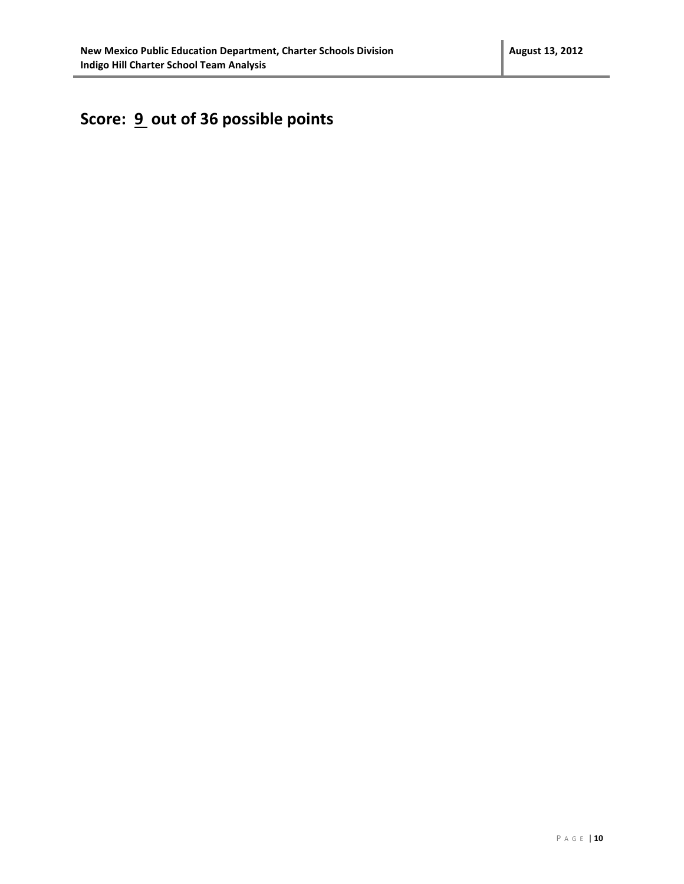## Score: 9 out of 36 possible points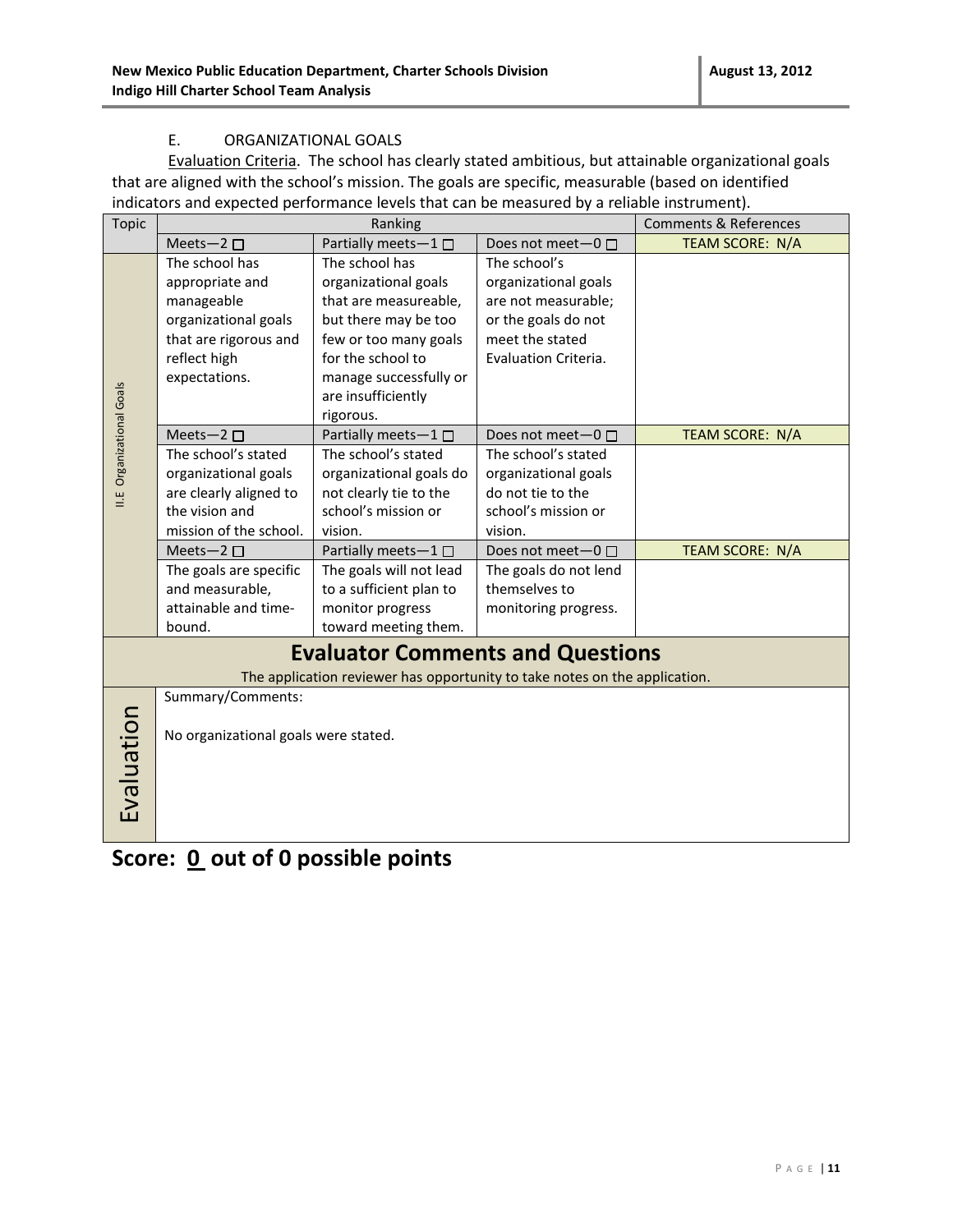### E. ORGANIZATIONAL GOALS

Evaluation Criteria. The school has clearly stated ambitious, but attainable organizational goals that are aligned with the school's mission. The goals are specific, measurable (based on identified indicators and expected performance levels that can be measured by a reliable instrument).

| Topic | Ranking | | | Comments & References |
|---|---|---|---|---|
| | Meets—2 ☐ | Partially meets—1 ☐ | Does not meet—0 ☐ | TEAM SCORE: N/A |
| II.E Organizational Goals | The school has appropriate and manageable organizational goals that are rigorous and reflect high expectations. | The school has organizational goals that are measureable, but there may be too few or too many goals for the school to manage successfully or are insufficiently rigorous. | The school's organizational goals are not measurable; or the goals do not meet the stated Evaluation Criteria. | |
| | Meets—2 ☐ | Partially meets—1 ☐ | Does not meet—0 ☐ | TEAM SCORE: N/A |
| | The school's stated organizational goals are clearly aligned to the vision and mission of the school. | The school's stated organizational goals do not clearly tie to the school's mission or vision. | The school's stated organizational goals do not tie to the school's mission or vision. | |
| | Meets—2 ☐ | Partially meets—1 ☐ | Does not meet—0 ☐ | TEAM SCORE: N/A |
| | The goals are specific and measurable, attainable and time-bound. | The goals will not lead to a sufficient plan to monitor progress toward meeting them. | The goals do not lend themselves to monitoring progress. | |

## Evaluator Comments and Questions

The application reviewer has opportunity to take notes on the application.

**Evaluation**

Summary/Comments:

No organizational goals were stated.

## Score: 0 out of 0 possible points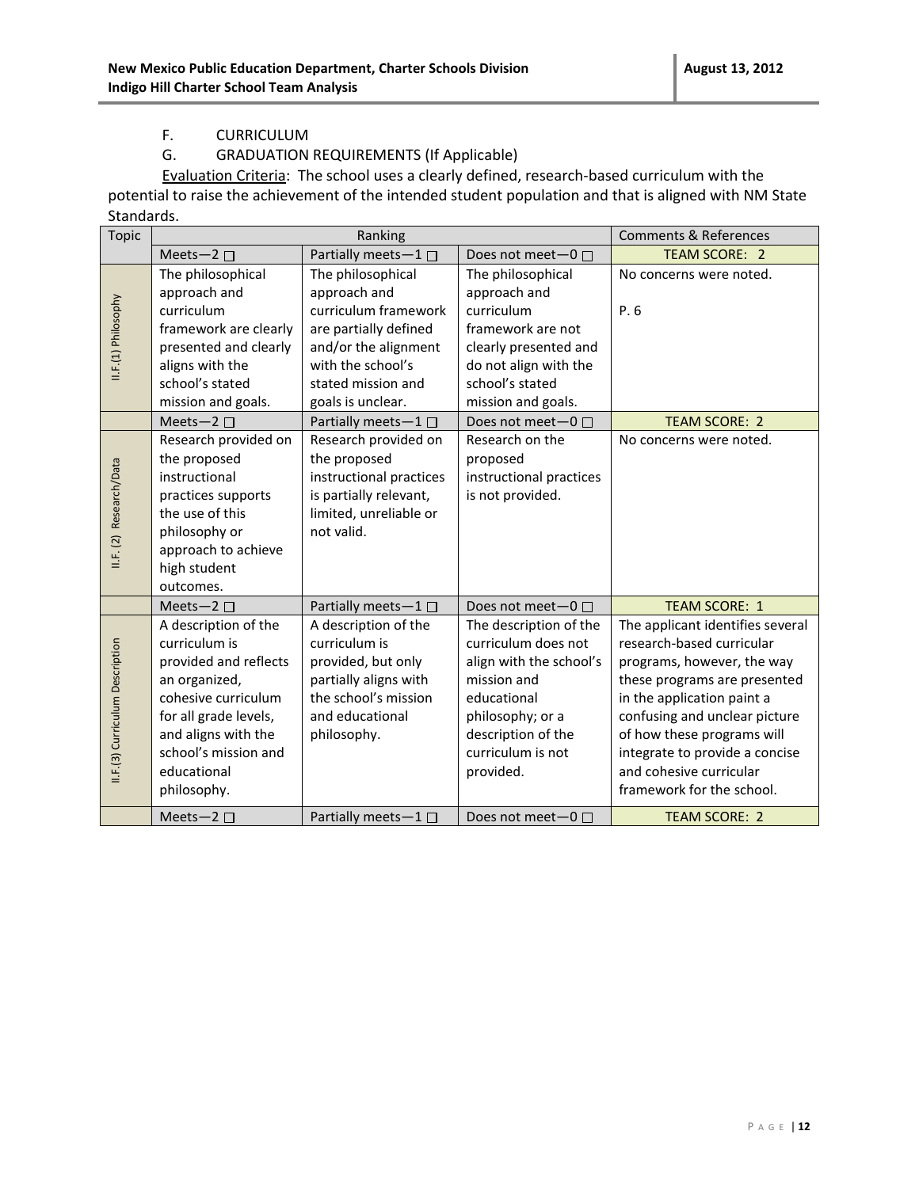F. CURRICULUM

G. GRADUATION REQUIREMENTS (If Applicable)

Evaluation Criteria: The school uses a clearly defined, research-based curriculum with the potential to raise the achievement of the intended student population and that is aligned with NM State Standards.

| Topic | Ranking | | | Comments & References |
|---|---|---|---|---|
| | Meets—2 ☐ | Partially meets—1 ☐ | Does not meet—0 ☐ | TEAM SCORE: 2 |
| II.F.(1) Philosophy | The philosophical approach and curriculum framework are clearly presented and clearly aligns with the school's stated mission and goals. | The philosophical approach and curriculum framework are partially defined and/or the alignment with the school's stated mission and goals is unclear. | The philosophical approach and curriculum framework are not clearly presented and do not align with the school's stated mission and goals. | No concerns were noted.<br><br>P. 6 |
| | Meets—2 ☐ | Partially meets—1 ☐ | Does not meet—0 ☐ | TEAM SCORE: 2 |
| II.F. (2) Research/Data | Research provided on the proposed instructional practices supports the use of this philosophy or approach to achieve high student outcomes. | Research provided on the proposed instructional practices is partially relevant, limited, unreliable or not valid. | Research on the proposed instructional practices is not provided. | No concerns were noted. |
| | Meets—2 ☐ | Partially meets—1 ☐ | Does not meet—0 ☐ | TEAM SCORE: 1 |
| II.F.(3) Curriculum Description | A description of the curriculum is provided and reflects an organized, cohesive curriculum for all grade levels, and aligns with the school's mission and educational philosophy. | A description of the curriculum is provided, but only partially aligns with the school's mission and educational philosophy. | The description of the curriculum does not align with the school's mission and educational philosophy; or a description of the curriculum is not provided. | The applicant identifies several research-based curricular programs, however, the way these programs are presented in the application paint a confusing and unclear picture of how these programs will integrate to provide a concise and cohesive curricular framework for the school. |
| | Meets—2 ☐ | Partially meets—1 ☐ | Does not meet—0 ☐ | TEAM SCORE: 2 |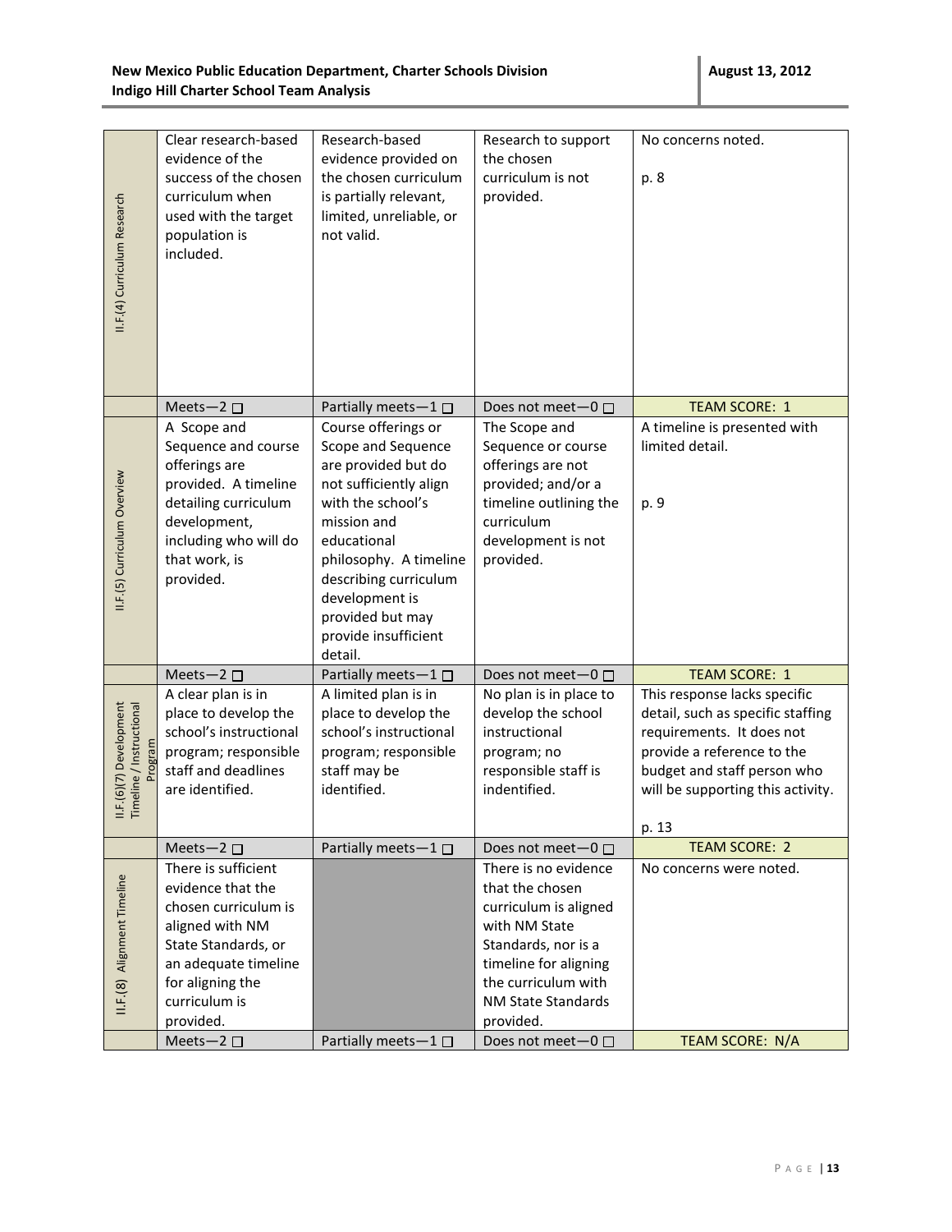| | | | | |
|---|---|---|---|---|
| II.F.(4) Curriculum Research | Clear research-based evidence of the success of the chosen curriculum when used with the target population is included. | Research-based evidence provided on the chosen curriculum is partially relevant, limited, unreliable, or not valid. | Research to support the chosen curriculum is not provided. | No concerns noted.<br><br>p. 8 |
| | Meets—2 ☐ | Partially meets—1 ☐ | Does not meet—0 ☐ | TEAM SCORE: 1 |
| II.F.(5) Curriculum Overview | A Scope and Sequence and course offerings are provided. A timeline detailing curriculum development, including who will do that work, is provided. | Course offerings or Scope and Sequence are provided but do not sufficiently align with the school's mission and educational philosophy. A timeline describing curriculum development is provided but may provide insufficient detail. | The Scope and Sequence or course offerings are not provided; and/or a timeline outlining the curriculum development is not provided. | A timeline is presented with limited detail.<br><br>p. 9 |
| | Meets—2 ☐ | Partially meets—1 ☐ | Does not meet—0 ☐ | TEAM SCORE: 1 |
| II.F.(6)(7) Development Timeline / Instructional Program | A clear plan is in place to develop the school's instructional program; responsible staff and deadlines are identified. | A limited plan is in place to develop the school's instructional program; responsible staff may be identified. | No plan is in place to develop the school instructional program; no responsible staff is indentified. | This response lacks specific detail, such as specific staffing requirements. It does not provide a reference to the budget and staff person who will be supporting this activity.<br><br>p. 13 |
| | Meets—2 ☐ | Partially meets—1 ☐ | Does not meet—0 ☐ | TEAM SCORE: 2 |
| II.F.(8) Alignment Timeline | There is sufficient evidence that the chosen curriculum is aligned with NM State Standards, or an adequate timeline for aligning the curriculum is provided. | | There is no evidence that the chosen curriculum is aligned with NM State Standards, nor is a timeline for aligning the curriculum with NM State Standards provided. | No concerns were noted. |
| | Meets—2 ☐ | Partially meets—1 ☐ | Does not meet—0 ☐ | TEAM SCORE: N/A |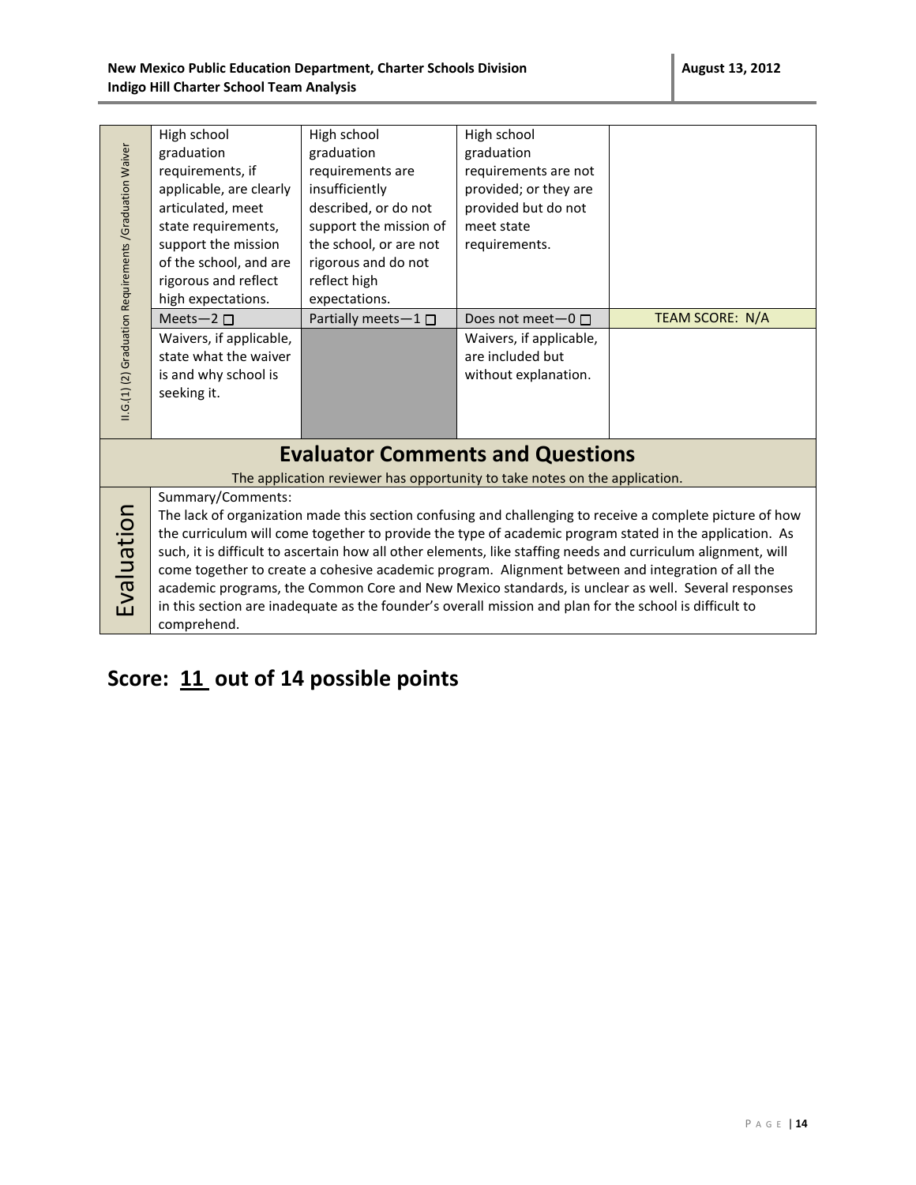| II.G.(1) (2) Graduation Requirements /Graduation Waiver | High school graduation requirements, if applicable, are clearly articulated, meet state requirements, support the mission of the school, and are rigorous and reflect high expectations. | High school graduation requirements are insufficiently described, or do not support the mission of the school, or are not rigorous and do not reflect high expectations. | High school graduation requirements are not provided; or they are provided but do not meet state requirements. | |
|---|---|---|---|---|
| | Meets—2 ☐ | Partially meets—1 ☐ | Does not meet—0 ☐ | TEAM SCORE: N/A |
| | Waivers, if applicable, state what the waiver is and why school is seeking it. | | Waivers, if applicable, are included but without explanation. | |

## Evaluator Comments and Questions

The application reviewer has opportunity to take notes on the application.

| Evaluation | Summary/Comments: The lack of organization made this section confusing and challenging to receive a complete picture of how the curriculum will come together to provide the type of academic program stated in the application. As such, it is difficult to ascertain how all other elements, like staffing needs and curriculum alignment, will come together to create a cohesive academic program. Alignment between and integration of all the academic programs, the Common Core and New Mexico standards, is unclear as well. Several responses in this section are inadequate as the founder's overall mission and plan for the school is difficult to comprehend. |
|---|---|

## Score: 11 out of 14 possible points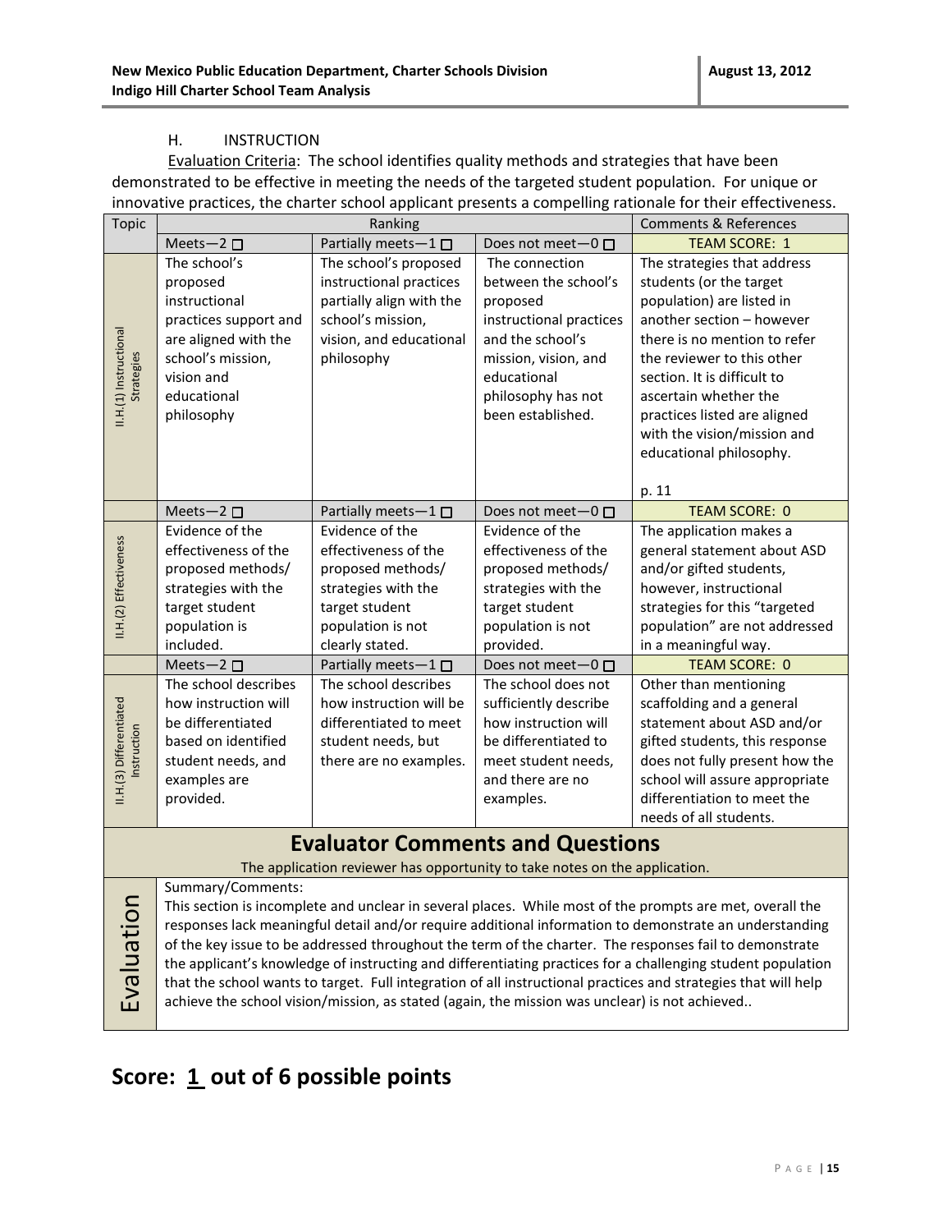### H. INSTRUCTION

Evaluation Criteria: The school identifies quality methods and strategies that have been demonstrated to be effective in meeting the needs of the targeted student population. For unique or innovative practices, the charter school applicant presents a compelling rationale for their effectiveness.

| Topic | Ranking | | | Comments & References |
|---|---|---|---|---|
| | Meets—2 ☐ | Partially meets—1 ☐ | Does not meet—0 ☐ | TEAM SCORE: 1 |
| II.H.(1) Instructional Strategies | The school's proposed instructional practices support and are aligned with the school's mission, vision and educational philosophy | The school's proposed instructional practices partially align with the school's mission, vision, and educational philosophy | The connection between the school's proposed instructional practices and the school's mission, vision, and educational philosophy has not been established. | The strategies that address students (or the target population) are listed in another section – however there is no mention to refer the reviewer to this other section. It is difficult to ascertain whether the practices listed are aligned with the vision/mission and educational philosophy. p. 11 |
| | Meets—2 ☐ | Partially meets—1 ☐ | Does not meet—0 ☐ | TEAM SCORE: 0 |
| II.H.(2) Effectiveness | Evidence of the effectiveness of the proposed methods/ strategies with the target student population is included. | Evidence of the effectiveness of the proposed methods/ strategies with the target student population is not clearly stated. | Evidence of the effectiveness of the proposed methods/ strategies with the target student population is not provided. | The application makes a general statement about ASD and/or gifted students, however, instructional strategies for this "targeted population" are not addressed in a meaningful way. |
| | Meets—2 ☐ | Partially meets—1 ☐ | Does not meet—0 ☐ | TEAM SCORE: 0 |
| II.H.(3) Differentiated Instruction | The school describes how instruction will be differentiated based on identified student needs, and examples are provided. | The school describes how instruction will be differentiated to meet student needs, but there are no examples. | The school does not sufficiently describe how instruction will be differentiated to meet student needs, and there are no examples. | Other than mentioning scaffolding and a general statement about ASD and/or gifted students, this response does not fully present how the school will assure appropriate differentiation to meet the needs of all students. |

## Evaluator Comments and Questions

The application reviewer has opportunity to take notes on the application.

**Evaluation**

Summary/Comments:

This section is incomplete and unclear in several places. While most of the prompts are met, overall the responses lack meaningful detail and/or require additional information to demonstrate an understanding of the key issue to be addressed throughout the term of the charter. The responses fail to demonstrate the applicant's knowledge of instructing and differentiating practices for a challenging student population that the school wants to target. Full integration of all instructional practices and strategies that will help achieve the school vision/mission, as stated (again, the mission was unclear) is not achieved..

# Score: 1 out of 6 possible points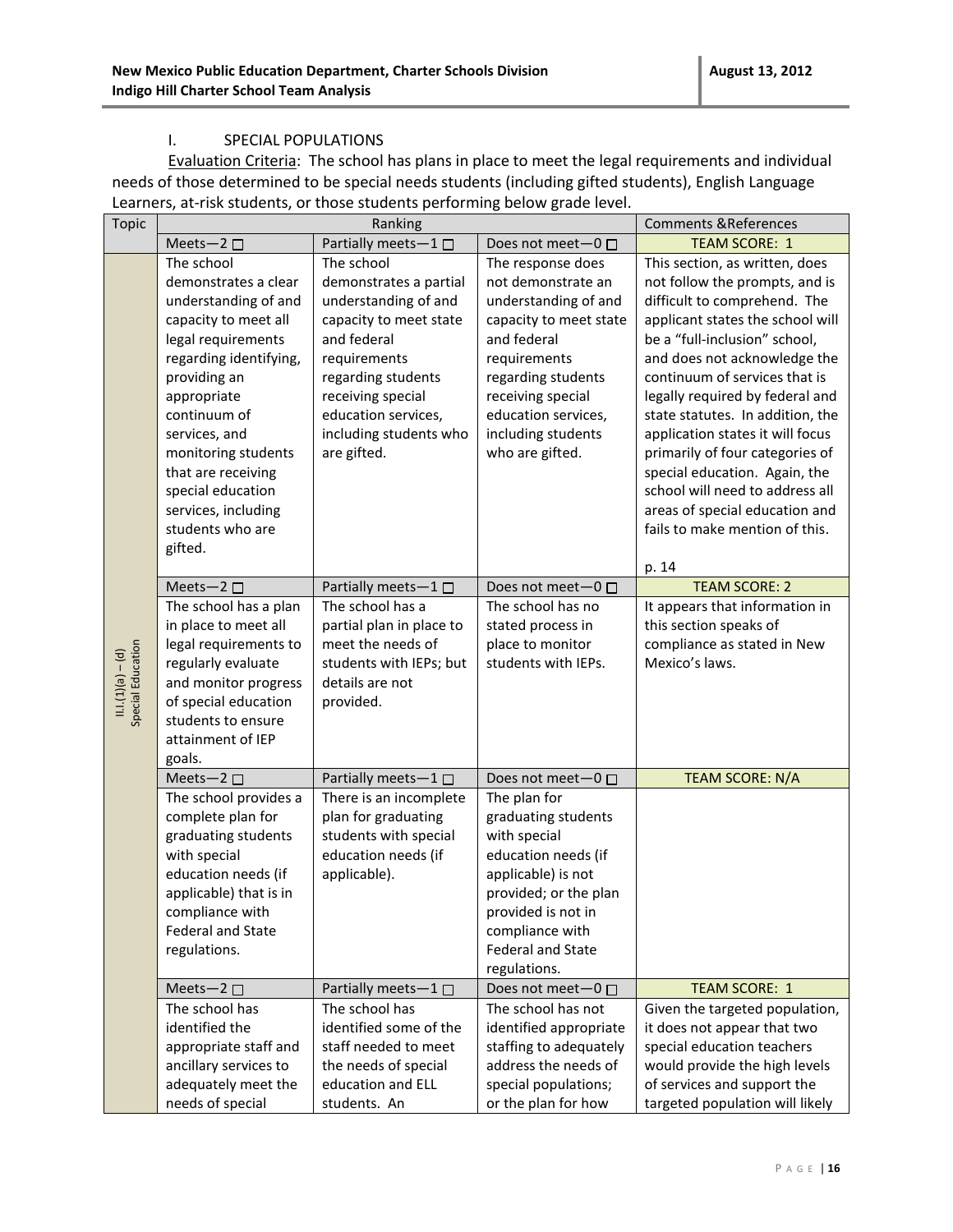I. SPECIAL POPULATIONS

Evaluation Criteria: The school has plans in place to meet the legal requirements and individual needs of those determined to be special needs students (including gifted students), English Language Learners, at-risk students, or those students performing below grade level.

| Topic | Ranking | | | Comments &References |
|---|---|---|---|---|
| | Meets—2 ☐ | Partially meets—1 ☐ | Does not meet—0 ☐ | TEAM SCORE: 1 |
| II.I.(1)(a) – (d) Special Education | The school demonstrates a clear understanding of and capacity to meet all legal requirements regarding identifying, providing an appropriate continuum of services, and monitoring students that are receiving special education services, including students who are gifted. | The school demonstrates a partial understanding of and capacity to meet state and federal requirements regarding students receiving special education services, including students who are gifted. | The response does not demonstrate an understanding of and capacity to meet state and federal requirements regarding students receiving special education services, including students who are gifted. | This section, as written, does not follow the prompts, and is difficult to comprehend. The applicant states the school will be a "full-inclusion" school, and does not acknowledge the continuum of services that is legally required by federal and state statutes. In addition, the application states it will focus primarily of four categories of special education. Again, the school will need to address all areas of special education and fails to make mention of this.<br><br>p. 14 |
| | Meets—2 ☐ | Partially meets—1 ☐ | Does not meet—0 ☐ | TEAM SCORE: 2 |
| | The school has a plan in place to meet all legal requirements to regularly evaluate and monitor progress of special education students to ensure attainment of IEP goals. | The school has a partial plan in place to meet the needs of students with IEPs; but details are not provided. | The school has no stated process in place to monitor students with IEPs. | It appears that information in this section speaks of compliance as stated in New Mexico's laws. |
| | Meets—2 ☐ | Partially meets—1 ☐ | Does not meet—0 ☐ | TEAM SCORE: N/A |
| | The school provides a complete plan for graduating students with special education needs (if applicable) that is in compliance with Federal and State regulations. | There is an incomplete plan for graduating students with special education needs (if applicable). | The plan for graduating students with special education needs (if applicable) is not provided; or the plan provided is not in compliance with Federal and State regulations. | |
| | Meets—2 ☐ | Partially meets—1 ☐ | Does not meet—0 ☐ | TEAM SCORE: 1 |
| | The school has identified the appropriate staff and ancillary services to adequately meet the needs of special | The school has identified some of the staff needed to meet the needs of special education and ELL students. An | The school has not identified appropriate staffing to adequately address the needs of special populations; or the plan for how | Given the targeted population, it does not appear that two special education teachers would provide the high levels of services and support the targeted population will likely |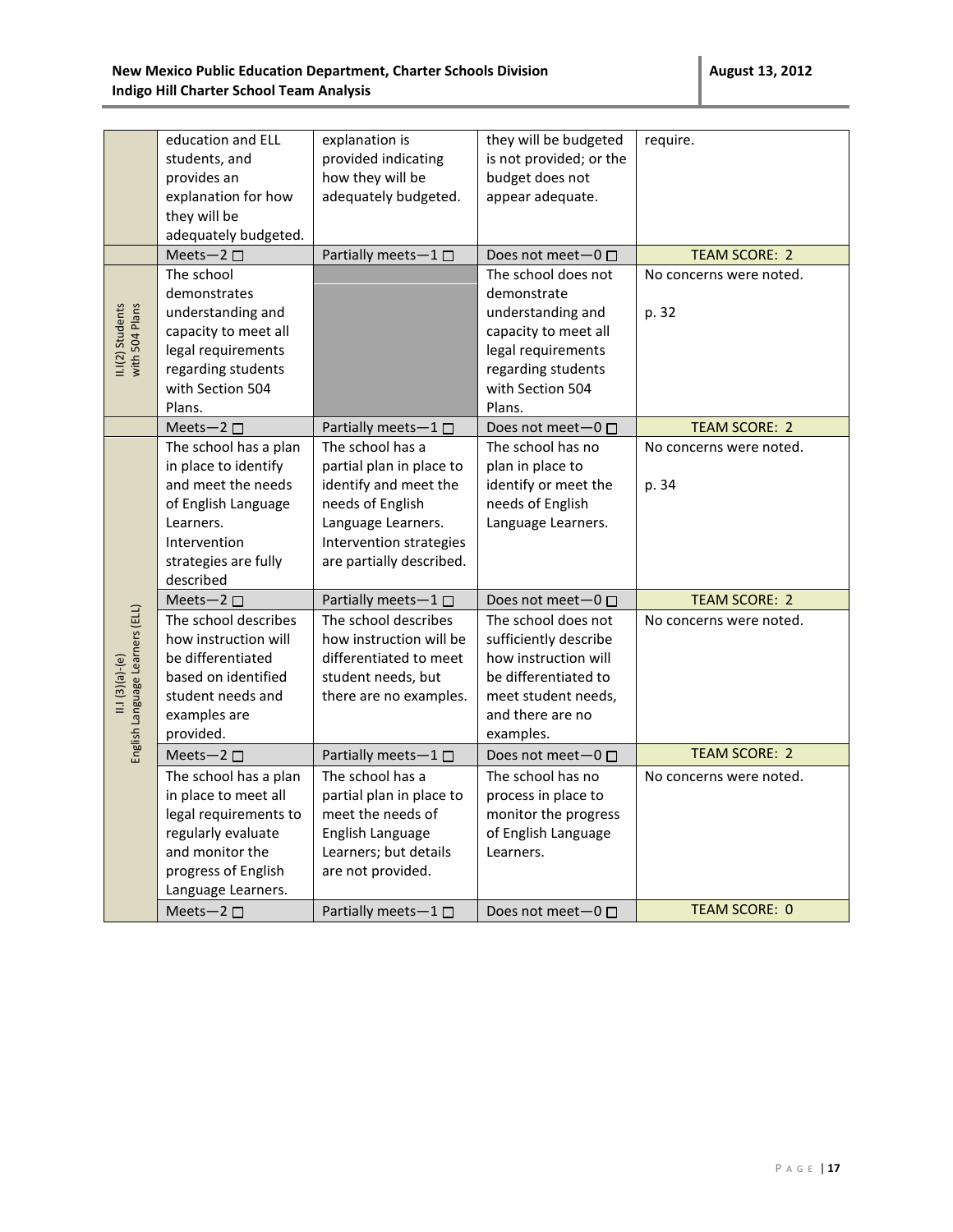| | | | | |
|---|---|---|---|---|
| | education and ELL students, and provides an explanation for how they will be adequately budgeted. | explanation is provided indicating how they will be adequately budgeted. | they will be budgeted is not provided; or the budget does not appear adequate. | require. |
| | Meets—2 ☐ | Partially meets—1 ☐ | Does not meet—0 ☐ | TEAM SCORE: 2 |
| II.I(2) Students with 504 Plans | The school demonstrates understanding and capacity to meet all legal requirements regarding students with Section 504 Plans. | | The school does not demonstrate understanding and capacity to meet all legal requirements regarding students with Section 504 Plans. | No concerns were noted.<br><br>p. 32 |
| | Meets—2 ☐ | Partially meets—1 ☐ | Does not meet—0 ☐ | TEAM SCORE: 2 |
| II.I (3)(a)-(e) English Language Learners (ELL) | The school has a plan in place to identify and meet the needs of English Language Learners. Intervention strategies are fully described | The school has a partial plan in place to identify and meet the needs of English Language Learners. Intervention strategies are partially described. | The school has no plan in place to identify or meet the needs of English Language Learners. | No concerns were noted.<br><br>p. 34 |
| | Meets—2 ☐ | Partially meets—1 ☐ | Does not meet—0 ☐ | TEAM SCORE: 2 |
| | The school describes how instruction will be differentiated based on identified student needs and examples are provided. | The school describes how instruction will be differentiated to meet student needs, but there are no examples. | The school does not sufficiently describe how instruction will be differentiated to meet student needs, and there are no examples. | No concerns were noted. |
| | Meets—2 ☐ | Partially meets—1 ☐ | Does not meet—0 ☐ | TEAM SCORE: 2 |
| | The school has a plan in place to meet all legal requirements to regularly evaluate and monitor the progress of English Language Learners. | The school has a partial plan in place to meet the needs of English Language Learners; but details are not provided. | The school has no process in place to monitor the progress of English Language Learners. | No concerns were noted. |
| | Meets—2 ☐ | Partially meets—1 ☐ | Does not meet—0 ☐ | TEAM SCORE: 0 |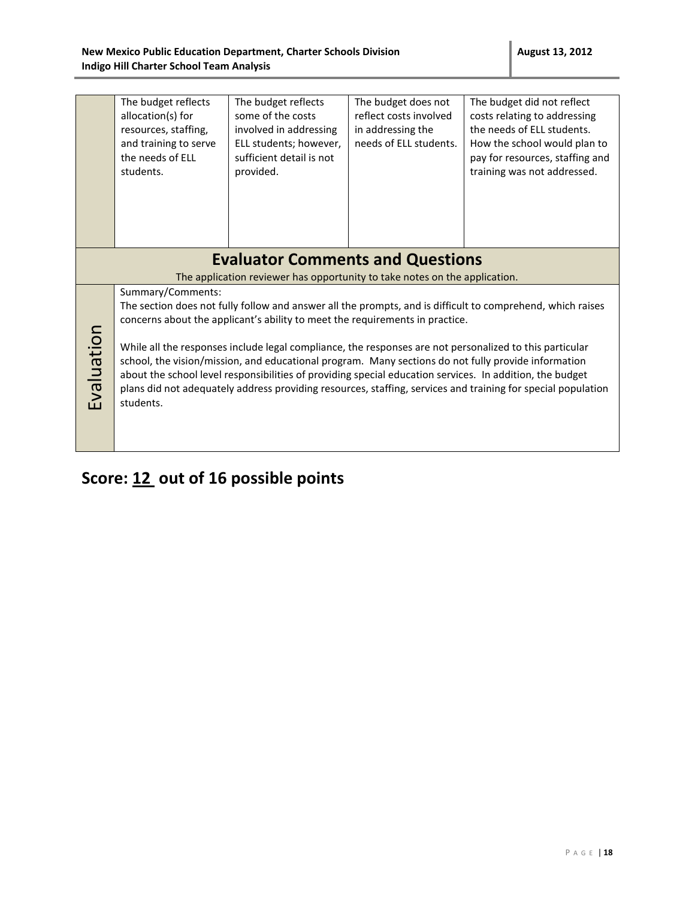| | | | | |
|---|---|---|---|---|
| | The budget reflects allocation(s) for resources, staffing, and training to serve the needs of ELL students. | The budget reflects some of the costs involved in addressing ELL students; however, sufficient detail is not provided. | The budget does not reflect costs involved in addressing the needs of ELL students. | The budget did not reflect costs relating to addressing the needs of ELL students. How the school would plan to pay for resources, staffing and training was not addressed. |

## Evaluator Comments and Questions

The application reviewer has opportunity to take notes on the application.

**Evaluation**

Summary/Comments:

The section does not fully follow and answer all the prompts, and is difficult to comprehend, which raises concerns about the applicant's ability to meet the requirements in practice.

While all the responses include legal compliance, the responses are not personalized to this particular school, the vision/mission, and educational program. Many sections do not fully provide information about the school level responsibilities of providing special education services. In addition, the budget plans did not adequately address providing resources, staffing, services and training for special population students.

## Score: 12 out of 16 possible points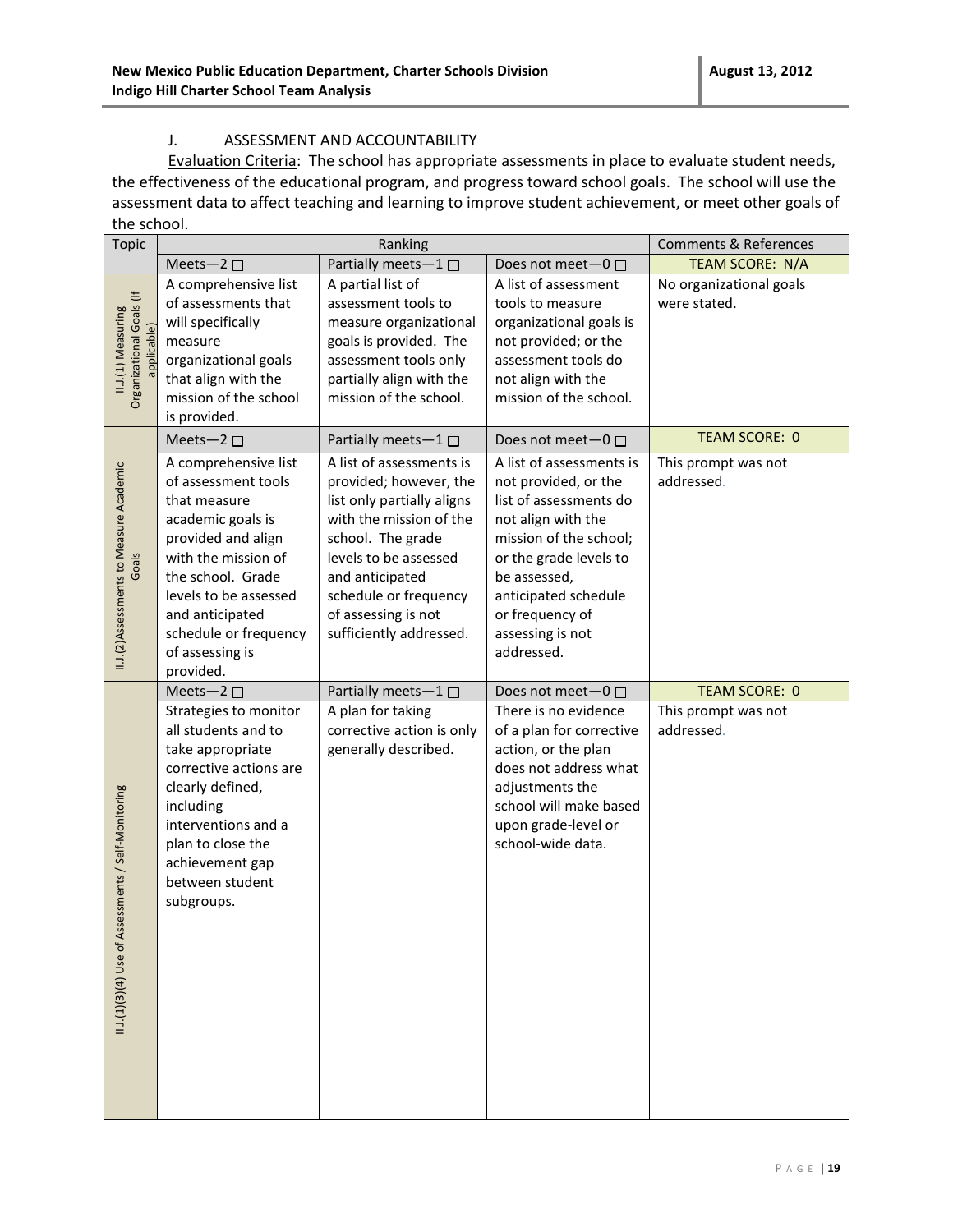## J. ASSESSMENT AND ACCOUNTABILITY

Evaluation Criteria: The school has appropriate assessments in place to evaluate student needs, the effectiveness of the educational program, and progress toward school goals. The school will use the assessment data to affect teaching and learning to improve student achievement, or meet other goals of the school.

| Topic | Ranking | | | Comments & References |
|---|---|---|---|---|
| | Meets—2 ☐ | Partially meets—1 ☐ | Does not meet—0 ☐ | TEAM SCORE: N/A |
| II.J.(1) Measuring Organizational Goals (If applicable) | A comprehensive list of assessments that will specifically measure organizational goals that align with the mission of the school is provided. | A partial list of assessment tools to measure organizational goals is provided. The assessment tools only partially align with the mission of the school. | A list of assessment tools to measure organizational goals is not provided; or the assessment tools do not align with the mission of the school. | No organizational goals were stated. |
| | Meets—2 ☐ | Partially meets—1 ☐ | Does not meet—0 ☐ | TEAM SCORE: 0 |
| II.J.(2)Assessments to Measure Academic Goals | A comprehensive list of assessment tools that measure academic goals is provided and align with the mission of the school. Grade levels to be assessed and anticipated schedule or frequency of assessing is provided. | A list of assessments is provided; however, the list only partially aligns with the mission of the school. The grade levels to be assessed and anticipated schedule or frequency of assessing is not sufficiently addressed. | A list of assessments is not provided, or the list of assessments do not align with the mission of the school; or the grade levels to be assessed, anticipated schedule or frequency of assessing is not addressed. | This prompt was not addressed. |
| | Meets—2 ☐ | Partially meets—1 ☐ | Does not meet—0 ☐ | TEAM SCORE: 0 |
| II.J.(1)(3)(4) Use of Assessments / Self-Monitoring | Strategies to monitor all students and to take appropriate corrective actions are clearly defined, including interventions and a plan to close the achievement gap between student subgroups. | A plan for taking corrective action is only generally described. | There is no evidence of a plan for corrective action, or the plan does not address what adjustments the school will make based upon grade-level or school-wide data. | This prompt was not addressed. |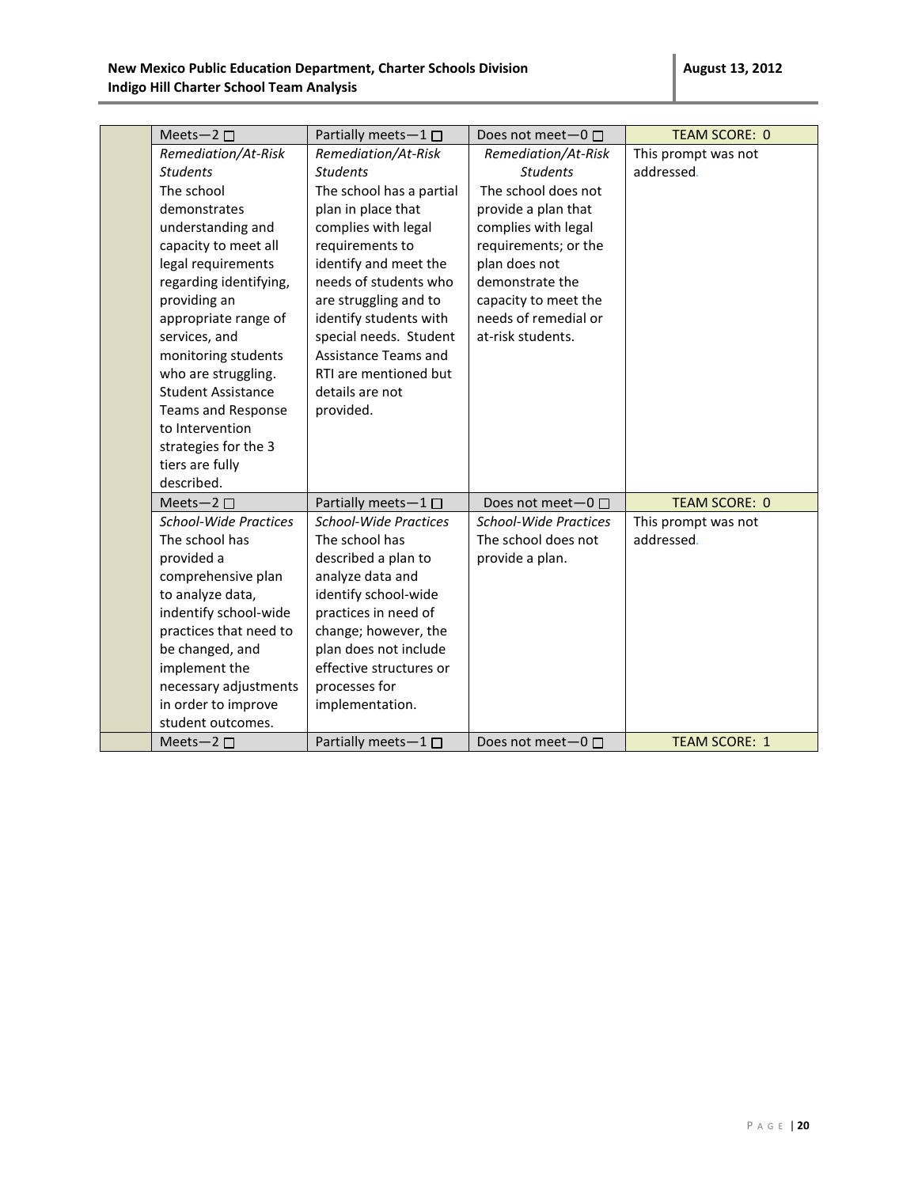| | Meets—2 ☐ | Partially meets—1 ☐ | Does not meet—0 ☐ | TEAM SCORE: 0 |
|---|---|---|---|---|
| | *Remediation/At-Risk Students* The school demonstrates understanding and capacity to meet all legal requirements regarding identifying, providing an appropriate range of services, and monitoring students who are struggling. Student Assistance Teams and Response to Intervention strategies for the 3 tiers are fully described. | *Remediation/At-Risk Students* The school has a partial plan in place that complies with legal requirements to identify and meet the needs of students who are struggling and to identify students with special needs. Student Assistance Teams and RTI are mentioned but details are not provided. | *Remediation/At-Risk Students* The school does not provide a plan that complies with legal requirements; or the plan does not demonstrate the capacity to meet the needs of remedial or at-risk students. | This prompt was not addressed. |
| | Meets—2 ☐ | Partially meets—1 ☐ | Does not meet—0 ☐ | TEAM SCORE: 0 |
| | *School-Wide Practices* The school has provided a comprehensive plan to analyze data, indentify school-wide practices that need to be changed, and implement the necessary adjustments in order to improve student outcomes. | *School-Wide Practices* The school has described a plan to analyze data and identify school-wide practices in need of change; however, the plan does not include effective structures or processes for implementation. | *School-Wide Practices* The school does not provide a plan. | This prompt was not addressed. |
| | Meets—2 ☐ | Partially meets—1 ☐ | Does not meet—0 ☐ | TEAM SCORE: 1 |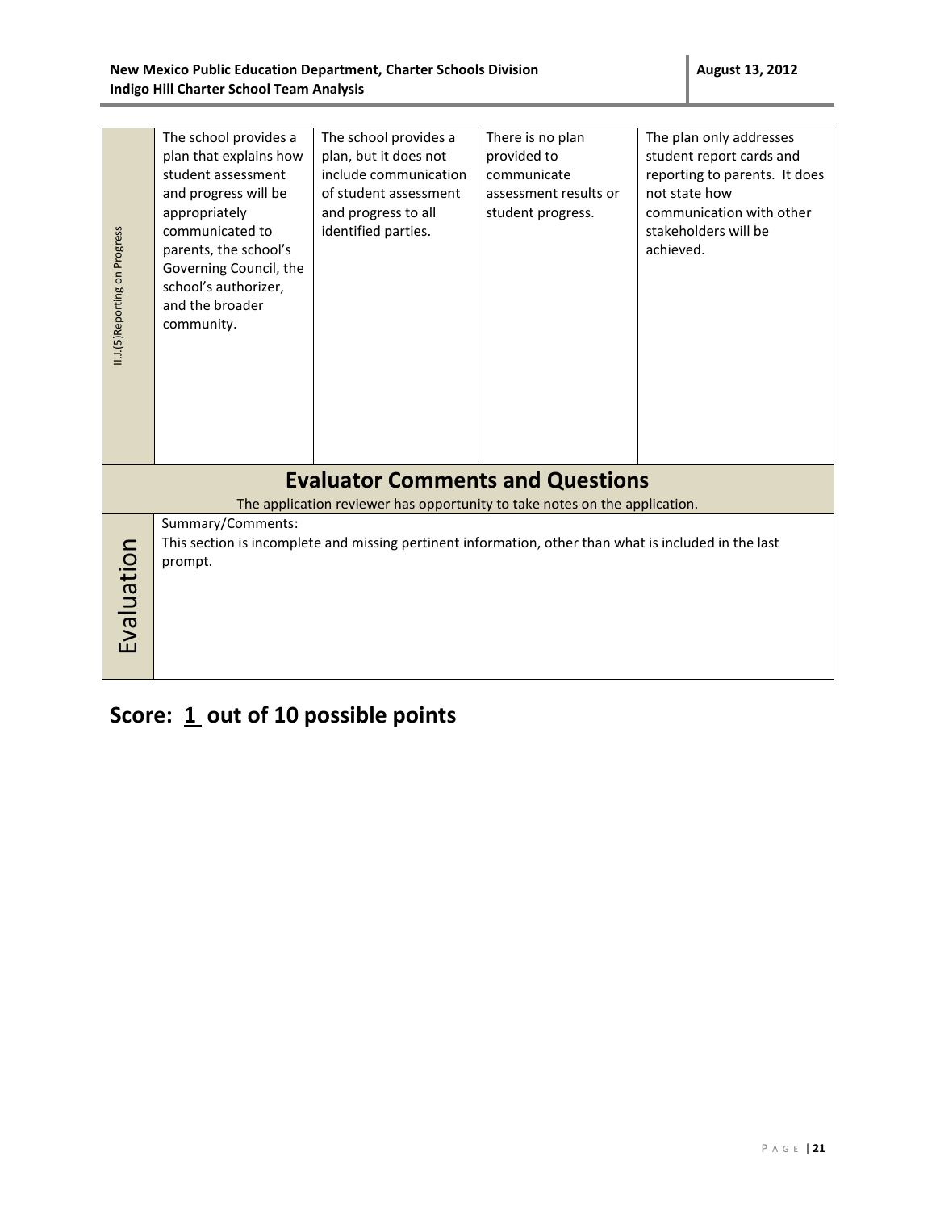| II.J.(5)Reporting on Progress | The school provides a plan that explains how student assessment and progress will be appropriately communicated to parents, the school's Governing Council, the school's authorizer, and the broader community. | The school provides a plan, but it does not include communication of student assessment and progress to all identified parties. | There is no plan provided to communicate assessment results or student progress. | The plan only addresses student report cards and reporting to parents. It does not state how communication with other stakeholders will be achieved. |
|---|---|---|---|---|

## Evaluator Comments and Questions

The application reviewer has opportunity to take notes on the application.

| Evaluation | Summary/Comments: This section is incomplete and missing pertinent information, other than what is included in the last prompt. |
|---|---|

## Score: 1 out of 10 possible points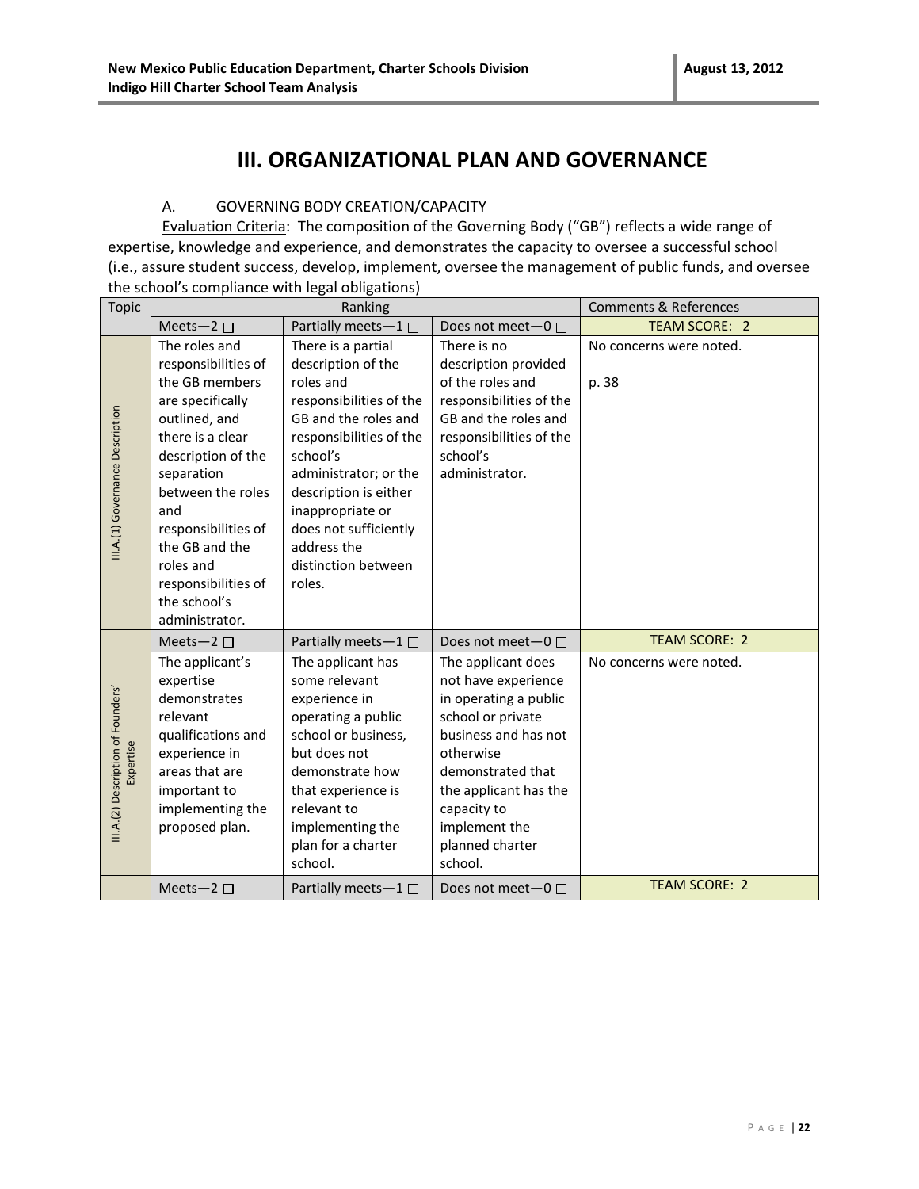# III. ORGANIZATIONAL PLAN AND GOVERNANCE

A. GOVERNING BODY CREATION/CAPACITY

Evaluation Criteria: The composition of the Governing Body ("GB") reflects a wide range of expertise, knowledge and experience, and demonstrates the capacity to oversee a successful school (i.e., assure student success, develop, implement, oversee the management of public funds, and oversee the school's compliance with legal obligations)

| Topic | Ranking | | | Comments & References |
|---|---|---|---|---|
| | Meets—2 ☐ | Partially meets—1 ☐ | Does not meet—0 ☐ | TEAM SCORE: 2 |
| III.A.(1) Governance Description | The roles and responsibilities of the GB members are specifically outlined, and there is a clear description of the separation between the roles and responsibilities of the GB and the roles and responsibilities of the school's administrator. | There is a partial description of the roles and responsibilities of the GB and the roles and responsibilities of the school's administrator; or the description is either inappropriate or does not sufficiently address the distinction between roles. | There is no description provided of the roles and responsibilities of the GB and the roles and responsibilities of the school's administrator. | No concerns were noted.<br><br>p. 38 |
| | Meets—2 ☐ | Partially meets—1 ☐ | Does not meet—0 ☐ | TEAM SCORE: 2 |
| III.A.(2) Description of Founders' Expertise | The applicant's expertise demonstrates relevant qualifications and experience in areas that are important to implementing the proposed plan. | The applicant has some relevant experience in operating a public school or business, but does not demonstrate how that experience is relevant to implementing the plan for a charter school. | The applicant does not have experience in operating a public school or private business and has not otherwise demonstrated that the applicant has the capacity to implement the planned charter school. | No concerns were noted. |
| | Meets—2 ☐ | Partially meets—1 ☐ | Does not meet—0 ☐ | TEAM SCORE: 2 |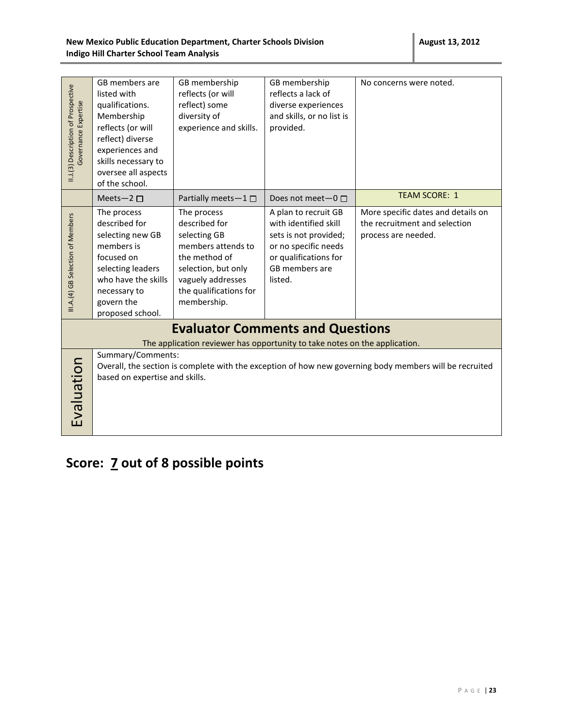| | | | | |
|---|---|---|---|---|
| II.J.(3) Description of Prospective Governance Expertise | GB members are listed with qualifications. Membership reflects (or will reflect) diverse experiences and skills necessary to oversee all aspects of the school. | GB membership reflects (or will reflect) some diversity of experience and skills. | GB membership reflects a lack of diverse experiences and skills, or no list is provided. | No concerns were noted. |
| | Meets—2 ☐ | Partially meets—1 ☐ | Does not meet—0 ☐ | TEAM SCORE: 1 |
| III.A.(4) GB Selection of Members | The process described for selecting new GB members is focused on selecting leaders who have the skills necessary to govern the proposed school. | The process described for selecting GB members attends to the method of selection, but only vaguely addresses the qualifications for membership. | A plan to recruit GB with identified skill sets is not provided; or no specific needs or qualifications for GB members are listed. | More specific dates and details on the recruitment and selection process are needed. |

## Evaluator Comments and Questions

The application reviewer has opportunity to take notes on the application.

**Evaluation**

Summary/Comments:
Overall, the section is complete with the exception of how new governing body members will be recruited based on expertise and skills.

## Score: 7 out of 8 possible points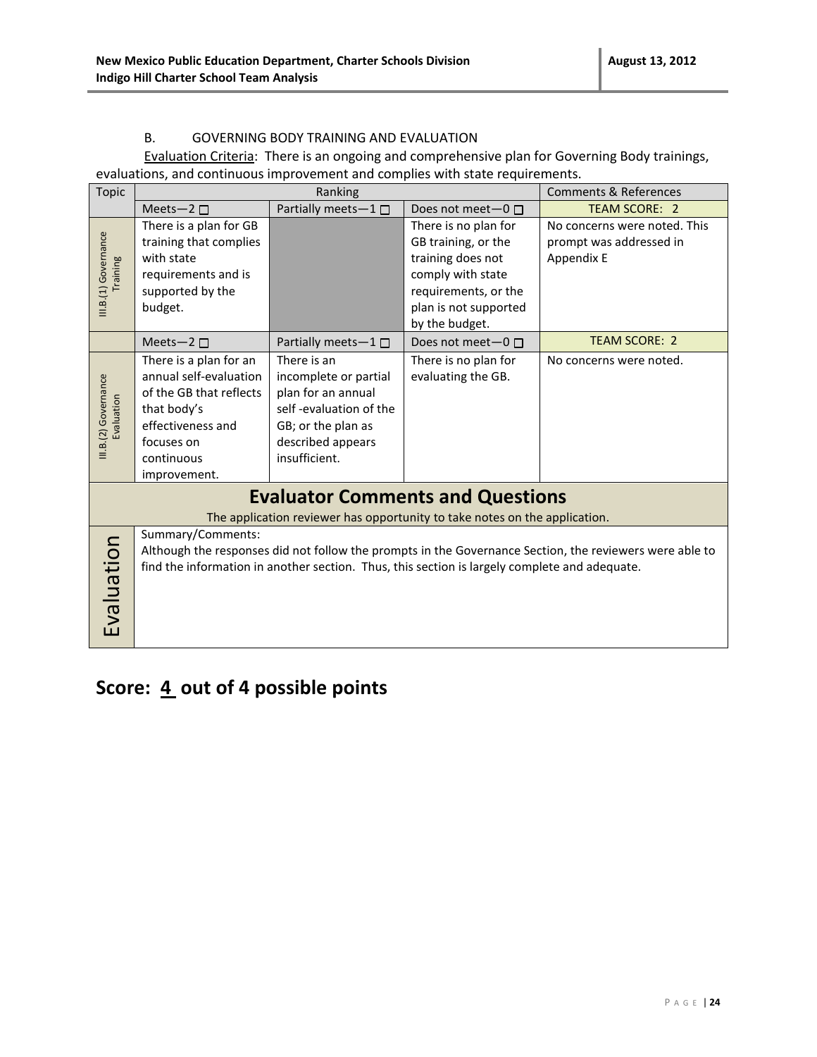B. GOVERNING BODY TRAINING AND EVALUATION

Evaluation Criteria: There is an ongoing and comprehensive plan for Governing Body trainings, evaluations, and continuous improvement and complies with state requirements.

| Topic | Ranking | | | Comments & References |
|---|---|---|---|---|
| | Meets—2 ☐ | Partially meets—1 ☐ | Does not meet—0 ☐ | TEAM SCORE: 2 |
| III.B.(1) Governance Training | There is a plan for GB training that complies with state requirements and is supported by the budget. | | There is no plan for GB training, or the training does not comply with state requirements, or the plan is not supported by the budget. | No concerns were noted. This prompt was addressed in Appendix E |
| | Meets—2 ☐ | Partially meets—1 ☐ | Does not meet—0 ☐ | TEAM SCORE: 2 |
| III.B.(2) Governance Evaluation | There is a plan for an annual self-evaluation of the GB that reflects that body's effectiveness and focuses on continuous improvement. | There is an incomplete or partial plan for an annual self -evaluation of the GB; or the plan as described appears insufficient. | There is no plan for evaluating the GB. | No concerns were noted. |

## Evaluator Comments and Questions

The application reviewer has opportunity to take notes on the application.

| Evaluation | Summary/Comments:<br>Although the responses did not follow the prompts in the Governance Section, the reviewers were able to find the information in another section. Thus, this section is largely complete and adequate. |
|---|---|

## Score: 4 out of 4 possible points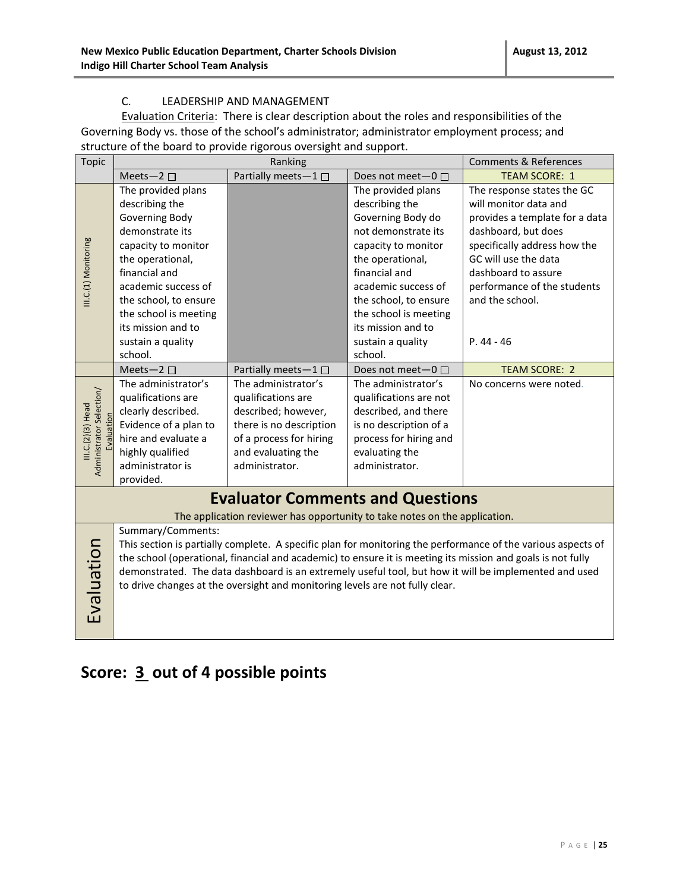### C. LEADERSHIP AND MANAGEMENT

Evaluation Criteria: There is clear description about the roles and responsibilities of the Governing Body vs. those of the school's administrator; administrator employment process; and structure of the board to provide rigorous oversight and support.

| Topic | Ranking | | | Comments & References |
|---|---|---|---|---|
| | Meets—2 ☐ | Partially meets—1 ☐ | Does not meet—0 ☐ | TEAM SCORE: 1 |
| III.C.(1) Monitoring | The provided plans describing the Governing Body demonstrate its capacity to monitor the operational, financial and academic success of the school, to ensure the school is meeting its mission and to sustain a quality school. | | The provided plans describing the Governing Body do not demonstrate its capacity to monitor the operational, financial and academic success of the school, to ensure the school is meeting its mission and to sustain a quality school. | The response states the GC will monitor data and provides a template for a data dashboard, but does specifically address how the GC will use the data dashboard to assure performance of the students and the school.<br><br>P. 44 - 46 |
| | Meets—2 ☐ | Partially meets—1 ☐ | Does not meet—0 ☐ | TEAM SCORE: 2 |
| III.C.(2)(3) Head Administrator Selection/ Evaluation | The administrator's qualifications are clearly described. Evidence of a plan to hire and evaluate a highly qualified administrator is provided. | The administrator's qualifications are described; however, there is no description of a process for hiring and evaluating the administrator. | The administrator's qualifications are not described, and there is no description of a process for hiring and evaluating the administrator. | No concerns were noted. |

## Evaluator Comments and Questions

The application reviewer has opportunity to take notes on the application.

| Evaluation | Summary/Comments:<br>This section is partially complete. A specific plan for monitoring the performance of the various aspects of the school (operational, financial and academic) to ensure it is meeting its mission and goals is not fully demonstrated. The data dashboard is an extremely useful tool, but how it will be implemented and used to drive changes at the oversight and monitoring levels are not fully clear. |
|---|---|

# Score: 3 out of 4 possible points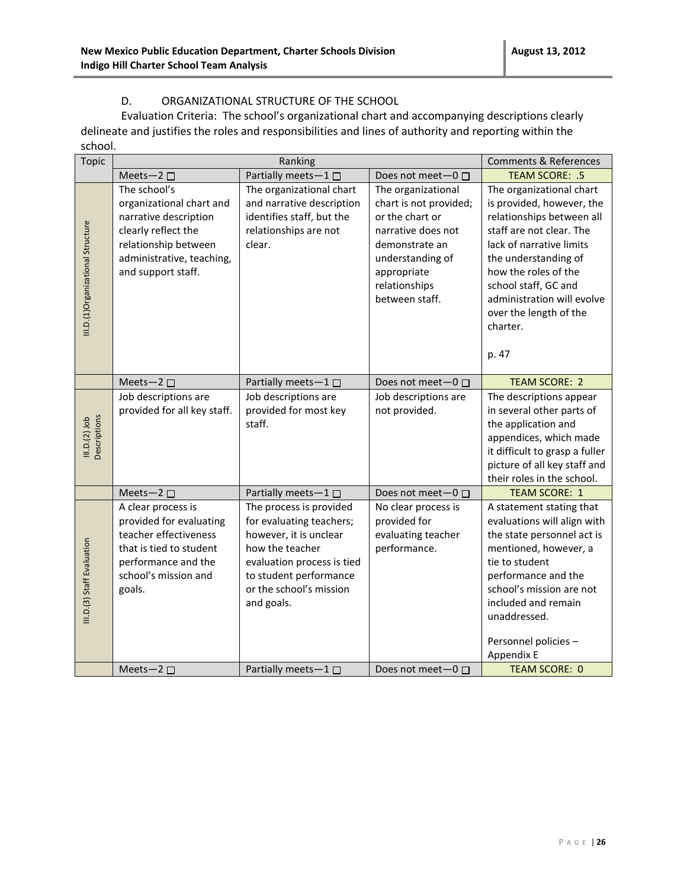D. ORGANIZATIONAL STRUCTURE OF THE SCHOOL

Evaluation Criteria: The school's organizational chart and accompanying descriptions clearly delineate and justifies the roles and responsibilities and lines of authority and reporting within the school.

| Topic | Ranking | | | Comments & References |
|---|---|---|---|---|
| | Meets—2 ☐ | Partially meets—1 ☐ | Does not meet—0 ☐ | TEAM SCORE: .5 |
| III.D.(1)Organizational Structure | The school's organizational chart and narrative description clearly reflect the relationship between administrative, teaching, and support staff. | The organizational chart and narrative description identifies staff, but the relationships are not clear. | The organizational chart is not provided; or the chart or narrative does not demonstrate an understanding of appropriate relationships between staff. | The organizational chart is provided, however, the relationships between all staff are not clear. The lack of narrative limits the understanding of how the roles of the school staff, GC and administration will evolve over the length of the charter.<br><br>p. 47 |
| | Meets—2 ☐ | Partially meets—1 ☐ | Does not meet—0 ☐ | TEAM SCORE: 2 |
| III.D.(2) Job Descriptions | Job descriptions are provided for all key staff. | Job descriptions are provided for most key staff. | Job descriptions are not provided. | The descriptions appear in several other parts of the application and appendices, which made it difficult to grasp a fuller picture of all key staff and their roles in the school. |
| | Meets—2 ☐ | Partially meets—1 ☐ | Does not meet—0 ☐ | TEAM SCORE: 1 |
| III.D.(3) Staff Evaluation | A clear process is provided for evaluating teacher effectiveness that is tied to student performance and the school's mission and goals. | The process is provided for evaluating teachers; however, it is unclear how the teacher evaluation process is tied to student performance or the school's mission and goals. | No clear process is provided for evaluating teacher performance. | A statement stating that evaluations will align with the state personnel act is mentioned, however, a tie to student performance and the school's mission are not included and remain unaddressed.<br><br>Personnel policies – Appendix E |
| | Meets—2 ☐ | Partially meets—1 ☐ | Does not meet—0 ☐ | TEAM SCORE: 0 |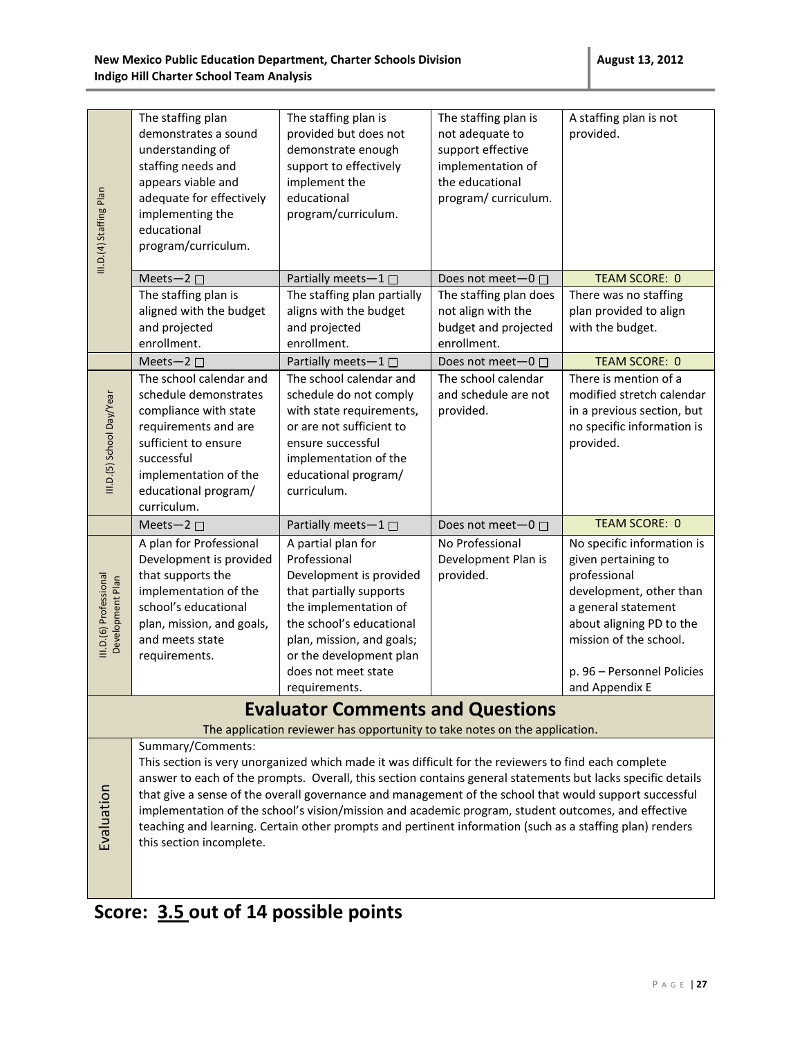| | | | | |
|---|---|---|---|---|
| III.D.(4) Staffing Plan | The staffing plan demonstrates a sound understanding of staffing needs and appears viable and adequate for effectively implementing the educational program/curriculum. | The staffing plan is provided but does not demonstrate enough support to effectively implement the educational program/curriculum. | The staffing plan is not adequate to support effective implementation of the educational program/ curriculum. | A staffing plan is not provided. |
| | Meets—2 ☐ | Partially meets—1 ☐ | Does not meet—0 ☐ | TEAM SCORE: 0 |
| | The staffing plan is aligned with the budget and projected enrollment. | The staffing plan partially aligns with the budget and projected enrollment. | The staffing plan does not align with the budget and projected enrollment. | There was no staffing plan provided to align with the budget. |
| | Meets—2 ☐ | Partially meets—1 ☐ | Does not meet—0 ☐ | TEAM SCORE: 0 |
| III.D.(5) School Day/Year | The school calendar and schedule demonstrates compliance with state requirements and are sufficient to ensure successful implementation of the educational program/ curriculum. | The school calendar and schedule do not comply with state requirements, or are not sufficient to ensure successful implementation of the educational program/ curriculum. | The school calendar and schedule are not provided. | There is mention of a modified stretch calendar in a previous section, but no specific information is provided. |
| | Meets—2 ☐ | Partially meets—1 ☐ | Does not meet—0 ☐ | TEAM SCORE: 0 |
| III.D.(6) Professional Development Plan | A plan for Professional Development is provided that supports the implementation of the school's educational plan, mission, and goals, and meets state requirements. | A partial plan for Professional Development is provided that partially supports the implementation of the school's educational plan, mission, and goals; or the development plan does not meet state requirements. | No Professional Development Plan is provided. | No specific information is given pertaining to professional development, other than a general statement about aligning PD to the mission of the school.<br><br>p. 96 – Personnel Policies and Appendix E |

## Evaluator Comments and Questions

The application reviewer has opportunity to take notes on the application.

| | |
|---|---|
| Evaluation | Summary/Comments:<br>This section is very unorganized which made it was difficult for the reviewers to find each complete answer to each of the prompts. Overall, this section contains general statements but lacks specific details that give a sense of the overall governance and management of the school that would support successful implementation of the school's vision/mission and academic program, student outcomes, and effective teaching and learning. Certain other prompts and pertinent information (such as a staffing plan) renders this section incomplete. |

# Score: 3.5 out of 14 possible points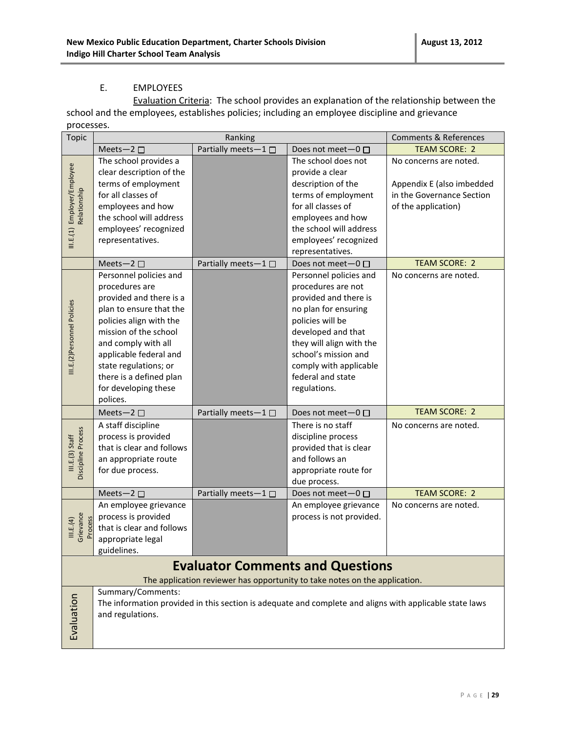### E. EMPLOYEES

Evaluation Criteria: The school provides an explanation of the relationship between the school and the employees, establishes policies; including an employee discipline and grievance processes.

| Topic | Ranking | | | Comments & References |
|---|---|---|---|---|
| | Meets—2 ☐ | Partially meets—1 ☐ | Does not meet—0 ☐ | TEAM SCORE: 2 |
| III.E.(1) Employer/Employee Relationship | The school provides a clear description of the terms of employment for all classes of employees and how the school will address employees' recognized representatives. | | The school does not provide a clear description of the terms of employment for all classes of employees and how the school will address employees' recognized representatives. | No concerns are noted.<br><br>Appendix E (also imbedded in the Governance Section of the application) |
| | Meets—2 ☐ | Partially meets—1 ☐ | Does not meet—0 ☐ | TEAM SCORE: 2 |
| III.E.(2)Personnel Policies | Personnel policies and procedures are provided and there is a plan to ensure that the policies align with the mission of the school and comply with all applicable federal and state regulations; or there is a defined plan for developing these polices. | | Personnel policies and procedures are not provided and there is no plan for ensuring policies will be developed and that they will align with the school's mission and comply with applicable federal and state regulations. | No concerns are noted. |
| | Meets—2 ☐ | Partially meets—1 ☐ | Does not meet—0 ☐ | TEAM SCORE: 2 |
| III.E.(3) Staff Discipline Process | A staff discipline process is provided that is clear and follows an appropriate route for due process. | | There is no staff discipline process provided that is clear and follows an appropriate route for due process. | No concerns are noted. |
| | Meets—2 ☐ | Partially meets—1 ☐ | Does not meet—0 ☐ | TEAM SCORE: 2 |
| III.E.(4) Grievance Process | An employee grievance process is provided that is clear and follows appropriate legal guidelines. | | An employee grievance process is not provided. | No concerns are noted. |

## Evaluator Comments and Questions

The application reviewer has opportunity to take notes on the application.

| Evaluation | Summary/Comments:<br>The information provided in this section is adequate and complete and aligns with applicable state laws and regulations. |
|---|---|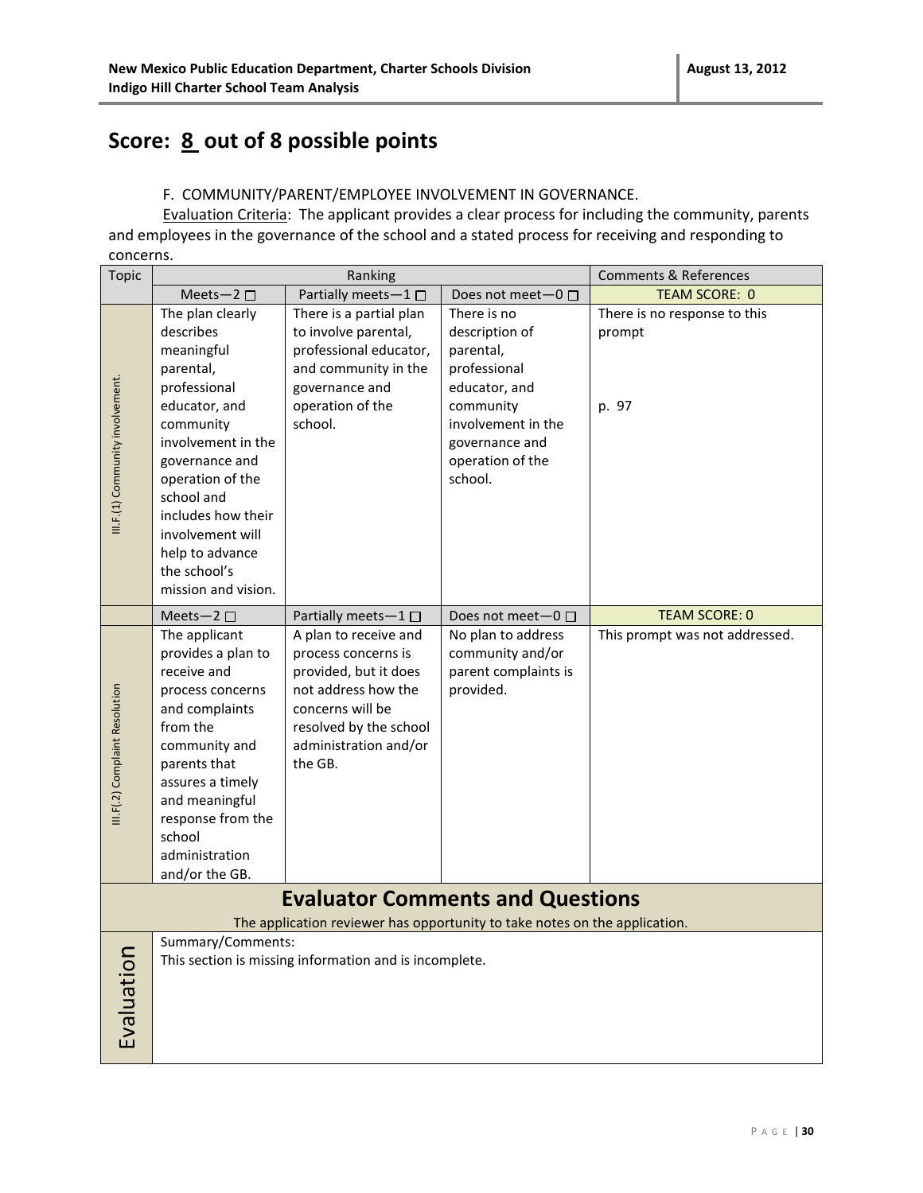## Score: 8 out of 8 possible points

F. COMMUNITY/PARENT/EMPLOYEE INVOLVEMENT IN GOVERNANCE.

Evaluation Criteria: The applicant provides a clear process for including the community, parents and employees in the governance of the school and a stated process for receiving and responding to concerns.

| Topic | Ranking | | | Comments & References |
|---|---|---|---|---|
| | Meets—2 ☐ | Partially meets—1 ☐ | Does not meet—0 ☐ | TEAM SCORE: 0 |
| III.F.(1) Community involvement. | The plan clearly describes meaningful parental, professional educator, and community involvement in the governance and operation of the school and includes how their involvement will help to advance the school's mission and vision. | There is a partial plan to involve parental, professional educator, and community in the governance and operation of the school. | There is no description of parental, professional educator, and community involvement in the governance and operation of the school. | There is no response to this prompt<br><br>p. 97 |
| | Meets—2 ☐ | Partially meets—1 ☐ | Does not meet—0 ☐ | TEAM SCORE: 0 |
| III.F(.2) Complaint Resolution | The applicant provides a plan to receive and process concerns and complaints from the community and parents that assures a timely and meaningful response from the school administration and/or the GB. | A plan to receive and process concerns is provided, but it does not address how the concerns will be resolved by the school administration and/or the GB. | No plan to address community and/or parent complaints is provided. | This prompt was not addressed. |

### Evaluator Comments and Questions

The application reviewer has opportunity to take notes on the application.

| Evaluation | Summary/Comments:<br>This section is missing information and is incomplete. |
|---|---|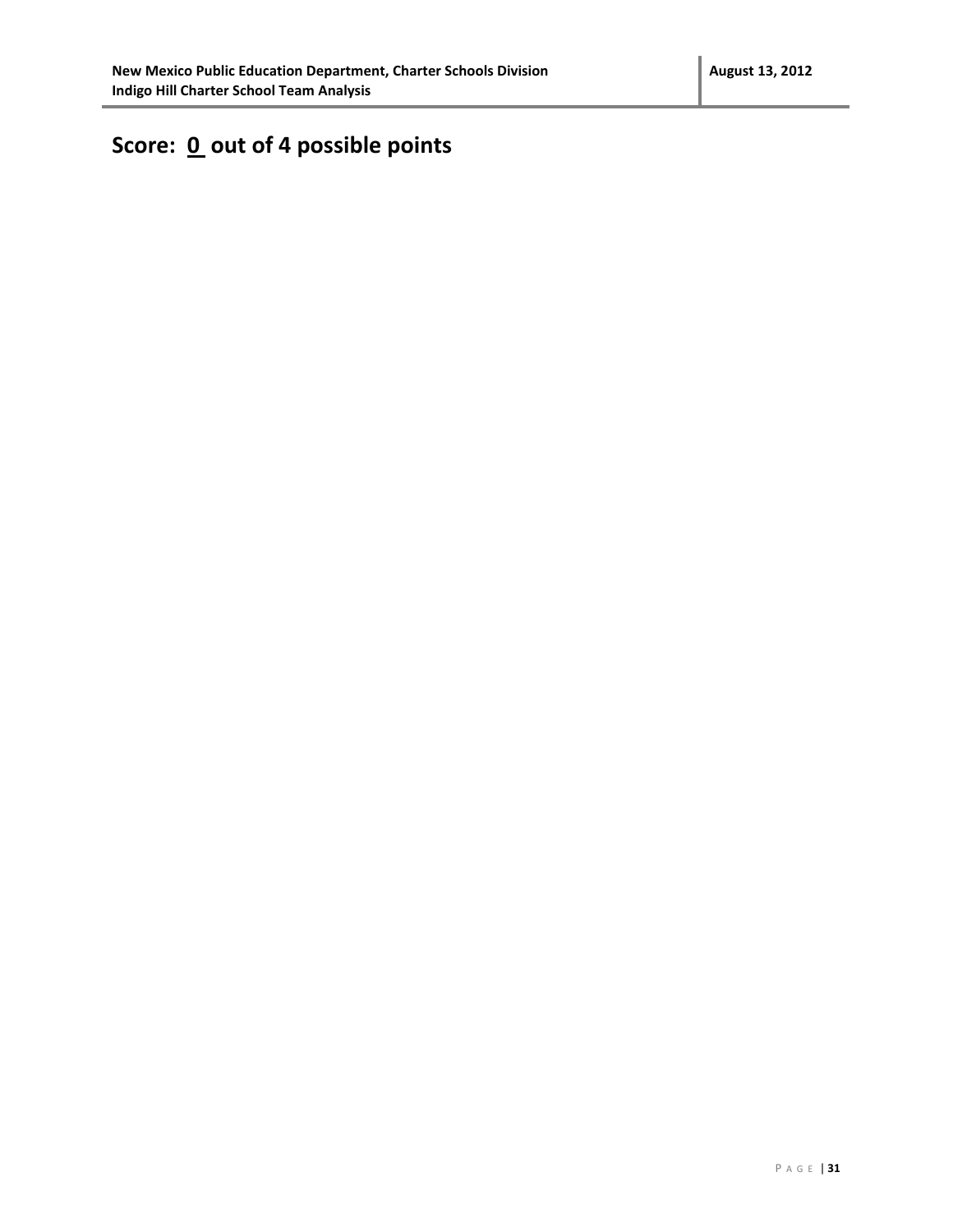**Score: <u>0</u> out of 4 possible points**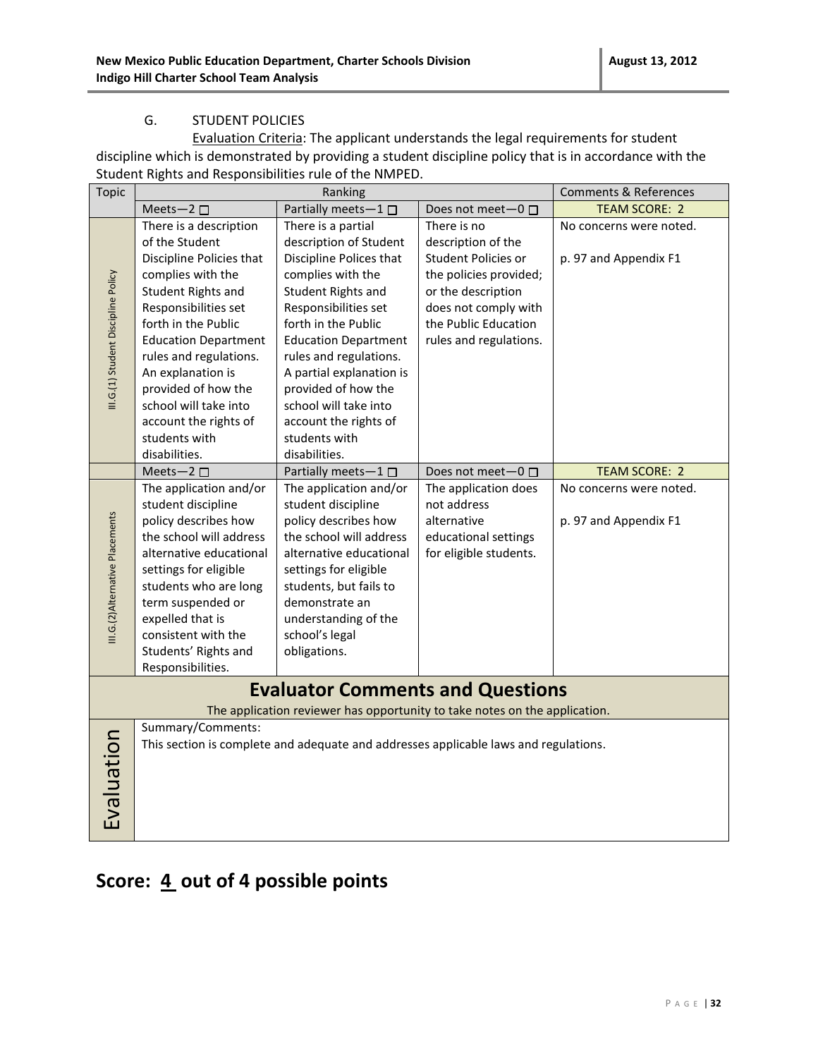### G. STUDENT POLICIES

Evaluation Criteria: The applicant understands the legal requirements for student discipline which is demonstrated by providing a student discipline policy that is in accordance with the Student Rights and Responsibilities rule of the NMPED.

| Topic | Ranking | | | Comments & References |
|---|---|---|---|---|
| | Meets—2 ☐ | Partially meets—1 ☐ | Does not meet—0 ☐ | TEAM SCORE: 2 |
| III.G.(1) Student Discipline Policy | There is a description of the Student Discipline Policies that complies with the Student Rights and Responsibilities set forth in the Public Education Department rules and regulations. An explanation is provided of how the school will take into account the rights of students with disabilities. | There is a partial description of Student Discipline Polices that complies with the Student Rights and Responsibilities set forth in the Public Education Department rules and regulations. A partial explanation is provided of how the school will take into account the rights of students with disabilities. | There is no description of the Student Policies or the policies provided; or the description does not comply with the Public Education rules and regulations. | No concerns were noted.<br><br>p. 97 and Appendix F1 |
| | Meets—2 ☐ | Partially meets—1 ☐ | Does not meet—0 ☐ | TEAM SCORE: 2 |
| III.G.(2)Alternative Placements | The application and/or student discipline policy describes how the school will address alternative educational settings for eligible students who are long term suspended or expelled that is consistent with the Students' Rights and Responsibilities. | The application and/or student discipline policy describes how the school will address alternative educational settings for eligible students, but fails to demonstrate an understanding of the school's legal obligations. | The application does not address alternative educational settings for eligible students. | No concerns were noted.<br><br>p. 97 and Appendix F1 |

## Evaluator Comments and Questions

The application reviewer has opportunity to take notes on the application.

| Evaluation | Summary/Comments:<br>This section is complete and adequate and addresses applicable laws and regulations. |
|---|---|

## Score: 4 out of 4 possible points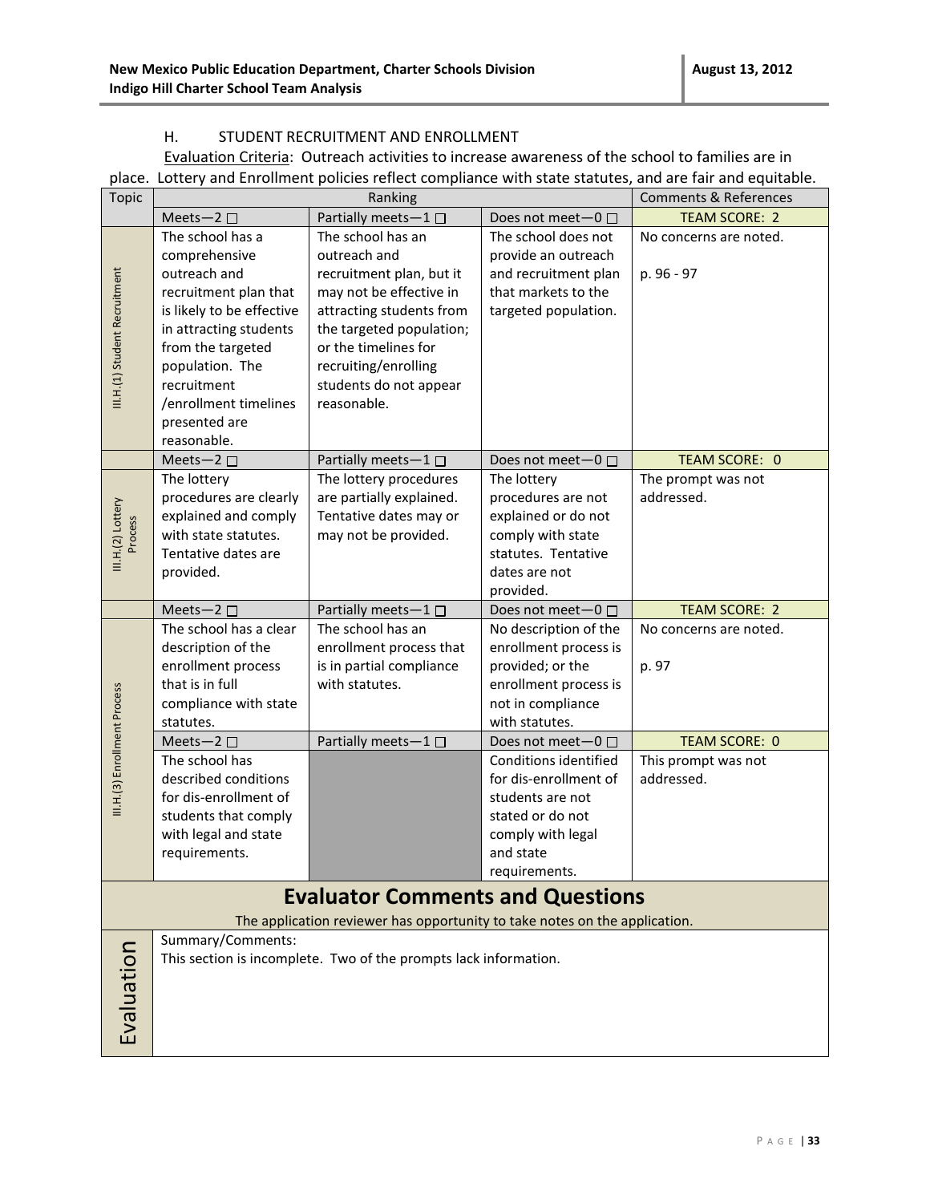### H. STUDENT RECRUITMENT AND ENROLLMENT

Evaluation Criteria: Outreach activities to increase awareness of the school to families are in place. Lottery and Enrollment policies reflect compliance with state statutes, and are fair and equitable.

| Topic | Ranking | | | Comments & References |
|---|---|---|---|---|
| | Meets—2 ☐ | Partially meets—1 ☐ | Does not meet—0 ☐ | TEAM SCORE: 2 |
| III.H.(1) Student Recruitment | The school has a comprehensive outreach and recruitment plan that is likely to be effective in attracting students from the targeted population. The recruitment /enrollment timelines presented are reasonable. | The school has an outreach and recruitment plan, but it may not be effective in attracting students from the targeted population; or the timelines for recruiting/enrolling students do not appear reasonable. | The school does not provide an outreach and recruitment plan that markets to the targeted population. | No concerns are noted.<br><br>p. 96 - 97 |
| | Meets—2 ☐ | Partially meets—1 ☐ | Does not meet—0 ☐ | TEAM SCORE: 0 |
| III.H.(2) Lottery Process | The lottery procedures are clearly explained and comply with state statutes. Tentative dates are provided. | The lottery procedures are partially explained. Tentative dates may or may not be provided. | The lottery procedures are not explained or do not comply with state statutes. Tentative dates are not provided. | The prompt was not addressed. |
| | Meets—2 ☐ | Partially meets—1 ☐ | Does not meet—0 ☐ | TEAM SCORE: 2 |
| III.H.(3) Enrollment Process | The school has a clear description of the enrollment process that is in full compliance with state statutes. | The school has an enrollment process that is in partial compliance with statutes. | No description of the enrollment process is provided; or the enrollment process is not in compliance with statutes. | No concerns are noted.<br><br>p. 97 |
| | Meets—2 ☐ | Partially meets—1 ☐ | Does not meet—0 ☐ | TEAM SCORE: 0 |
| | The school has described conditions for dis-enrollment of students that comply with legal and state requirements. | | Conditions identified for dis-enrollment of students are not stated or do not comply with legal and state requirements. | This prompt was not addressed. |

## Evaluator Comments and Questions

The application reviewer has opportunity to take notes on the application.

| Evaluation | Summary/Comments:<br>This section is incomplete. Two of the prompts lack information. |
|---|---|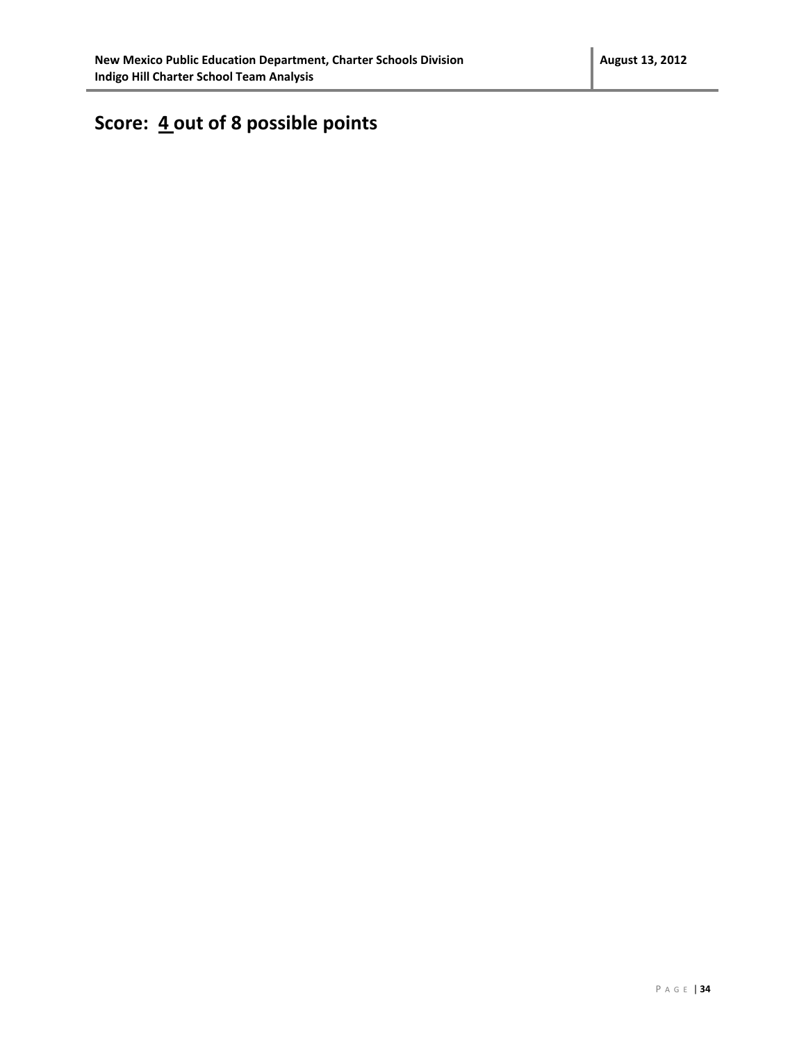## Score: 4 out of 8 possible points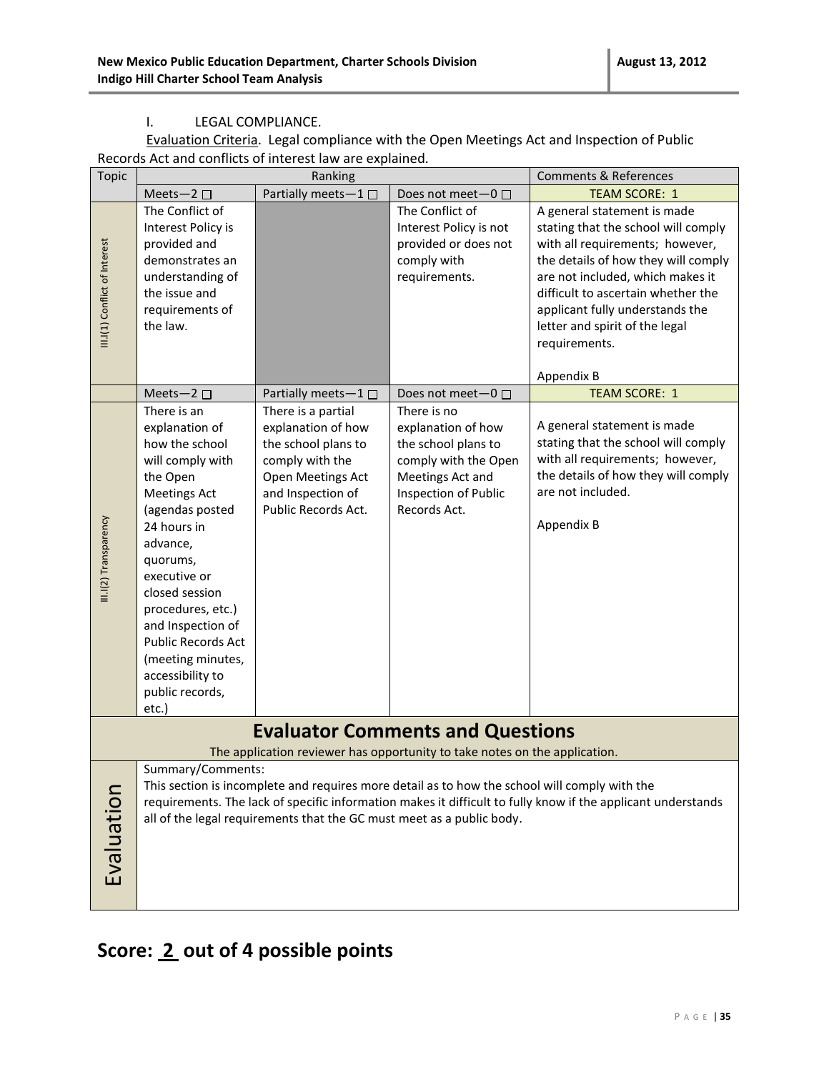I. LEGAL COMPLIANCE.

<u>Evaluation Criteria</u>. Legal compliance with the Open Meetings Act and Inspection of Public Records Act and conflicts of interest law are explained.

| Topic | Ranking | | | Comments & References |
|---|---|---|---|---|
| | Meets—2 ☐ | Partially meets—1 ☐ | Does not meet—0 ☐ | TEAM SCORE: 1 |
| III.I(1) Conflict of Interest | The Conflict of Interest Policy is provided and demonstrates an understanding of the issue and requirements of the law. | | The Conflict of Interest Policy is not provided or does not comply with requirements. | A general statement is made stating that the school will comply with all requirements; however, the details of how they will comply are not included, which makes it difficult to ascertain whether the applicant fully understands the letter and spirit of the legal requirements.<br><br>Appendix B |
| | Meets—2 ☐ | Partially meets—1 ☐ | Does not meet—0 ☐ | TEAM SCORE: 1 |
| III.I(2) Transparency | There is an explanation of how the school will comply with the Open Meetings Act (agendas posted 24 hours in advance, quorums, executive or closed session procedures, etc.) and Inspection of Public Records Act (meeting minutes, accessibility to public records, etc.) | There is a partial explanation of how the school plans to comply with the Open Meetings Act and Inspection of Public Records Act. | There is no explanation of how the school plans to comply with the Open Meetings Act and Inspection of Public Records Act. | A general statement is made stating that the school will comply with all requirements; however, the details of how they will comply are not included.<br><br>Appendix B |

## Evaluator Comments and Questions

The application reviewer has opportunity to take notes on the application.

| Evaluation | Summary/Comments:<br>This section is incomplete and requires more detail as to how the school will comply with the requirements. The lack of specific information makes it difficult to fully know if the applicant understands all of the legal requirements that the GC must meet as a public body. |
|---|---|

## Score: 2 out of 4 possible points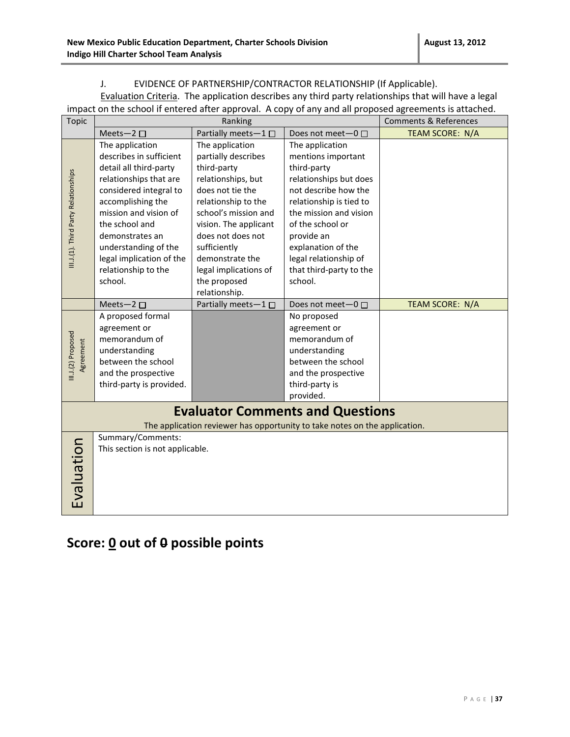J. EVIDENCE OF PARTNERSHIP/CONTRACTOR RELATIONSHIP (If Applicable).

Evaluation Criteria. The application describes any third party relationships that will have a legal impact on the school if entered after approval. A copy of any and all proposed agreements is attached.

| Topic | Ranking | | | Comments & References |
|---|---|---|---|---|
| | Meets—2 ☐ | Partially meets—1 ☐ | Does not meet—0 ☐ | TEAM SCORE: N/A |
| III.J.(1). Third Party Relationships | The application describes in sufficient detail all third-party relationships that are considered integral to accomplishing the mission and vision of the school and demonstrates an understanding of the legal implication of the relationship to the school. | The application partially describes third-party relationships, but does not tie the relationship to the school's mission and vision. The applicant does not does not sufficiently demonstrate the legal implications of the proposed relationship. | The application mentions important third-party relationships but does not describe how the relationship is tied to the mission and vision of the school or provide an explanation of the legal relationship of that third-party to the school. | |
| | Meets—2 ☐ | Partially meets—1 ☐ | Does not meet—0 ☐ | TEAM SCORE: N/A |
| III.J.(2) Proposed Agreement | A proposed formal agreement or memorandum of understanding between the school and the prospective third-party is provided. | | No proposed agreement or memorandum of understanding between the school and the prospective third-party is provided. | |

## Evaluator Comments and Questions

The application reviewer has opportunity to take notes on the application.

| Evaluation | Summary/Comments: This section is not applicable. |
|---|---|

## Score: 0 out of ~~0~~ possible points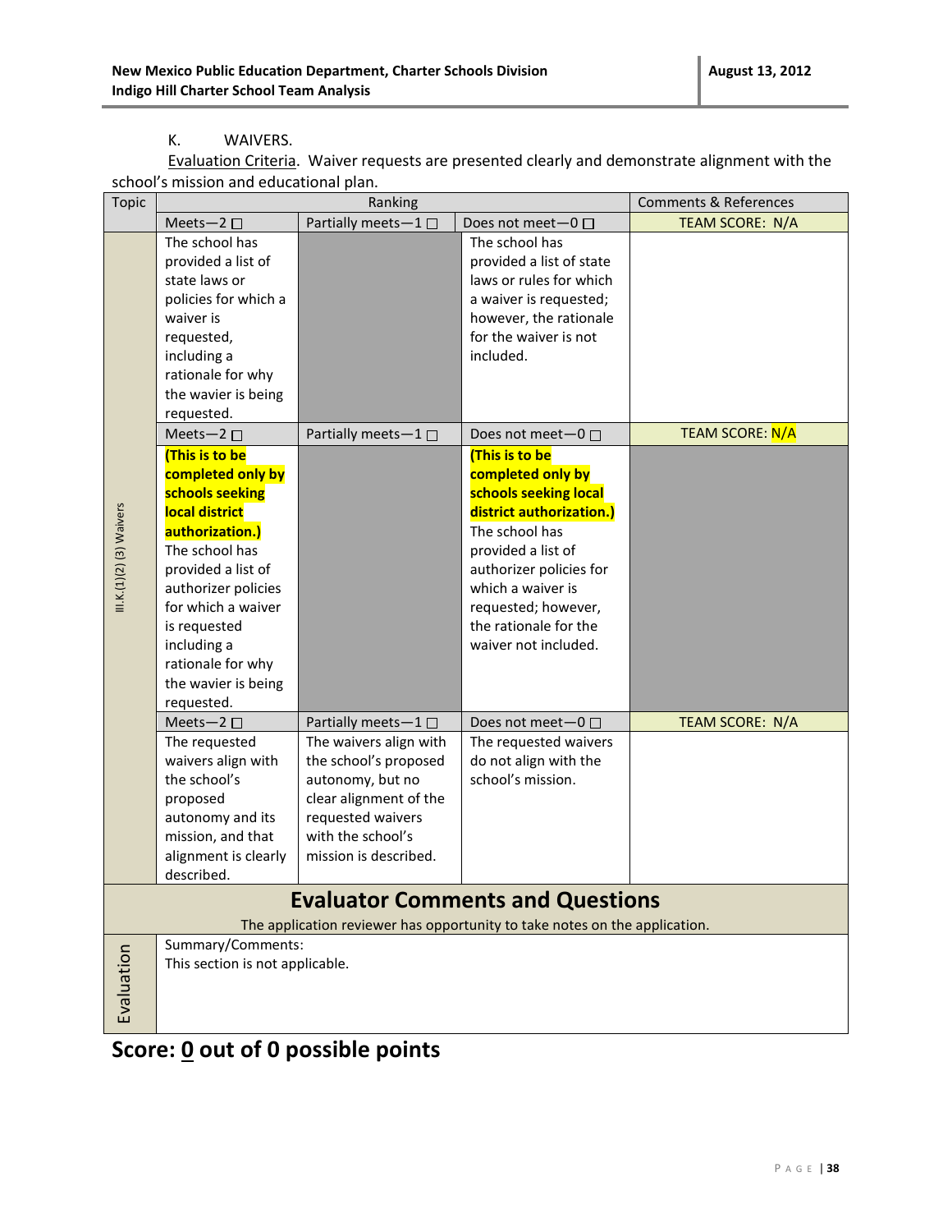K. WAIVERS.

Evaluation Criteria. Waiver requests are presented clearly and demonstrate alignment with the school's mission and educational plan.

| Topic | Ranking | | | Comments & References |
|---|---|---|---|---|
| III.K.(1)(2) (3) Waivers | Meets—2 ☐ | Partially meets—1 ☐ | Does not meet—0 ☐ | TEAM SCORE: N/A |
| | The school has provided a list of state laws or policies for which a waiver is requested, including a rationale for why the wavier is being requested. | | The school has provided a list of state laws or rules for which a waiver is requested; however, the rationale for the waiver is not included. | |
| | Meets—2 ☐ | Partially meets—1 ☐ | Does not meet—0 ☐ | TEAM SCORE: N/A |
| | **(This is to be completed only by schools seeking local district authorization.)** The school has provided a list of authorizer policies for which a waiver is requested including a rationale for why the wavier is being requested. | | **(This is to be completed only by schools seeking local district authorization.)** The school has provided a list of authorizer policies for which a waiver is requested; however, the rationale for the waiver not included. | |
| | Meets—2 ☐ | Partially meets—1 ☐ | Does not meet—0 ☐ | TEAM SCORE: N/A |
| | The requested waivers align with the school's proposed autonomy and its mission, and that alignment is clearly described. | The waivers align with the school's proposed autonomy, but no clear alignment of the requested waivers with the school's mission is described. | The requested waivers do not align with the school's mission. | |

## Evaluator Comments and Questions

The application reviewer has opportunity to take notes on the application.

| Evaluation | Summary/Comments: This section is not applicable. |
|---|---|

**Score: 0 out of 0 possible points**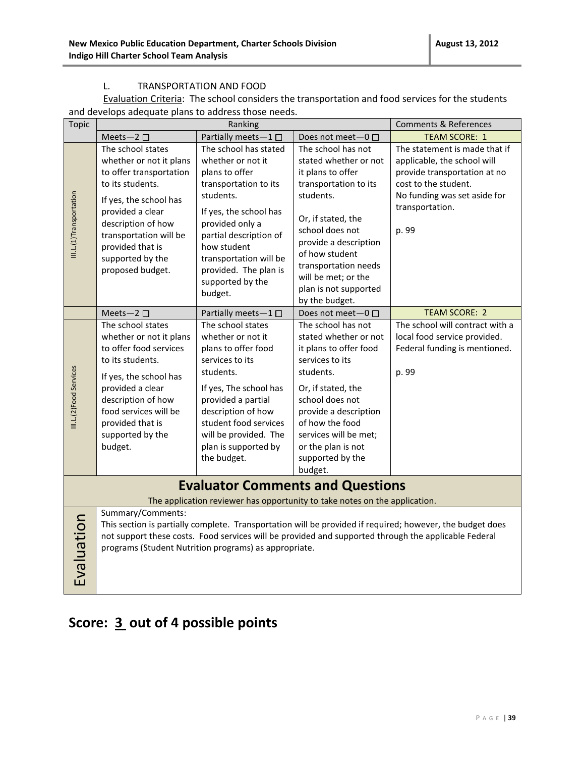L. TRANSPORTATION AND FOOD

Evaluation Criteria: The school considers the transportation and food services for the students and develops adequate plans to address those needs.

| Topic | Ranking | | | Comments & References |
|---|---|---|---|---|
| | Meets—2 ☐ | Partially meets—1 ☐ | Does not meet—0 ☐ | TEAM SCORE: 1 |
| III.L.(1)Transportation | The school states whether or not it plans to offer transportation to its students. If yes, the school has provided a clear description of how transportation will be provided that is supported by the proposed budget. | The school has stated whether or not it plans to offer transportation to its students. If yes, the school has provided only a partial description of how student transportation will be provided. The plan is supported by the budget. | The school has not stated whether or not it plans to offer transportation to its students. Or, if stated, the school does not provide a description of how student transportation needs will be met; or the plan is not supported by the budget. | The statement is made that if applicable, the school will provide transportation at no cost to the student. No funding was set aside for transportation. p. 99 |
| | Meets—2 ☐ | Partially meets—1 ☐ | Does not meet—0 ☐ | TEAM SCORE: 2 |
| III.L.(2)Food Services | The school states whether or not it plans to offer food services to its students. If yes, the school has provided a clear description of how food services will be provided that is supported by the budget. | The school states whether or not it plans to offer food services to its students. If yes, The school has provided a partial description of how student food services will be provided. The plan is supported by the budget. | The school has not stated whether or not it plans to offer food services to its students. Or, if stated, the school does not provide a description of how the food services will be met; or the plan is not supported by the budget. | The school will contract with a local food service provided. Federal funding is mentioned. p. 99 |

| Evaluator Comments and Questions | |
|---|---|
| | The application reviewer has opportunity to take notes on the application. |
| Evaluation | Summary/Comments: This section is partially complete. Transportation will be provided if required; however, the budget does not support these costs. Food services will be provided and supported through the applicable Federal programs (Student Nutrition programs) as appropriate. |

## Score: 3 out of 4 possible points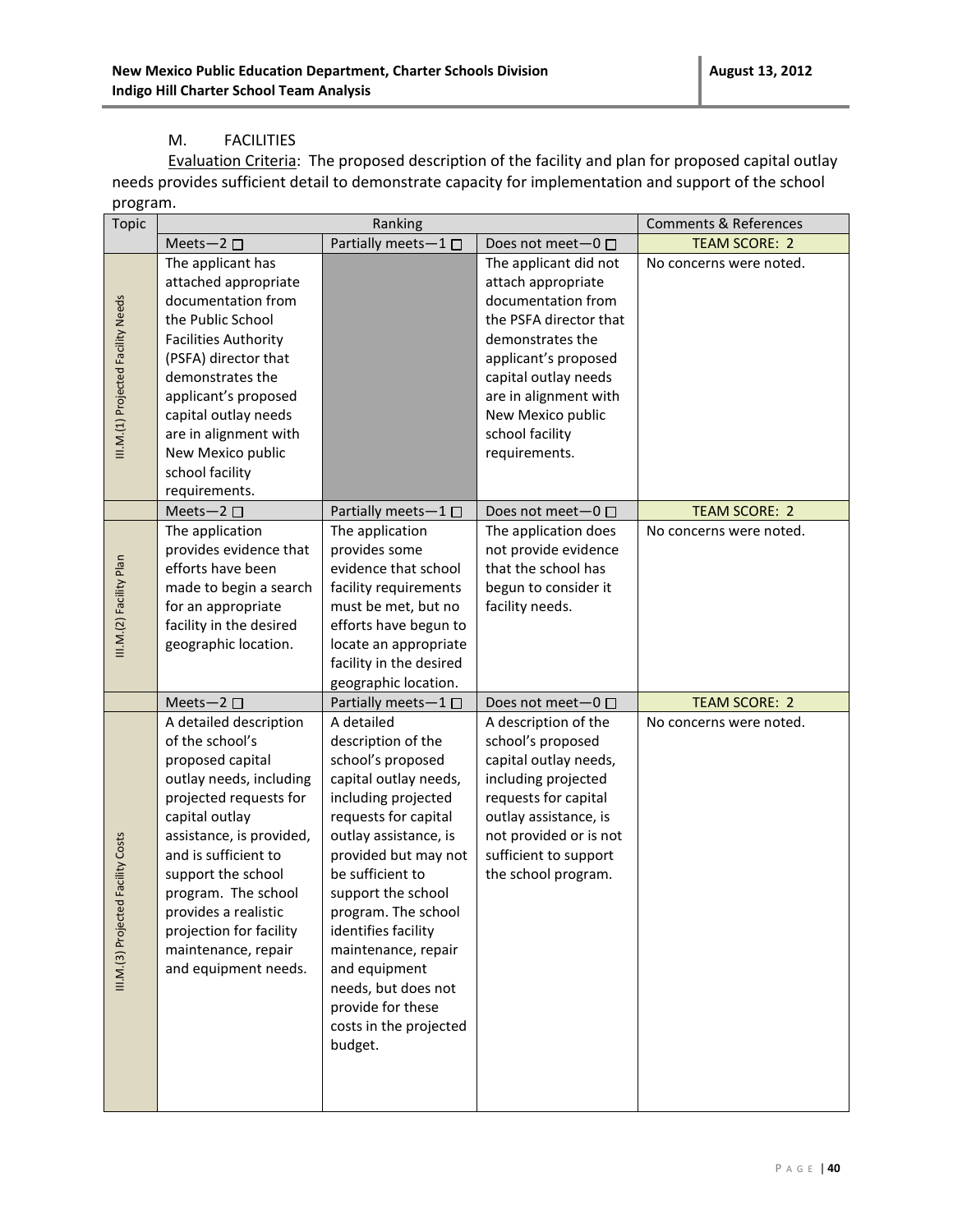## M. FACILITIES

Evaluation Criteria: The proposed description of the facility and plan for proposed capital outlay needs provides sufficient detail to demonstrate capacity for implementation and support of the school program.

| Topic | Ranking | | | Comments & References |
|---|---|---|---|---|
| | Meets—2 ☐ | Partially meets—1 ☐ | Does not meet—0 ☐ | TEAM SCORE: 2 |
| III.M.(1) Projected Facility Needs | The applicant has attached appropriate documentation from the Public School Facilities Authority (PSFA) director that demonstrates the applicant's proposed capital outlay needs are in alignment with New Mexico public school facility requirements. | | The applicant did not attach appropriate documentation from the PSFA director that demonstrates the applicant's proposed capital outlay needs are in alignment with New Mexico public school facility requirements. | No concerns were noted. |
| | Meets—2 ☐ | Partially meets—1 ☐ | Does not meet—0 ☐ | TEAM SCORE: 2 |
| III.M.(2) Facility Plan | The application provides evidence that efforts have been made to begin a search for an appropriate facility in the desired geographic location. | The application provides some evidence that school facility requirements must be met, but no efforts have begun to locate an appropriate facility in the desired geographic location. | The application does not provide evidence that the school has begun to consider it facility needs. | No concerns were noted. |
| | Meets—2 ☐ | Partially meets—1 ☐ | Does not meet—0 ☐ | TEAM SCORE: 2 |
| III.M.(3) Projected Facility Costs | A detailed description of the school's proposed capital outlay needs, including projected requests for capital outlay assistance, is provided, and is sufficient to support the school program. The school provides a realistic projection for facility maintenance, repair and equipment needs. | A detailed description of the school's proposed capital outlay needs, including projected requests for capital outlay assistance, is provided but may not be sufficient to support the school program. The school identifies facility maintenance, repair and equipment needs, but does not provide for these costs in the projected budget. | A description of the school's proposed capital outlay needs, including projected requests for capital outlay assistance, is not provided or is not sufficient to support the school program. | No concerns were noted. |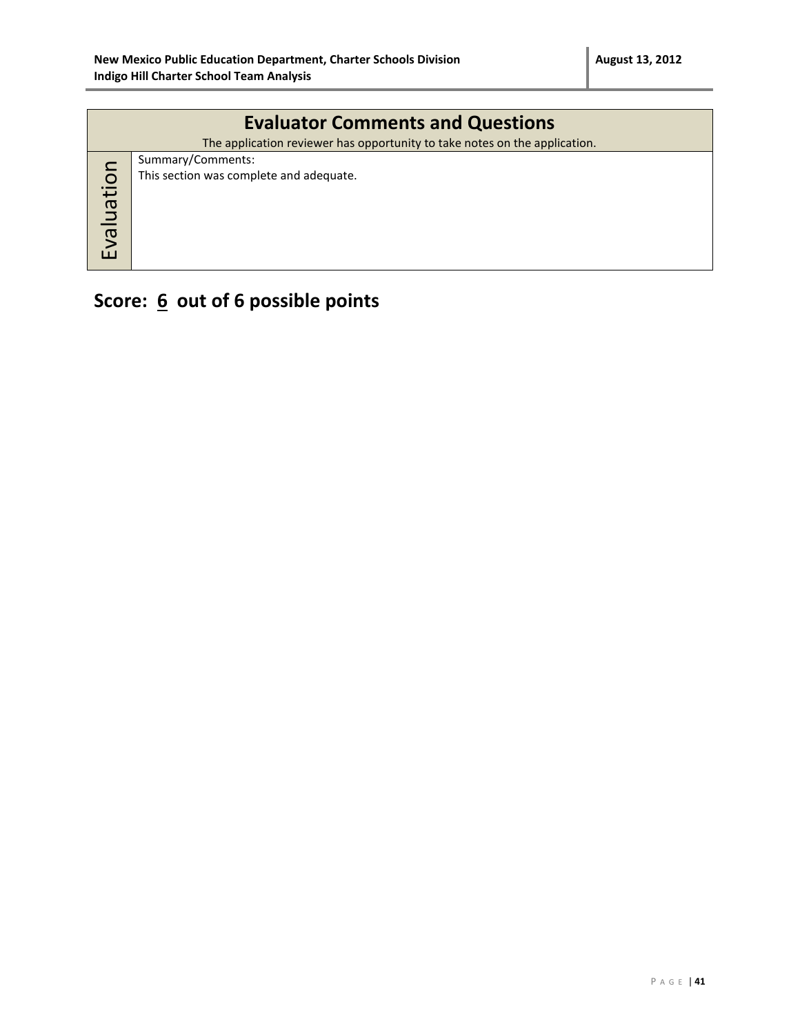| Evaluator Comments and Questions | |
| --- | --- |
| The application reviewer has opportunity to take notes on the application. | |
| Evaluation | Summary/Comments:<br>This section was complete and adequate. |

## Score: 6 out of 6 possible points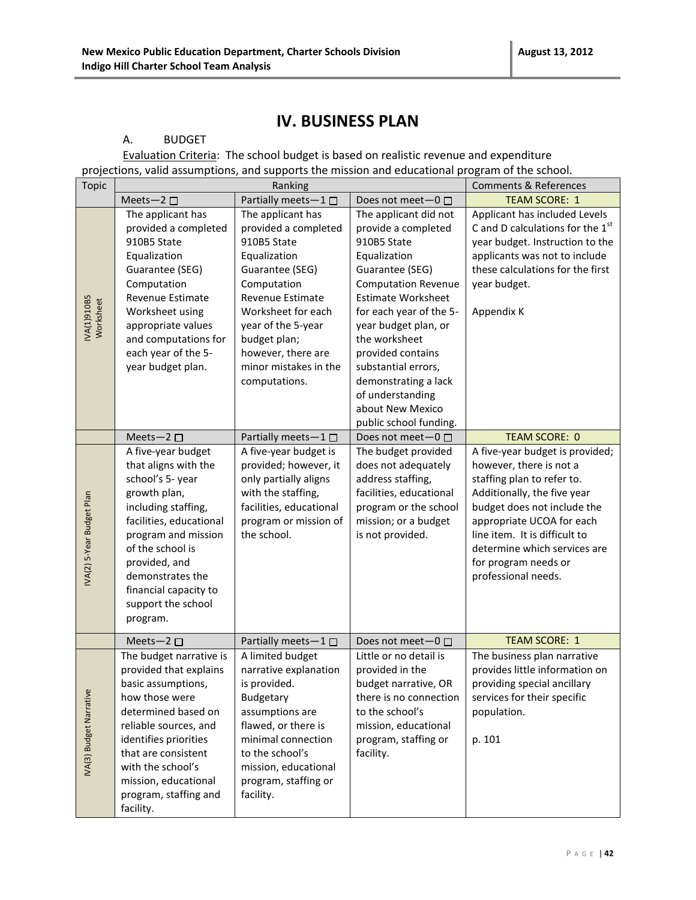## IV. BUSINESS PLAN

A. BUDGET

Evaluation Criteria: The school budget is based on realistic revenue and expenditure projections, valid assumptions, and supports the mission and educational program of the school.

| Topic | Ranking | | | Comments & References |
|---|---|---|---|---|
| | Meets—2 ☐ | Partially meets—1 ☐ | Does not meet—0 ☐ | TEAM SCORE: 1 |
| IVA(1)910B5 Worksheet | The applicant has provided a completed 910B5 State Equalization Guarantee (SEG) Computation Revenue Estimate Worksheet using appropriate values and computations for each year of the 5-year budget plan. | The applicant has provided a completed 910B5 State Equalization Guarantee (SEG) Computation Revenue Estimate Worksheet for each year of the 5-year budget plan; however, there are minor mistakes in the computations. | The applicant did not provide a completed 910B5 State Equalization Guarantee (SEG) Computation Revenue Estimate Worksheet for each year of the 5-year budget plan, or the worksheet provided contains substantial errors, demonstrating a lack of understanding about New Mexico public school funding. | Applicant has included Levels C and D calculations for the 1st year budget. Instruction to the applicants was not to include these calculations for the first year budget.<br><br>Appendix K |
| | Meets—2 ☐ | Partially meets—1 ☐ | Does not meet—0 ☐ | TEAM SCORE: 0 |
| IVA(2) 5-Year Budget Plan | A five-year budget that aligns with the school's 5- year growth plan, including staffing, facilities, educational program and mission of the school is provided, and demonstrates the financial capacity to support the school program. | A five-year budget is provided; however, it only partially aligns with the staffing, facilities, educational program or mission of the school. | The budget provided does not adequately address staffing, facilities, educational program or the school mission; or a budget is not provided. | A five-year budget is provided; however, there is not a staffing plan to refer to. Additionally, the five year budget does not include the appropriate UCOA for each line item. It is difficult to determine which services are for program needs or professional needs. |
| | Meets—2 ☐ | Partially meets—1 ☐ | Does not meet—0 ☐ | TEAM SCORE: 1 |
| IVA(3) Budget Narrative | The budget narrative is provided that explains basic assumptions, how those were determined based on reliable sources, and identifies priorities that are consistent with the school's mission, educational program, staffing and facility. | A limited budget narrative explanation is provided. Budgetary assumptions are flawed, or there is minimal connection to the school's mission, educational program, staffing or facility. | Little or no detail is provided in the budget narrative, OR there is no connection to the school's mission, educational program, staffing or facility. | The business plan narrative provides little information on providing special ancillary services for their specific population.<br><br>p. 101 |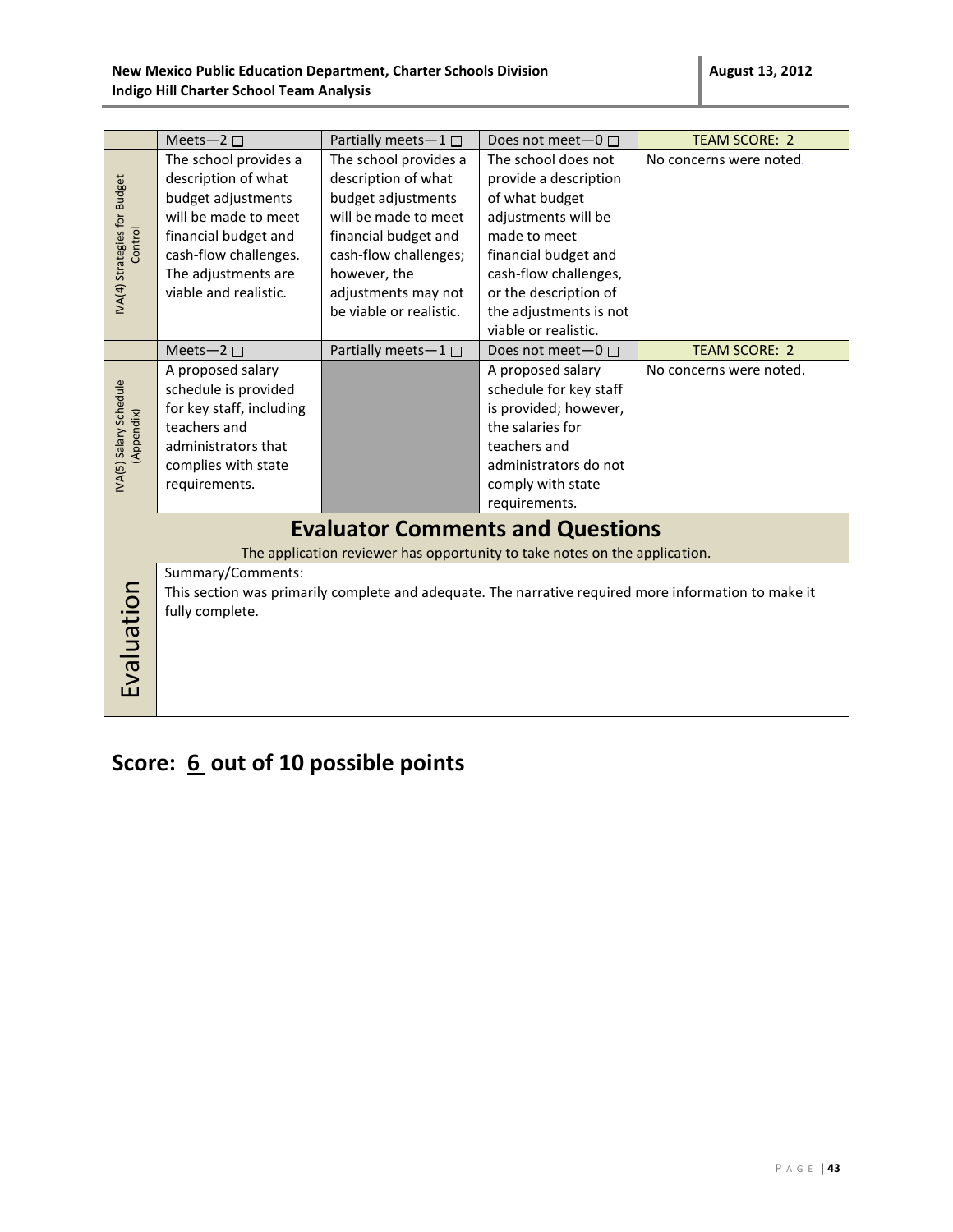| | Meets—2 ☐ | Partially meets—1 ☐ | Does not meet—0 ☐ | TEAM SCORE: 2 |
|---|---|---|---|---|
| IVA(4) Strategies for Budget Control | The school provides a description of what budget adjustments will be made to meet financial budget and cash-flow challenges. The adjustments are viable and realistic. | The school provides a description of what budget adjustments will be made to meet financial budget and cash-flow challenges; however, the adjustments may not be viable or realistic. | The school does not provide a description of what budget adjustments will be made to meet financial budget and cash-flow challenges, or the description of the adjustments is not viable or realistic. | No concerns were noted. |
| | Meets—2 ☐ | Partially meets—1 ☐ | Does not meet—0 ☐ | TEAM SCORE: 2 |
| IVA(5) Salary Schedule (Appendix) | A proposed salary schedule is provided for key staff, including teachers and administrators that complies with state requirements. | | A proposed salary schedule for key staff is provided; however, the salaries for teachers and administrators do not comply with state requirements. | No concerns were noted. |

## Evaluator Comments and Questions

The application reviewer has opportunity to take notes on the application.

| Evaluation | Summary/Comments: This section was primarily complete and adequate. The narrative required more information to make it fully complete. |
|---|---|

## Score: 6 out of 10 possible points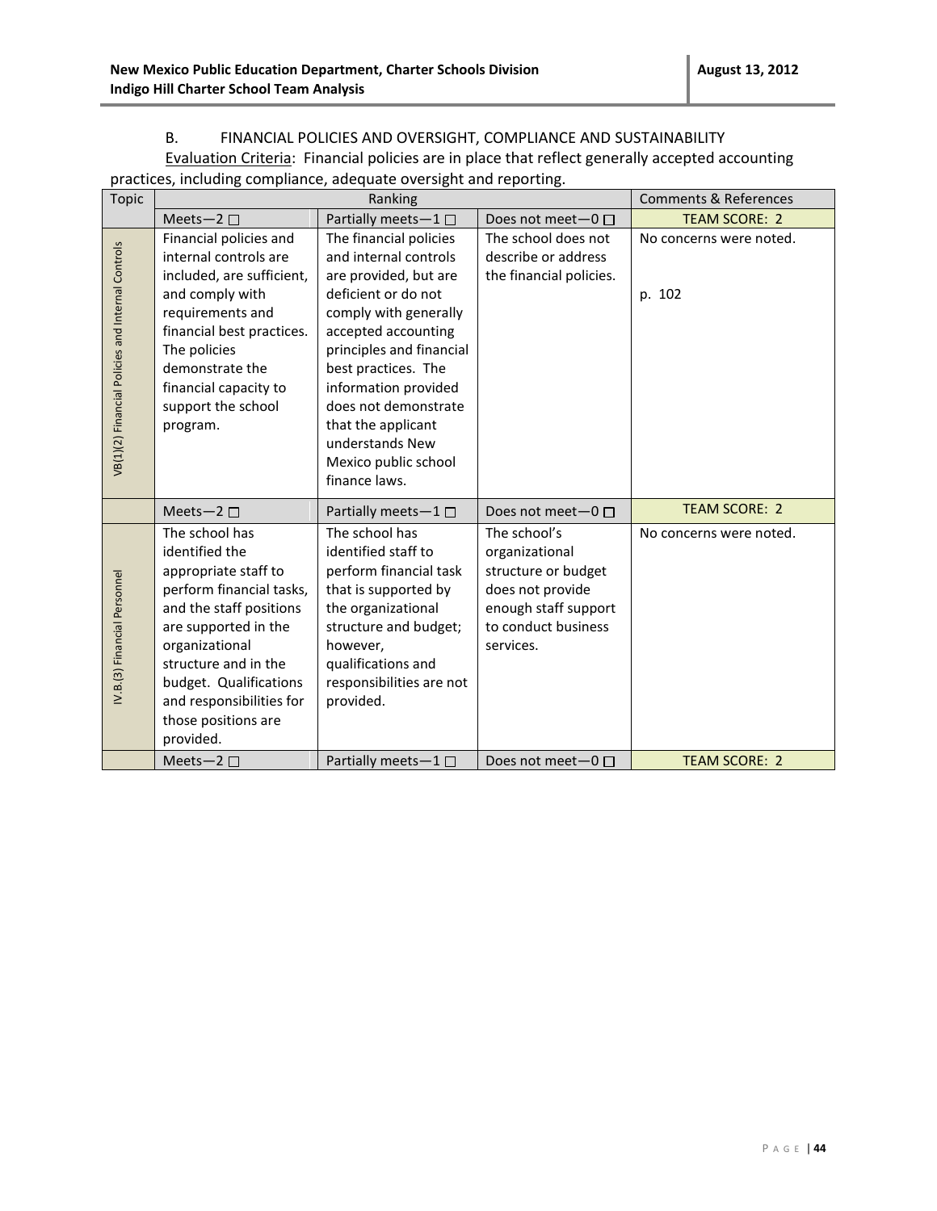B. FINANCIAL POLICIES AND OVERSIGHT, COMPLIANCE AND SUSTAINABILITY

Evaluation Criteria: Financial policies are in place that reflect generally accepted accounting practices, including compliance, adequate oversight and reporting.

| Topic | Ranking | | | Comments & References |
|---|---|---|---|---|
| | Meets—2 ☐ | Partially meets—1 ☐ | Does not meet—0 ☐ | TEAM SCORE: 2 |
| VB(1)(2) Financial Policies and Internal Controls | Financial policies and internal controls are included, are sufficient, and comply with requirements and financial best practices. The policies demonstrate the financial capacity to support the school program. | The financial policies and internal controls are provided, but are deficient or do not comply with generally accepted accounting principles and financial best practices. The information provided does not demonstrate that the applicant understands New Mexico public school finance laws. | The school does not describe or address the financial policies. | No concerns were noted.<br><br>p. 102 |
| | Meets—2 ☐ | Partially meets—1 ☐ | Does not meet—0 ☐ | TEAM SCORE: 2 |
| IV.B.(3) Financial Personnel | The school has identified the appropriate staff to perform financial tasks, and the staff positions are supported in the organizational structure and in the budget. Qualifications and responsibilities for those positions are provided. | The school has identified staff to perform financial task that is supported by the organizational structure and budget; however, qualifications and responsibilities are not provided. | The school's organizational structure or budget does not provide enough staff support to conduct business services. | No concerns were noted. |
| | Meets—2 ☐ | Partially meets—1 ☐ | Does not meet—0 ☐ | TEAM SCORE: 2 |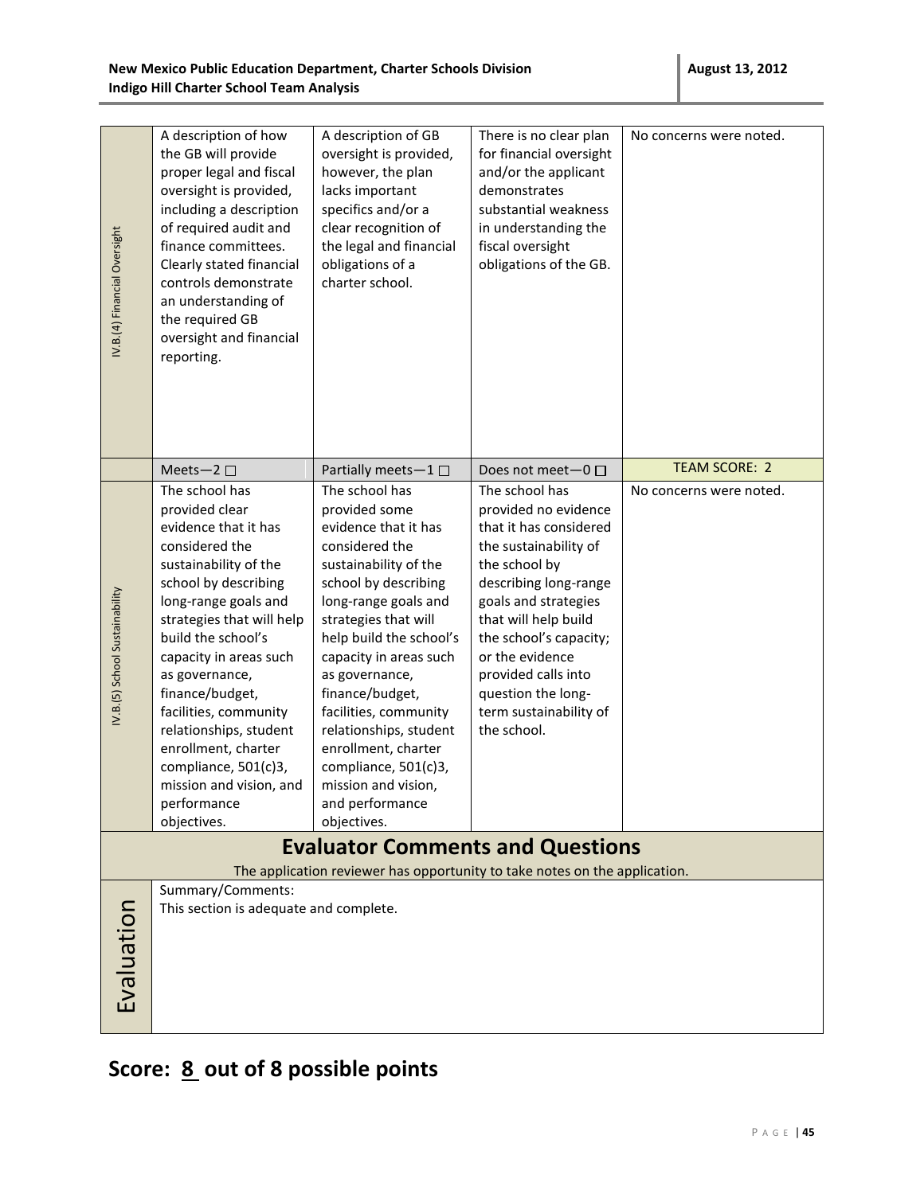| | | | | |
|---|---|---|---|---|
| IV.B.(4) Financial Oversight | A description of how the GB will provide proper legal and fiscal oversight is provided, including a description of required audit and finance committees. Clearly stated financial controls demonstrate an understanding of the required GB oversight and financial reporting. | A description of GB oversight is provided, however, the plan lacks important specifics and/or a clear recognition of the legal and financial obligations of a charter school. | There is no clear plan for financial oversight and/or the applicant demonstrates substantial weakness in understanding the fiscal oversight obligations of the GB. | No concerns were noted. |
| | Meets—2 ☐ | Partially meets—1 ☐ | Does not meet—0 ☐ | TEAM SCORE: 2 |
| IV.B.(5) School Sustainability | The school has provided clear evidence that it has considered the sustainability of the school by describing long-range goals and strategies that will help build the school's capacity in areas such as governance, finance/budget, facilities, community relationships, student enrollment, charter compliance, 501(c)3, mission and vision, and performance objectives. | The school has provided some evidence that it has considered the sustainability of the school by describing long-range goals and strategies that will help build the school's capacity in areas such as governance, finance/budget, facilities, community relationships, student enrollment, charter compliance, 501(c)3, mission and vision, and performance objectives. | The school has provided no evidence that it has considered the sustainability of the school by describing long-range goals and strategies that will help build the school's capacity; or the evidence provided calls into question the long-term sustainability of the school. | No concerns were noted. |

## Evaluator Comments and Questions

The application reviewer has opportunity to take notes on the application.

| | |
|---|---|
| Evaluation | Summary/Comments:<br>This section is adequate and complete. |

## Score: 8 out of 8 possible points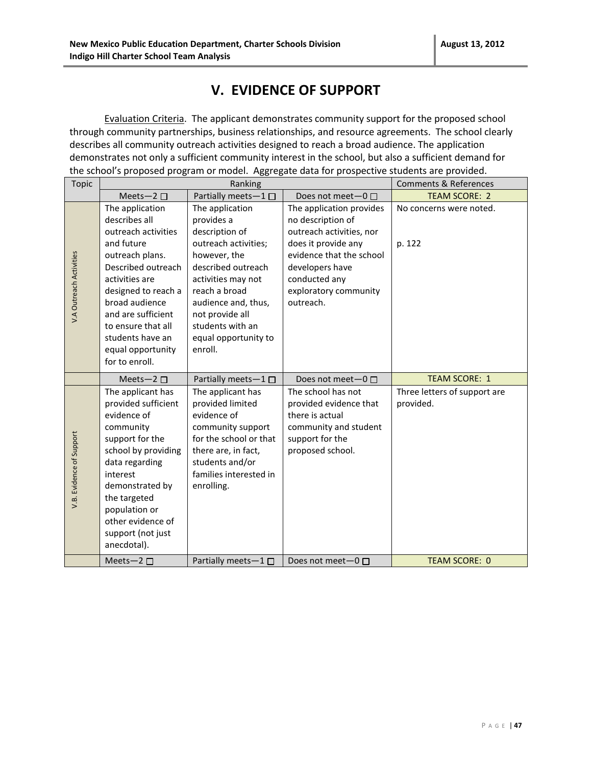# V. EVIDENCE OF SUPPORT

Evaluation Criteria. The applicant demonstrates community support for the proposed school through community partnerships, business relationships, and resource agreements. The school clearly describes all community outreach activities designed to reach a broad audience. The application demonstrates not only a sufficient community interest in the school, but also a sufficient demand for the school's proposed program or model. Aggregate data for prospective students are provided.

| Topic | Ranking | | | Comments & References |
|---|---|---|---|---|
| | Meets—2 ☐ | Partially meets—1 ☐ | Does not meet—0 ☐ | TEAM SCORE: 2 |
| V.A Outreach Activities | The application describes all outreach activities and future outreach plans. Described outreach activities are designed to reach a broad audience and are sufficient to ensure that all students have an equal opportunity for to enroll. | The application provides a description of outreach activities; however, the described outreach activities may not reach a broad audience and, thus, not provide all students with an equal opportunity to enroll. | The application provides no description of outreach activities, nor does it provide any evidence that the school developers have conducted any exploratory community outreach. | No concerns were noted.<br><br>p. 122 |
| | Meets—2 ☐ | Partially meets—1 ☐ | Does not meet—0 ☐ | TEAM SCORE: 1 |
| V.B. Evidence of Support | The applicant has provided sufficient evidence of community support for the school by providing data regarding interest demonstrated by the targeted population or other evidence of support (not just anecdotal). | The applicant has provided limited evidence of community support for the school or that there are, in fact, students and/or families interested in enrolling. | The school has not provided evidence that there is actual community and student support for the proposed school. | Three letters of support are provided. |
| | Meets—2 ☐ | Partially meets—1 ☐ | Does not meet—0 ☐ | TEAM SCORE: 0 |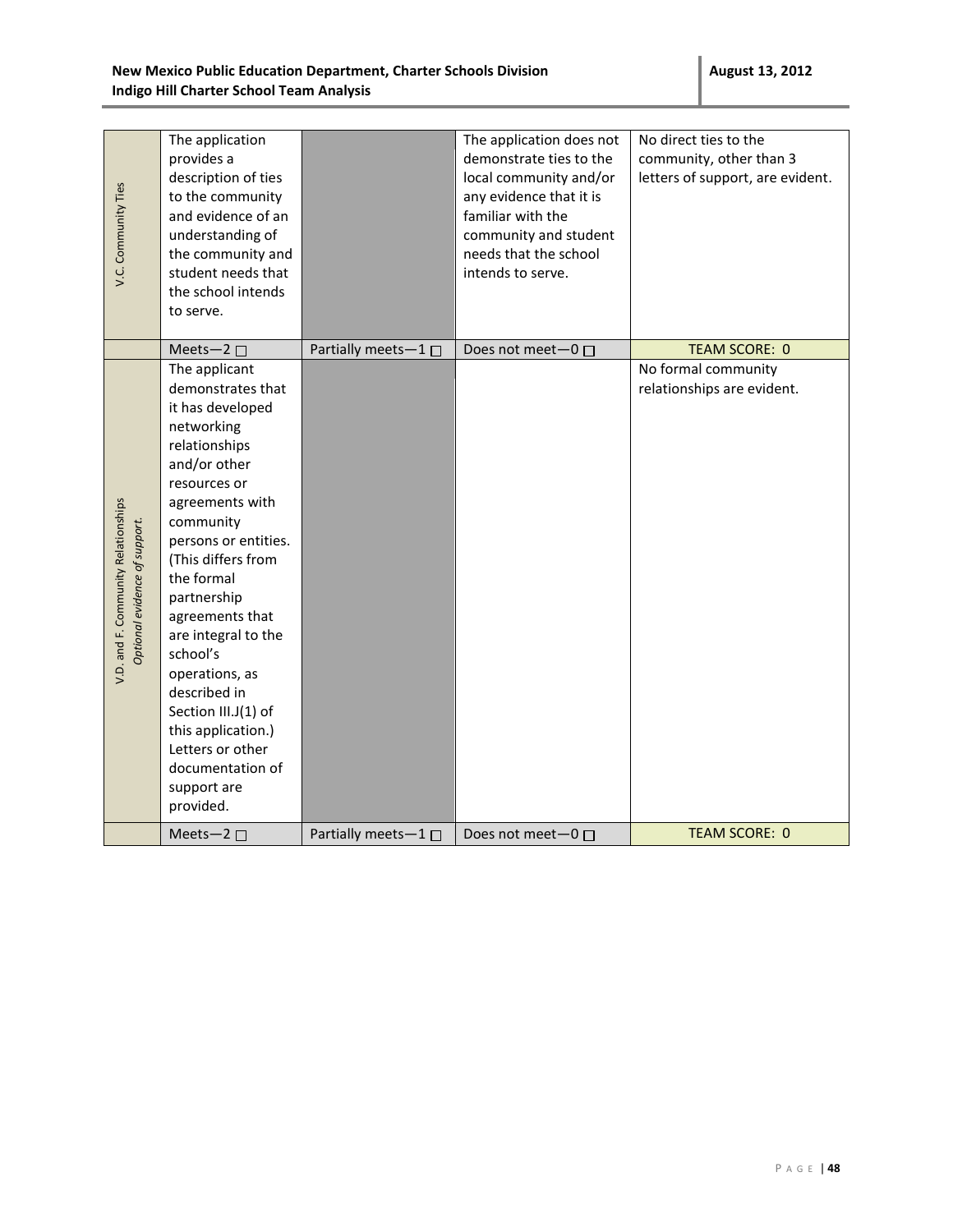| | | | | |
|---|---|---|---|---|
| V.C. Community Ties | The application provides a description of ties to the community and evidence of an understanding of the community and student needs that the school intends to serve. | | The application does not demonstrate ties to the local community and/or any evidence that it is familiar with the community and student needs that the school intends to serve. | No direct ties to the community, other than 3 letters of support, are evident. |
| | Meets—2 ☐ | Partially meets—1 ☐ | Does not meet—0 ☐ | TEAM SCORE: 0 |
| V.D. and F. Community Relationships *Optional evidence of support.* | The applicant demonstrates that it has developed networking relationships and/or other resources or agreements with community persons or entities. (This differs from the formal partnership agreements that are integral to the school's operations, as described in Section III.J(1) of this application.) Letters or other documentation of support are provided. | | | No formal community relationships are evident. |
| | Meets—2 ☐ | Partially meets—1 ☐ | Does not meet—0 ☐ | TEAM SCORE: 0 |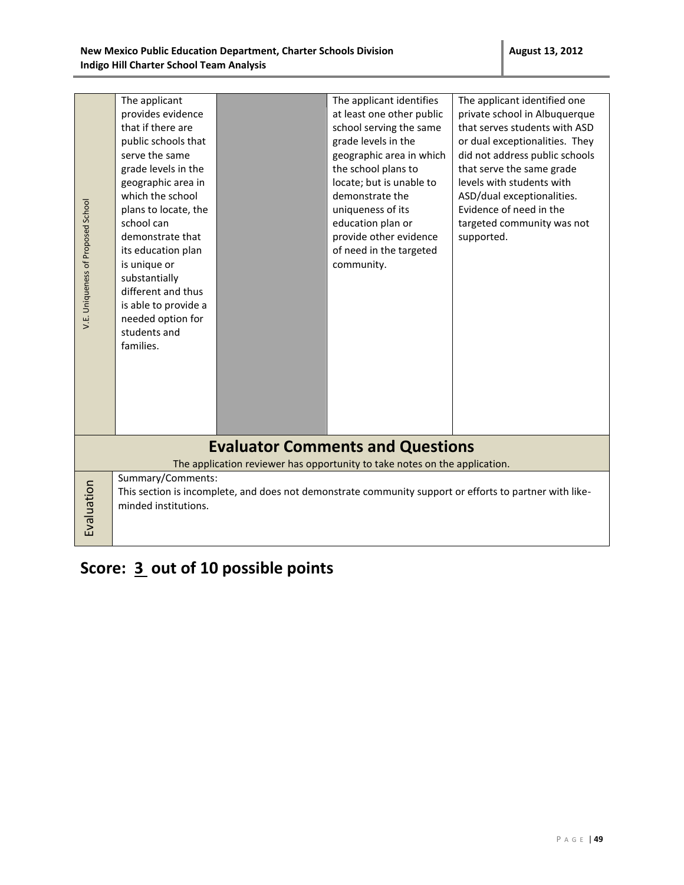| V.E. Uniqueness of Proposed School | The applicant provides evidence that if there are public schools that serve the same grade levels in the geographic area in which the school plans to locate, the school can demonstrate that its education plan is unique or substantially different and thus is able to provide a needed option for students and families. | | The applicant identifies at least one other public school serving the same grade levels in the geographic area in which the school plans to locate; but is unable to demonstrate the uniqueness of its education plan or provide other evidence of need in the targeted community. | The applicant identified one private school in Albuquerque that serves students with ASD or dual exceptionalities. They did not address public schools that serve the same grade levels with students with ASD/dual exceptionalities. Evidence of need in the targeted community was not supported. |
|---|---|---|---|---|

## Evaluator Comments and Questions

The application reviewer has opportunity to take notes on the application.

| Evaluation | Summary/Comments:<br>This section is incomplete, and does not demonstrate community support or efforts to partner with like-minded institutions. |
|---|---|

## Score: 3 out of 10 possible points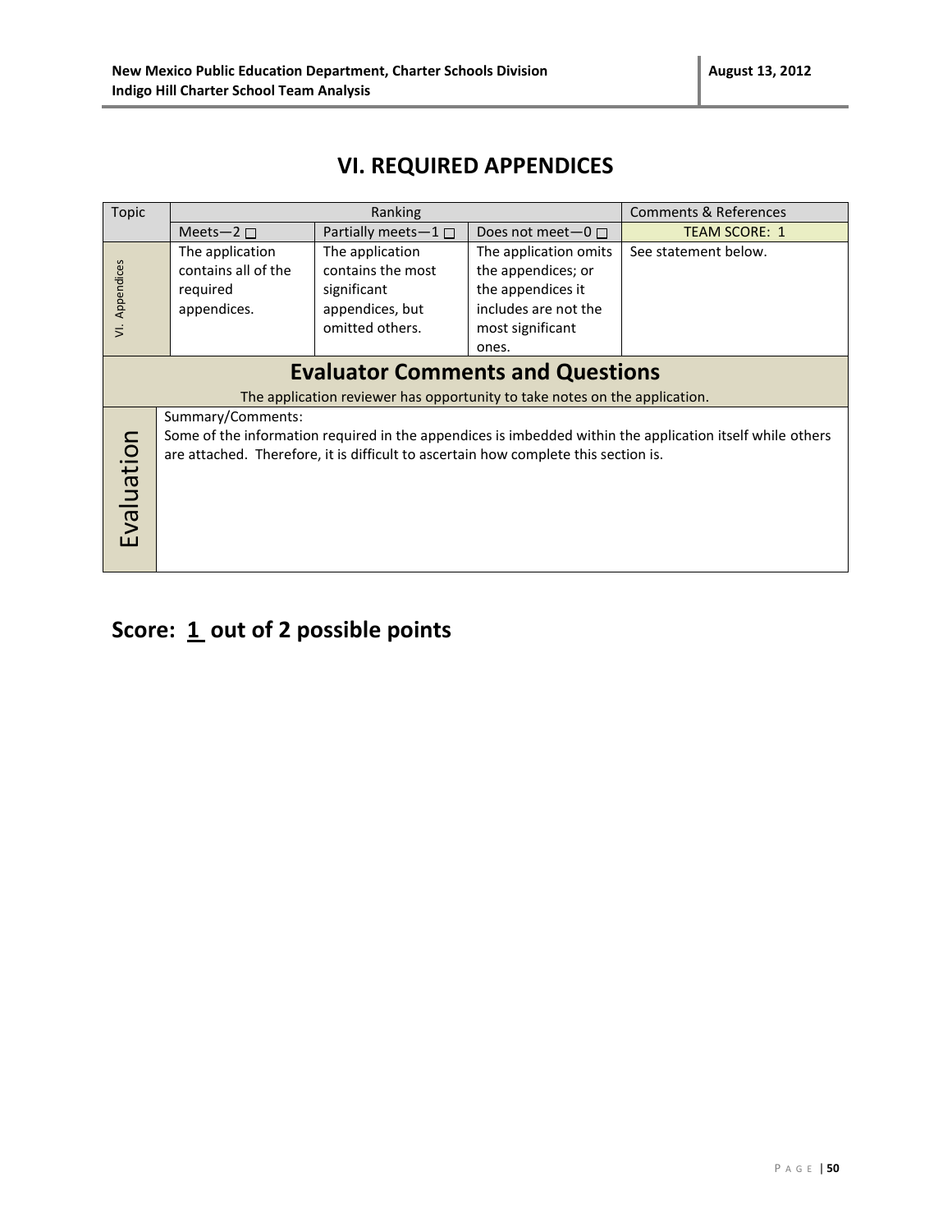# VI. REQUIRED APPENDICES

| Topic | Ranking | | | Comments & References |
|---|---|---|---|---|
| | Meets—2 ☐ | Partially meets—1 ☐ | Does not meet—0 ☐ | TEAM SCORE: 1 |
| VI. Appendices | The application contains all of the required appendices. | The application contains the most significant appendices, but omitted others. | The application omits the appendices; or the appendices it includes are not the most significant ones. | See statement below. |

## Evaluator Comments and Questions

The application reviewer has opportunity to take notes on the application.

**Evaluation**

Summary/Comments:
Some of the information required in the appendices is imbedded within the application itself while others are attached. Therefore, it is difficult to ascertain how complete this section is.

## Score: 1 out of 2 possible points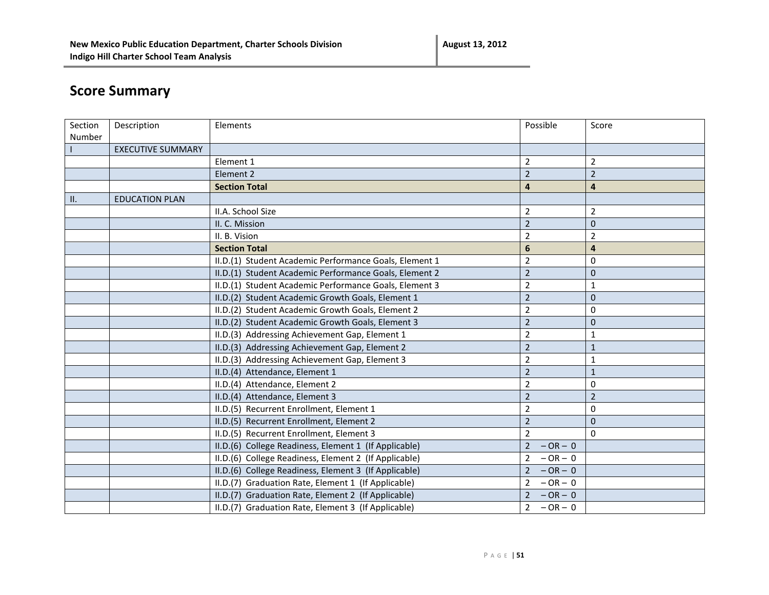## Score Summary

| Section Number | Description | Elements | Possible | Score |
|---|---|---|---|---|
| I | EXECUTIVE SUMMARY | | | |
| | | Element 1 | 2 | 2 |
| | | Element 2 | 2 | 2 |
| | | **Section Total** | **4** | **4** |
| II. | EDUCATION PLAN | | | |
| | | II.A. School Size | 2 | 2 |
| | | II. C. Mission | 2 | 0 |
| | | II. B. Vision | 2 | 2 |
| | | **Section Total** | **6** | **4** |
| | | II.D.(1) Student Academic Performance Goals, Element 1 | 2 | 0 |
| | | II.D.(1) Student Academic Performance Goals, Element 2 | 2 | 0 |
| | | II.D.(1) Student Academic Performance Goals, Element 3 | 2 | 1 |
| | | II.D.(2) Student Academic Growth Goals, Element 1 | 2 | 0 |
| | | II.D.(2) Student Academic Growth Goals, Element 2 | 2 | 0 |
| | | II.D.(2) Student Academic Growth Goals, Element 3 | 2 | 0 |
| | | II.D.(3) Addressing Achievement Gap, Element 1 | 2 | 1 |
| | | II.D.(3) Addressing Achievement Gap, Element 2 | 2 | 1 |
| | | II.D.(3) Addressing Achievement Gap, Element 3 | 2 | 1 |
| | | II.D.(4) Attendance, Element 1 | 2 | 1 |
| | | II.D.(4) Attendance, Element 2 | 2 | 0 |
| | | II.D.(4) Attendance, Element 3 | 2 | 2 |
| | | II.D.(5) Recurrent Enrollment, Element 1 | 2 | 0 |
| | | II.D.(5) Recurrent Enrollment, Element 2 | 2 | 0 |
| | | II.D.(5) Recurrent Enrollment, Element 3 | 2 | 0 |
| | | II.D.(6) College Readiness, Element 1 (If Applicable) | 2 – OR – 0 | |
| | | II.D.(6) College Readiness, Element 2 (If Applicable) | 2 – OR – 0 | |
| | | II.D.(6) College Readiness, Element 3 (If Applicable) | 2 – OR – 0 | |
| | | II.D.(7) Graduation Rate, Element 1 (If Applicable) | 2 – OR – 0 | |
| | | II.D.(7) Graduation Rate, Element 2 (If Applicable) | 2 – OR – 0 | |
| | | II.D.(7) Graduation Rate, Element 3 (If Applicable) | 2 – OR – 0 | |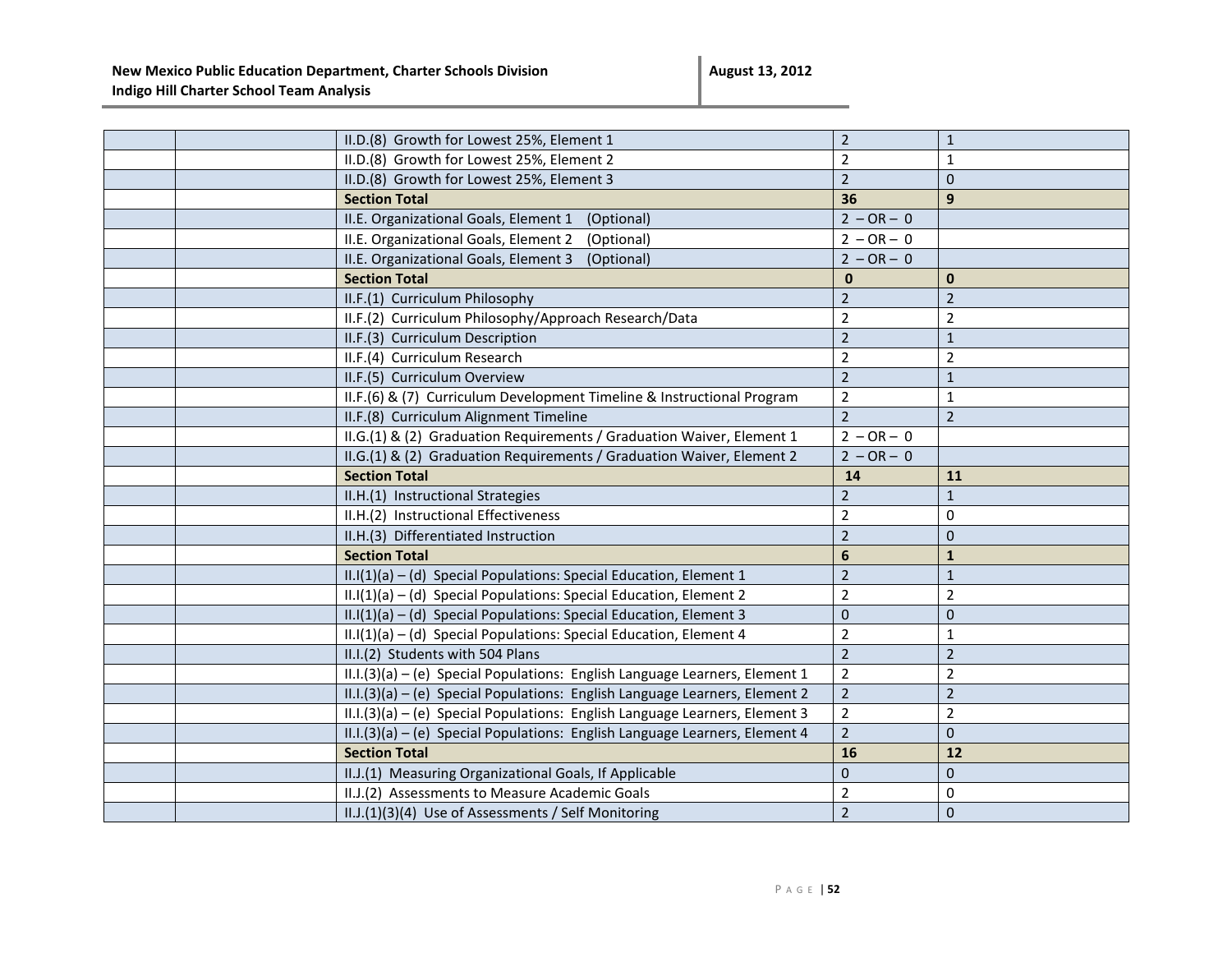| | | | | |
|---|---|---|---|---|
| | | II.D.(8) Growth for Lowest 25%, Element 1 | 2 | 1 |
| | | II.D.(8) Growth for Lowest 25%, Element 2 | 2 | 1 |
| | | II.D.(8) Growth for Lowest 25%, Element 3 | 2 | 0 |
| | | **Section Total** | **36** | **9** |
| | | II.E. Organizational Goals, Element 1 (Optional) | 2 – OR – 0 | |
| | | II.E. Organizational Goals, Element 2 (Optional) | 2 – OR – 0 | |
| | | II.E. Organizational Goals, Element 3 (Optional) | 2 – OR – 0 | |
| | | **Section Total** | **0** | **0** |
| | | II.F.(1) Curriculum Philosophy | 2 | 2 |
| | | II.F.(2) Curriculum Philosophy/Approach Research/Data | 2 | 2 |
| | | II.F.(3) Curriculum Description | 2 | 1 |
| | | II.F.(4) Curriculum Research | 2 | 2 |
| | | II.F.(5) Curriculum Overview | 2 | 1 |
| | | II.F.(6) & (7) Curriculum Development Timeline & Instructional Program | 2 | 1 |
| | | II.F.(8) Curriculum Alignment Timeline | 2 | 2 |
| | | II.G.(1) & (2) Graduation Requirements / Graduation Waiver, Element 1 | 2 – OR – 0 | |
| | | II.G.(1) & (2) Graduation Requirements / Graduation Waiver, Element 2 | 2 – OR – 0 | |
| | | **Section Total** | **14** | **11** |
| | | II.H.(1) Instructional Strategies | 2 | 1 |
| | | II.H.(2) Instructional Effectiveness | 2 | 0 |
| | | II.H.(3) Differentiated Instruction | 2 | 0 |
| | | **Section Total** | **6** | **1** |
| | | II.I(1)(a) – (d) Special Populations: Special Education, Element 1 | 2 | 1 |
| | | II.I(1)(a) – (d) Special Populations: Special Education, Element 2 | 2 | 2 |
| | | II.I(1)(a) – (d) Special Populations: Special Education, Element 3 | 0 | 0 |
| | | II.I(1)(a) – (d) Special Populations: Special Education, Element 4 | 2 | 1 |
| | | II.I.(2) Students with 504 Plans | 2 | 2 |
| | | II.I.(3)(a) – (e) Special Populations: English Language Learners, Element 1 | 2 | 2 |
| | | II.I.(3)(a) – (e) Special Populations: English Language Learners, Element 2 | 2 | 2 |
| | | II.I.(3)(a) – (e) Special Populations: English Language Learners, Element 3 | 2 | 2 |
| | | II.I.(3)(a) – (e) Special Populations: English Language Learners, Element 4 | 2 | 0 |
| | | **Section Total** | **16** | **12** |
| | | II.J.(1) Measuring Organizational Goals, If Applicable | 0 | 0 |
| | | II.J.(2) Assessments to Measure Academic Goals | 2 | 0 |
| | | II.J.(1)(3)(4) Use of Assessments / Self Monitoring | 2 | 0 |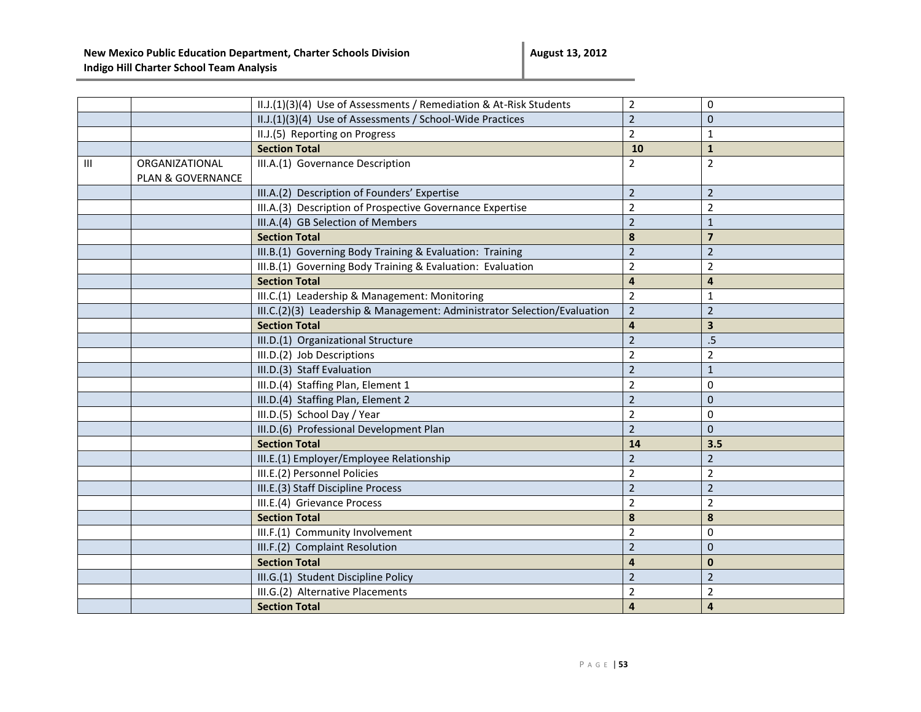| | | | | |
|---|---|---|---|---|
| | | II.J.(1)(3)(4) Use of Assessments / Remediation & At-Risk Students | 2 | 0 |
| | | II.J.(1)(3)(4) Use of Assessments / School-Wide Practices | 2 | 0 |
| | | II.J.(5) Reporting on Progress | 2 | 1 |
| | | **Section Total** | **10** | **1** |
| III | ORGANIZATIONAL PLAN & GOVERNANCE | III.A.(1) Governance Description | 2 | 2 |
| | | III.A.(2) Description of Founders' Expertise | 2 | 2 |
| | | III.A.(3) Description of Prospective Governance Expertise | 2 | 2 |
| | | III.A.(4) GB Selection of Members | 2 | 1 |
| | | **Section Total** | **8** | **7** |
| | | III.B.(1) Governing Body Training & Evaluation: Training | 2 | 2 |
| | | III.B.(1) Governing Body Training & Evaluation: Evaluation | 2 | 2 |
| | | **Section Total** | **4** | **4** |
| | | III.C.(1) Leadership & Management: Monitoring | 2 | 1 |
| | | III.C.(2)(3) Leadership & Management: Administrator Selection/Evaluation | 2 | 2 |
| | | **Section Total** | **4** | **3** |
| | | III.D.(1) Organizational Structure | 2 | .5 |
| | | III.D.(2) Job Descriptions | 2 | 2 |
| | | III.D.(3) Staff Evaluation | 2 | 1 |
| | | III.D.(4) Staffing Plan, Element 1 | 2 | 0 |
| | | III.D.(4) Staffing Plan, Element 2 | 2 | 0 |
| | | III.D.(5) School Day / Year | 2 | 0 |
| | | III.D.(6) Professional Development Plan | 2 | 0 |
| | | **Section Total** | **14** | **3.5** |
| | | III.E.(1) Employer/Employee Relationship | 2 | 2 |
| | | III.E.(2) Personnel Policies | 2 | 2 |
| | | III.E.(3) Staff Discipline Process | 2 | 2 |
| | | III.E.(4) Grievance Process | 2 | 2 |
| | | **Section Total** | **8** | **8** |
| | | III.F.(1) Community Involvement | 2 | 0 |
| | | III.F.(2) Complaint Resolution | 2 | 0 |
| | | **Section Total** | **4** | **0** |
| | | III.G.(1) Student Discipline Policy | 2 | 2 |
| | | III.G.(2) Alternative Placements | 2 | 2 |
| | | **Section Total** | **4** | **4** |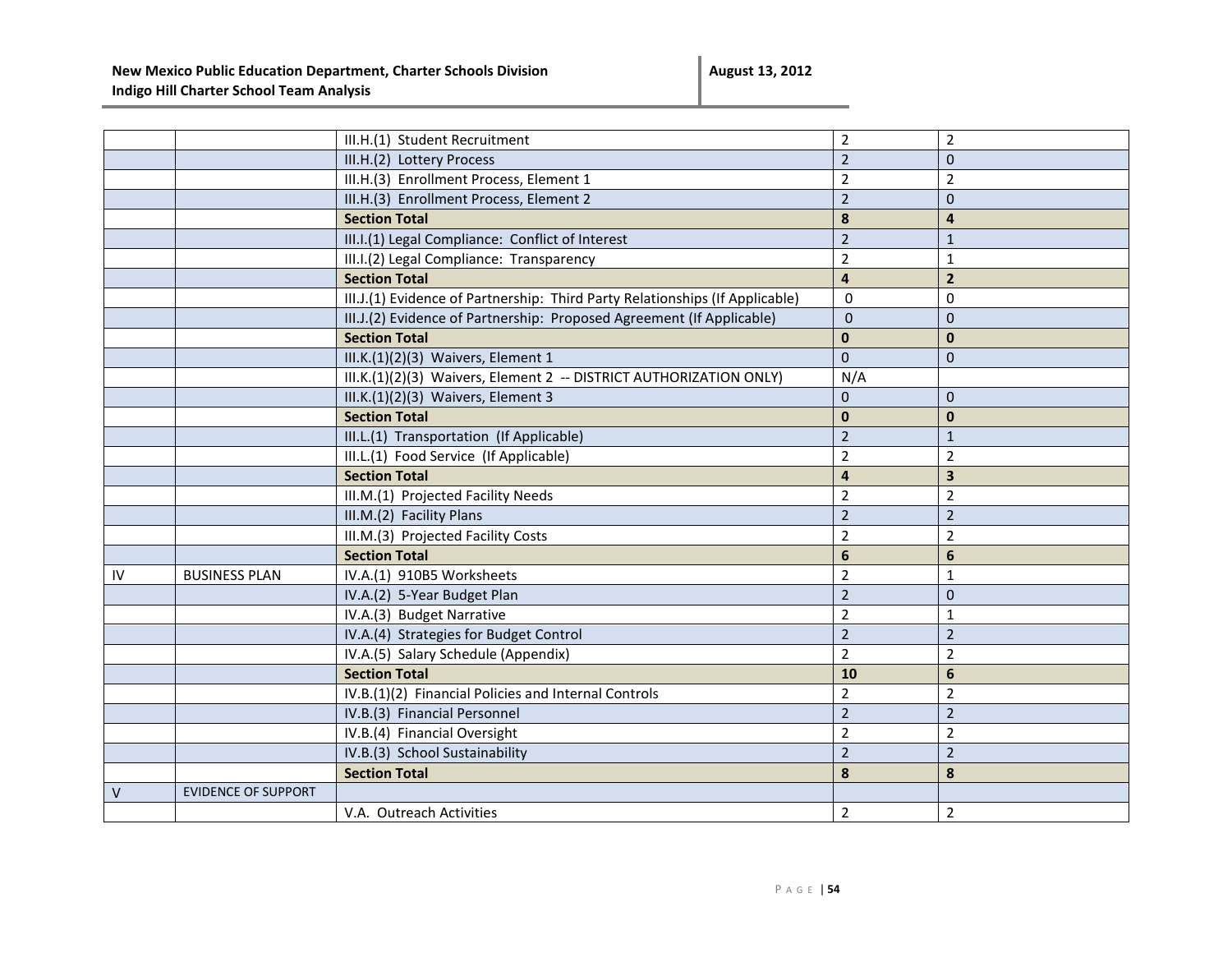| | | | | |
|---|---|---|---|---|
| | | III.H.(1) Student Recruitment | 2 | 2 |
| | | III.H.(2) Lottery Process | 2 | 0 |
| | | III.H.(3) Enrollment Process, Element 1 | 2 | 2 |
| | | III.H.(3) Enrollment Process, Element 2 | 2 | 0 |
| | | **Section Total** | **8** | **4** |
| | | III.I.(1) Legal Compliance: Conflict of Interest | 2 | 1 |
| | | III.I.(2) Legal Compliance: Transparency | 2 | 1 |
| | | **Section Total** | **4** | **2** |
| | | III.J.(1) Evidence of Partnership: Third Party Relationships (If Applicable) | 0 | 0 |
| | | III.J.(2) Evidence of Partnership: Proposed Agreement (If Applicable) | 0 | 0 |
| | | **Section Total** | **0** | **0** |
| | | III.K.(1)(2)(3) Waivers, Element 1 | 0 | 0 |
| | | III.K.(1)(2)(3) Waivers, Element 2 -- DISTRICT AUTHORIZATION ONLY) | N/A | |
| | | III.K.(1)(2)(3) Waivers, Element 3 | 0 | 0 |
| | | **Section Total** | **0** | **0** |
| | | III.L.(1) Transportation (If Applicable) | 2 | 1 |
| | | III.L.(1) Food Service (If Applicable) | 2 | 2 |
| | | **Section Total** | **4** | **3** |
| | | III.M.(1) Projected Facility Needs | 2 | 2 |
| | | III.M.(2) Facility Plans | 2 | 2 |
| | | III.M.(3) Projected Facility Costs | 2 | 2 |
| | | **Section Total** | **6** | **6** |
| IV | BUSINESS PLAN | IV.A.(1) 910B5 Worksheets | 2 | 1 |
| | | IV.A.(2) 5-Year Budget Plan | 2 | 0 |
| | | IV.A.(3) Budget Narrative | 2 | 1 |
| | | IV.A.(4) Strategies for Budget Control | 2 | 2 |
| | | IV.A.(5) Salary Schedule (Appendix) | 2 | 2 |
| | | **Section Total** | **10** | **6** |
| | | IV.B.(1)(2) Financial Policies and Internal Controls | 2 | 2 |
| | | IV.B.(3) Financial Personnel | 2 | 2 |
| | | IV.B.(4) Financial Oversight | 2 | 2 |
| | | IV.B.(3) School Sustainability | 2 | 2 |
| | | **Section Total** | **8** | **8** |
| V | EVIDENCE OF SUPPORT | | | |
| | | V.A. Outreach Activities | 2 | 2 |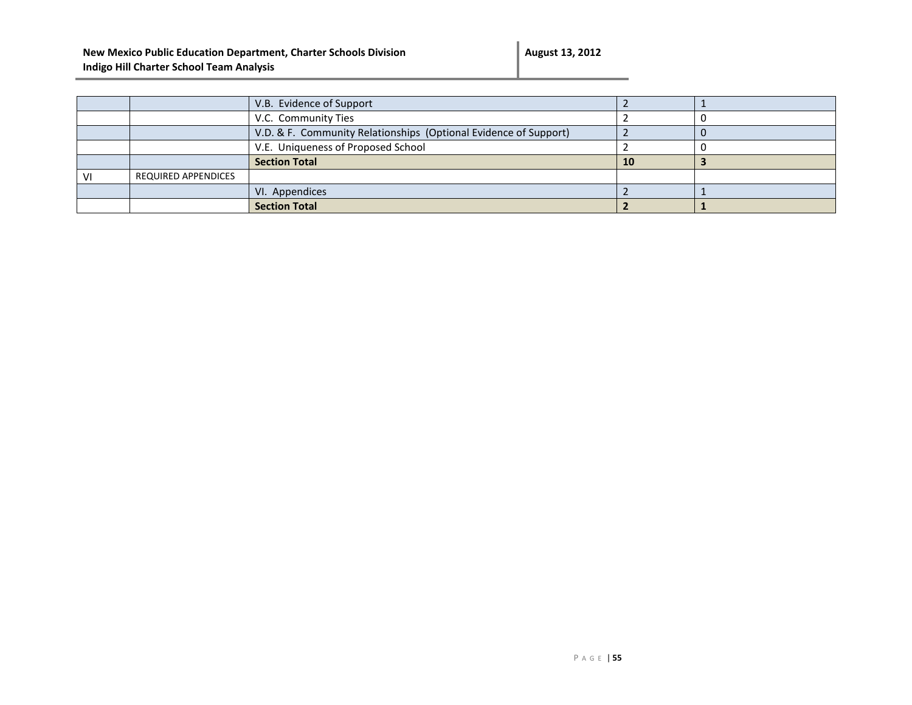| | | | | |
|---|---|---|---|---|
| | | V.B. Evidence of Support | 2 | 1 |
| | | V.C. Community Ties | 2 | 0 |
| | | V.D. & F. Community Relationships (Optional Evidence of Support) | 2 | 0 |
| | | V.E. Uniqueness of Proposed School | 2 | 0 |
| | | **Section Total** | **10** | **3** |
| VI | REQUIRED APPENDICES | | | |
| | | VI. Appendices | 2 | 1 |
| | | **Section Total** | **2** | **1** |